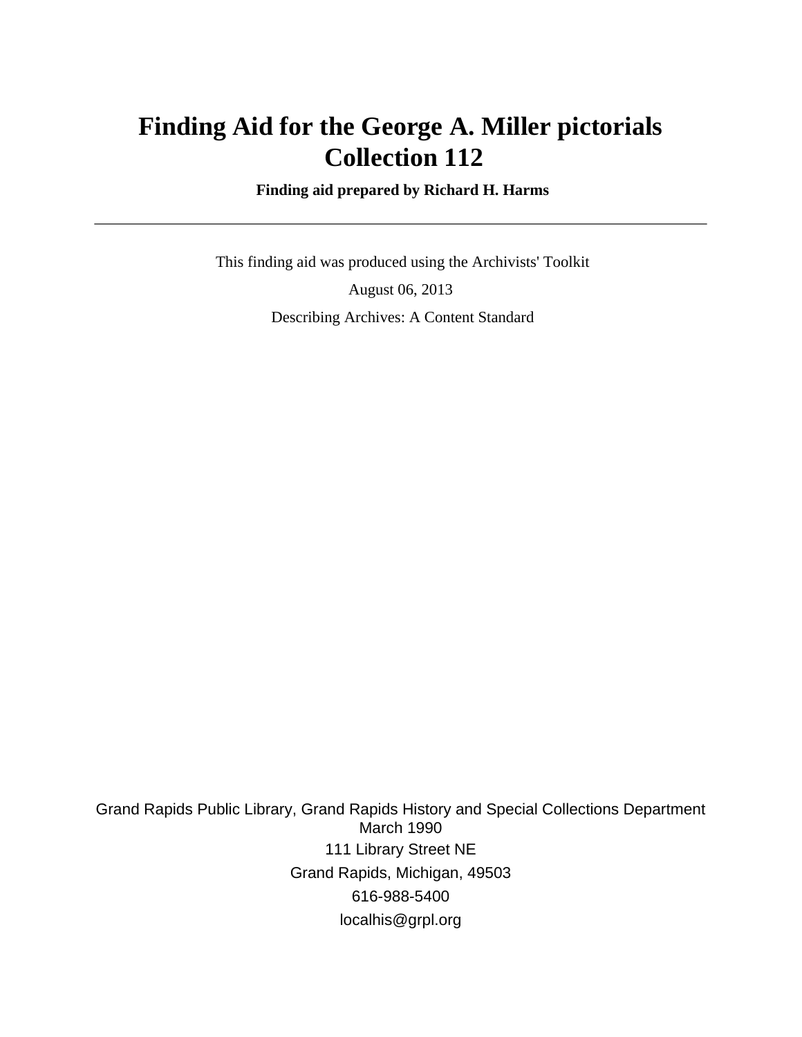# Finding Aid for the George A. Miller pictorials Collection 112

**Finding aid prepared by Richard H. Harms**

---

This finding aid was produced using the Archivists' Toolkit

August 06, 2013

Describing Archives: A Content Standard

Grand Rapids Public Library, Grand Rapids History and Special Collections Department
March 1990
111 Library Street NE
Grand Rapids, Michigan, 49503
616-988-5400
localhis@grpl.org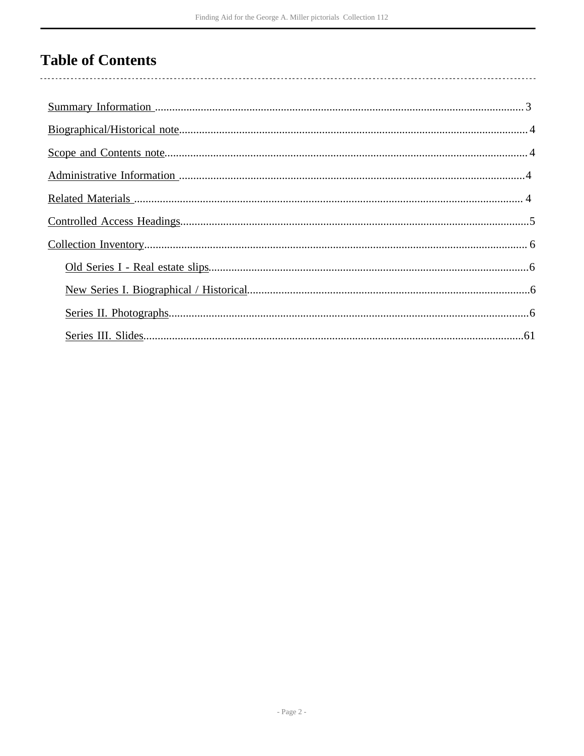# Table of Contents

- Summary Information ... 3
- Biographical/Historical note ... 4
- Scope and Contents note ... 4
- Administrative Information ... 4
- Related Materials ... 4
- Controlled Access Headings ... 5
- Collection Inventory ... 6
  - Old Series I - Real estate slips ... 6
  - New Series I. Biographical / Historical ... 6
  - Series II. Photographs ... 6
  - Series III. Slides ... 61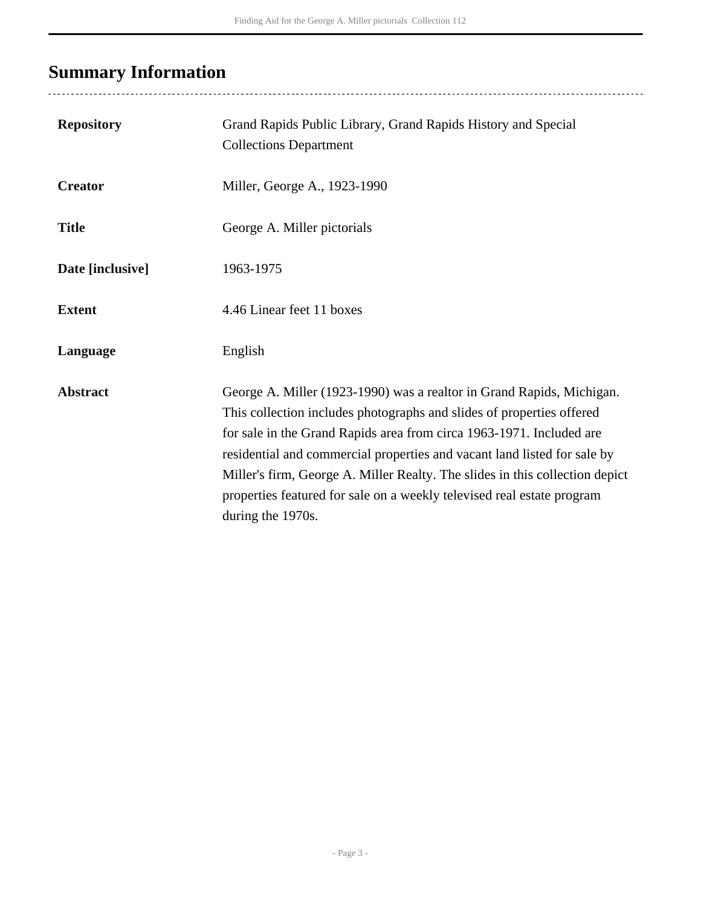## Summary Information

| | |
|---|---|
| **Repository** | Grand Rapids Public Library, Grand Rapids History and Special Collections Department |
| **Creator** | Miller, George A., 1923-1990 |
| **Title** | George A. Miller pictorials |
| **Date [inclusive]** | 1963-1975 |
| **Extent** | 4.46 Linear feet 11 boxes |
| **Language** | English |
| **Abstract** | George A. Miller (1923-1990) was a realtor in Grand Rapids, Michigan. This collection includes photographs and slides of properties offered for sale in the Grand Rapids area from circa 1963-1971. Included are residential and commercial properties and vacant land listed for sale by Miller's firm, George A. Miller Realty. The slides in this collection depict properties featured for sale on a weekly televised real estate program during the 1970s. |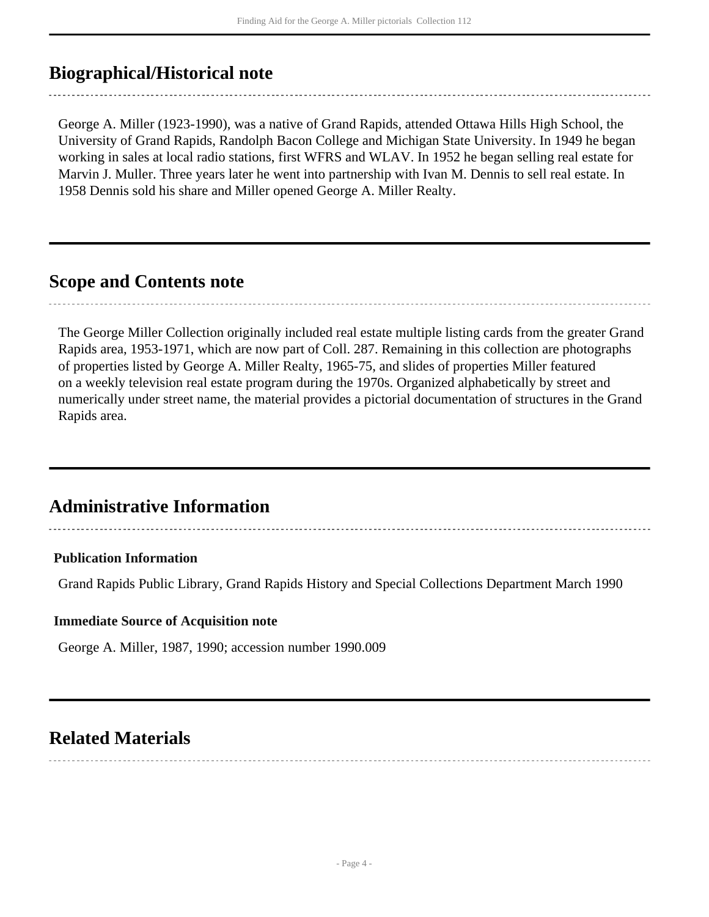## Biographical/Historical note

George A. Miller (1923-1990), was a native of Grand Rapids, attended Ottawa Hills High School, the University of Grand Rapids, Randolph Bacon College and Michigan State University. In 1949 he began working in sales at local radio stations, first WFRS and WLAV. In 1952 he began selling real estate for Marvin J. Muller. Three years later he went into partnership with Ivan M. Dennis to sell real estate. In 1958 Dennis sold his share and Miller opened George A. Miller Realty.

## Scope and Contents note

The George Miller Collection originally included real estate multiple listing cards from the greater Grand Rapids area, 1953-1971, which are now part of Coll. 287. Remaining in this collection are photographs of properties listed by George A. Miller Realty, 1965-75, and slides of properties Miller featured on a weekly television real estate program during the 1970s. Organized alphabetically by street and numerically under street name, the material provides a pictorial documentation of structures in the Grand Rapids area.

## Administrative Information

### Publication Information

Grand Rapids Public Library, Grand Rapids History and Special Collections Department March 1990

### Immediate Source of Acquisition note

George A. Miller, 1987, 1990; accession number 1990.009

## Related Materials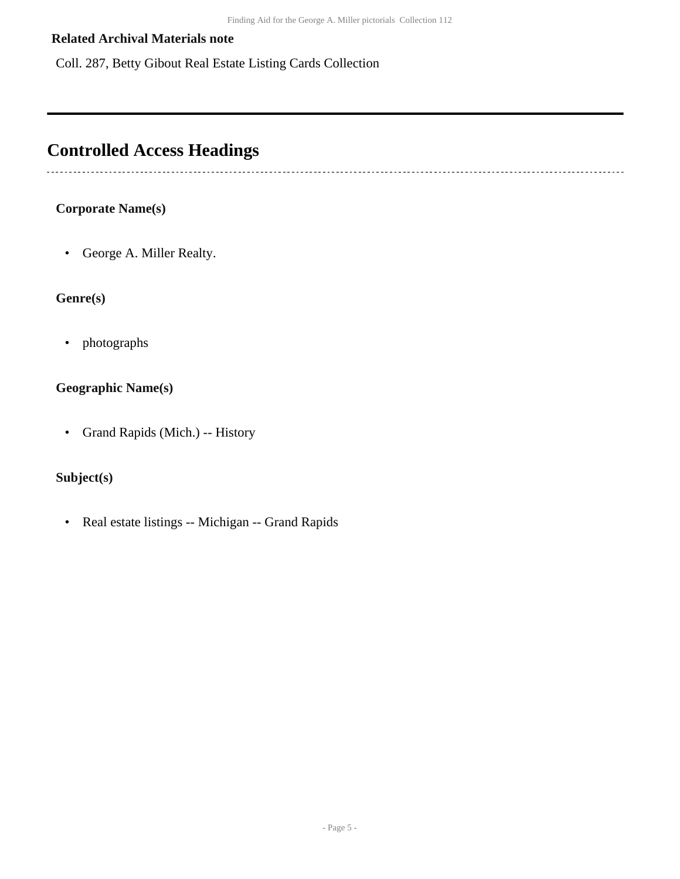**Related Archival Materials note**

Coll. 287, Betty Gibout Real Estate Listing Cards Collection

## Controlled Access Headings

**Corporate Name(s)**

- George A. Miller Realty.

**Genre(s)**

- photographs

**Geographic Name(s)**

- Grand Rapids (Mich.) -- History

**Subject(s)**

- Real estate listings -- Michigan -- Grand Rapids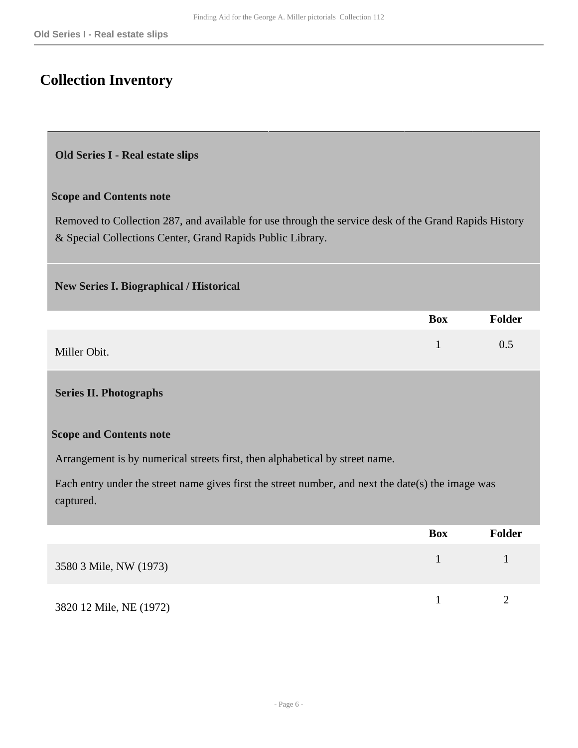# Collection Inventory

## Old Series I - Real estate slips

### Scope and Contents note

Removed to Collection 287, and available for use through the service desk of the Grand Rapids History & Special Collections Center, Grand Rapids Public Library.

## New Series I. Biographical / Historical

| | Box | Folder |
|---|---|---|
| Miller Obit. | 1 | 0.5 |

## Series II. Photographs

### Scope and Contents note

Arrangement is by numerical streets first, then alphabetical by street name.

Each entry under the street name gives first the street number, and next the date(s) the image was captured.

| | Box | Folder |
|---|---|---|
| 3580 3 Mile, NW (1973) | 1 | 1 |
| 3820 12 Mile, NE (1972) | 1 | 2 |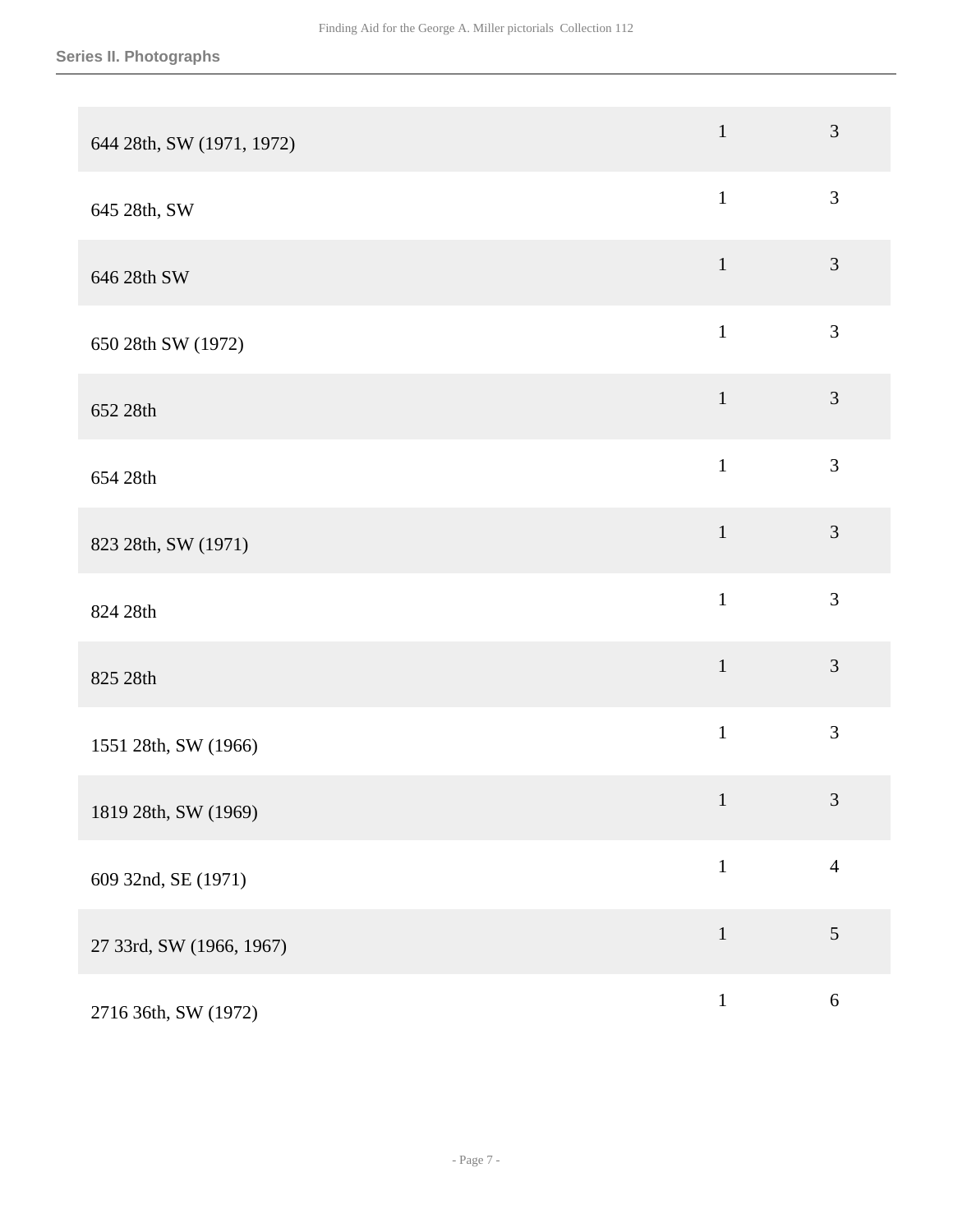### Series II. Photographs

| | | |
|---|---|---|
| 644 28th, SW (1971, 1972) | 1 | 3 |
| 645 28th, SW | 1 | 3 |
| 646 28th SW | 1 | 3 |
| 650 28th SW (1972) | 1 | 3 |
| 652 28th | 1 | 3 |
| 654 28th | 1 | 3 |
| 823 28th, SW (1971) | 1 | 3 |
| 824 28th | 1 | 3 |
| 825 28th | 1 | 3 |
| 1551 28th, SW (1966) | 1 | 3 |
| 1819 28th, SW (1969) | 1 | 3 |
| 609 32nd, SE (1971) | 1 | 4 |
| 27 33rd, SW (1966, 1967) | 1 | 5 |
| 2716 36th, SW (1972) | 1 | 6 |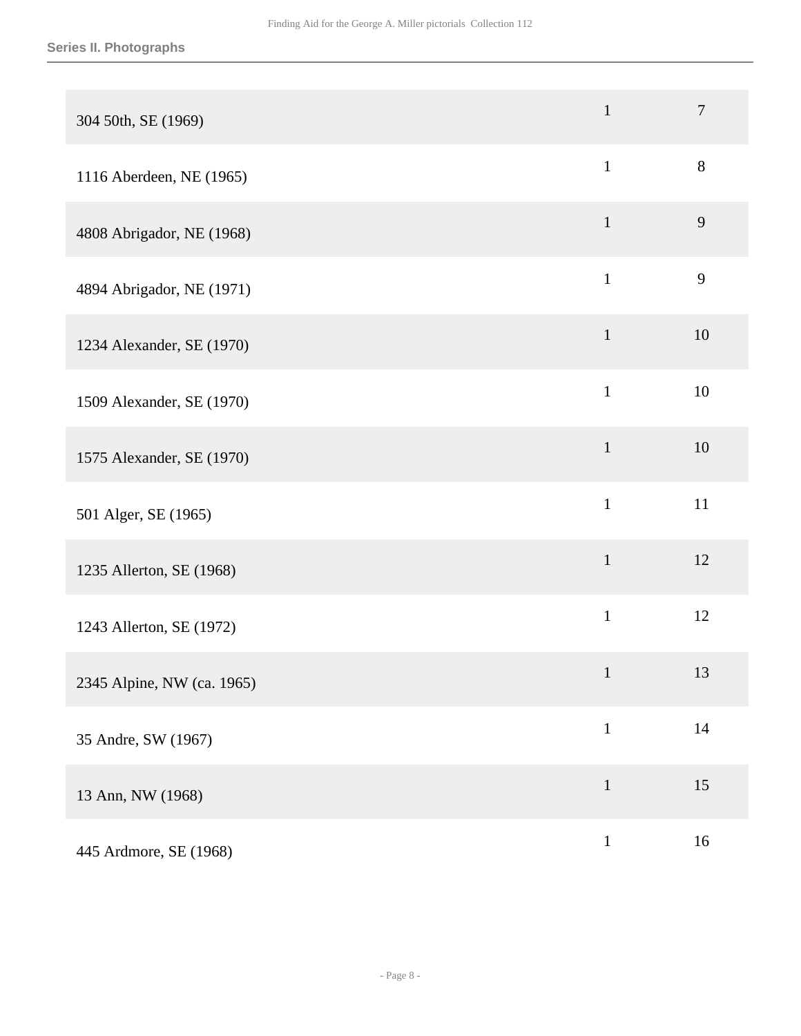| | | |
|---|---|---|
| 304 50th, SE (1969) | 1 | 7 |
| 1116 Aberdeen, NE (1965) | 1 | 8 |
| 4808 Abrigador, NE (1968) | 1 | 9 |
| 4894 Abrigador, NE (1971) | 1 | 9 |
| 1234 Alexander, SE (1970) | 1 | 10 |
| 1509 Alexander, SE (1970) | 1 | 10 |
| 1575 Alexander, SE (1970) | 1 | 10 |
| 501 Alger, SE (1965) | 1 | 11 |
| 1235 Allerton, SE (1968) | 1 | 12 |
| 1243 Allerton, SE (1972) | 1 | 12 |
| 2345 Alpine, NW (ca. 1965) | 1 | 13 |
| 35 Andre, SW (1967) | 1 | 14 |
| 13 Ann, NW (1968) | 1 | 15 |
| 445 Ardmore, SE (1968) | 1 | 16 |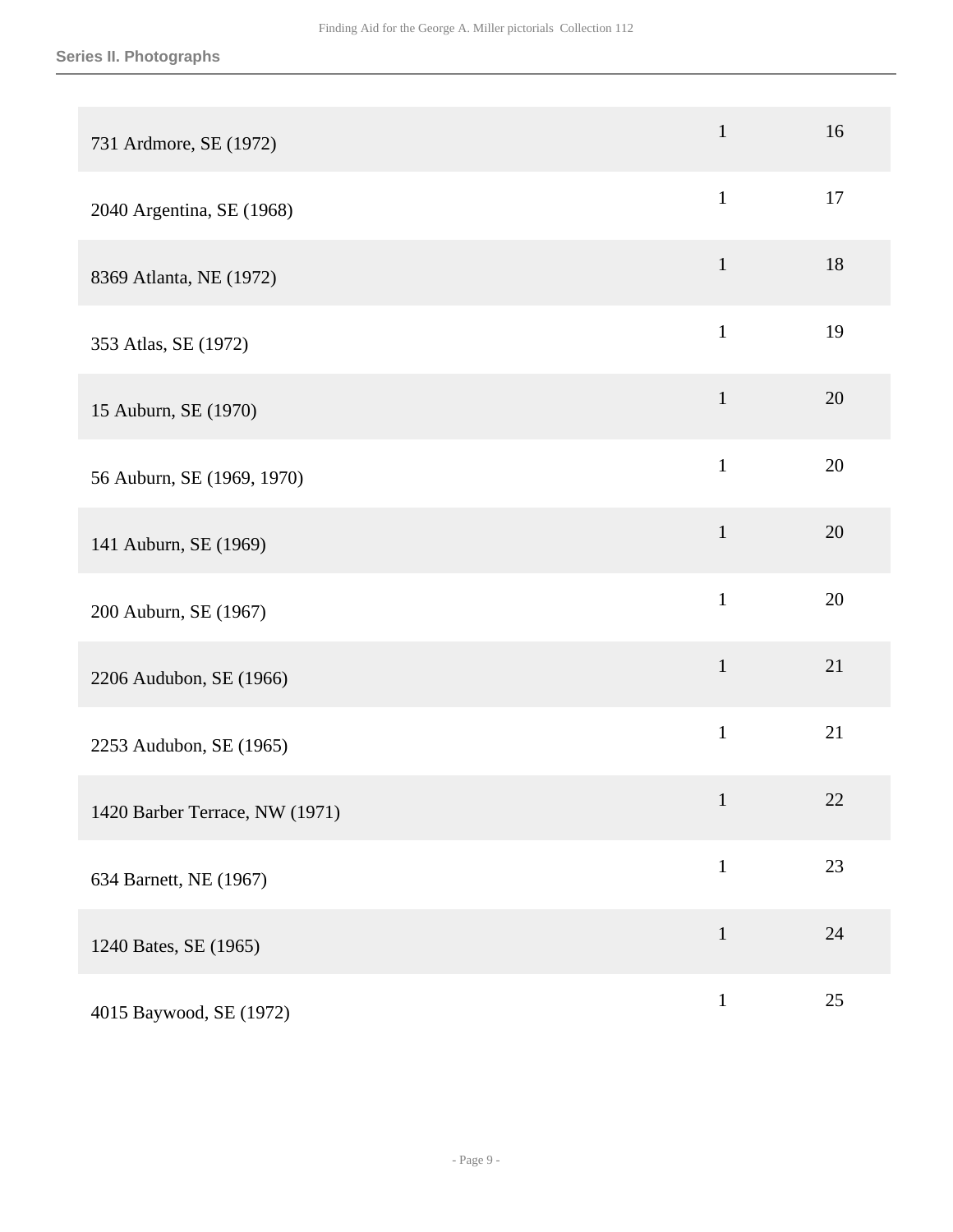| | | |
|---|---|---|
| 731 Ardmore, SE (1972) | 1 | 16 |
| 2040 Argentina, SE (1968) | 1 | 17 |
| 8369 Atlanta, NE (1972) | 1 | 18 |
| 353 Atlas, SE (1972) | 1 | 19 |
| 15 Auburn, SE (1970) | 1 | 20 |
| 56 Auburn, SE (1969, 1970) | 1 | 20 |
| 141 Auburn, SE (1969) | 1 | 20 |
| 200 Auburn, SE (1967) | 1 | 20 |
| 2206 Audubon, SE (1966) | 1 | 21 |
| 2253 Audubon, SE (1965) | 1 | 21 |
| 1420 Barber Terrace, NW (1971) | 1 | 22 |
| 634 Barnett, NE (1967) | 1 | 23 |
| 1240 Bates, SE (1965) | 1 | 24 |
| 4015 Baywood, SE (1972) | 1 | 25 |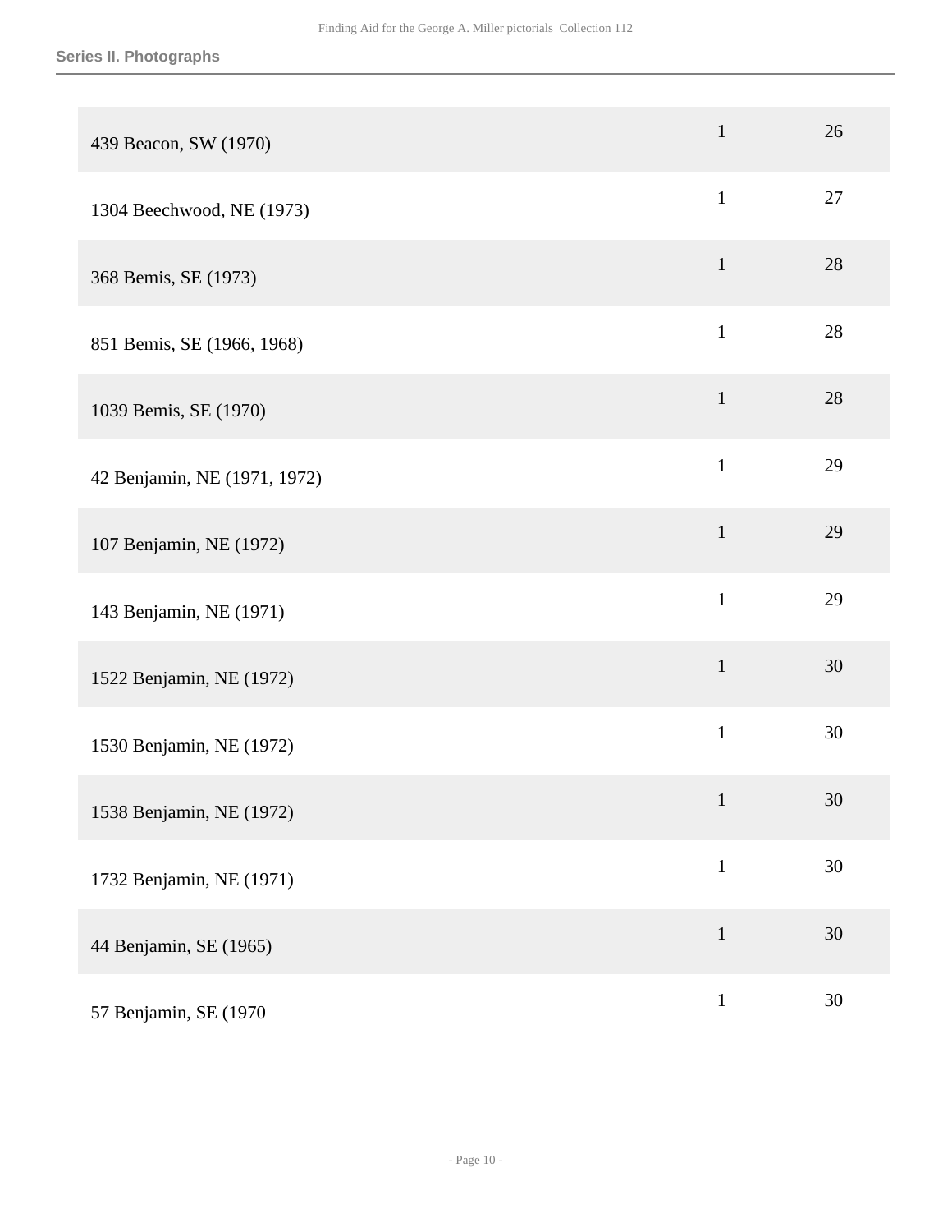### Series II. Photographs

| | | |
|---|---|---|
| 439 Beacon, SW (1970) | 1 | 26 |
| 1304 Beechwood, NE (1973) | 1 | 27 |
| 368 Bemis, SE (1973) | 1 | 28 |
| 851 Bemis, SE (1966, 1968) | 1 | 28 |
| 1039 Bemis, SE (1970) | 1 | 28 |
| 42 Benjamin, NE (1971, 1972) | 1 | 29 |
| 107 Benjamin, NE (1972) | 1 | 29 |
| 143 Benjamin, NE (1971) | 1 | 29 |
| 1522 Benjamin, NE (1972) | 1 | 30 |
| 1530 Benjamin, NE (1972) | 1 | 30 |
| 1538 Benjamin, NE (1972) | 1 | 30 |
| 1732 Benjamin, NE (1971) | 1 | 30 |
| 44 Benjamin, SE (1965) | 1 | 30 |
| 57 Benjamin, SE (1970 | 1 | 30 |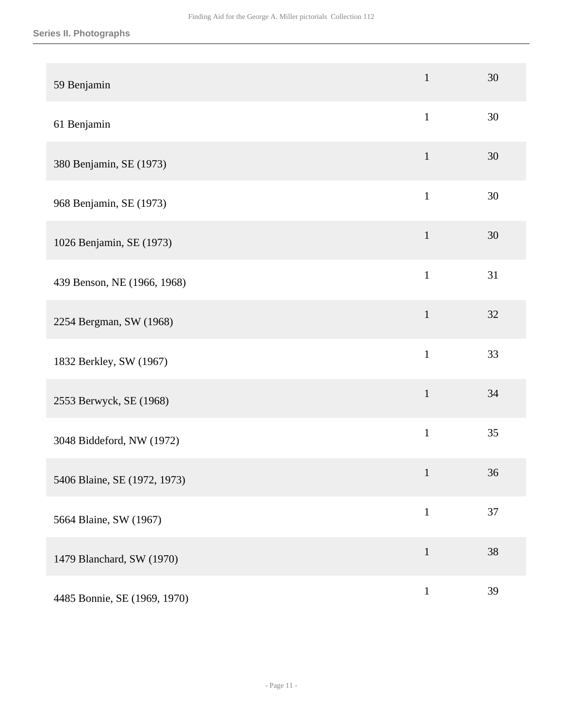## Series II. Photographs

| | | |
|---|---|---|
| 59 Benjamin | 1 | 30 |
| 61 Benjamin | 1 | 30 |
| 380 Benjamin, SE (1973) | 1 | 30 |
| 968 Benjamin, SE (1973) | 1 | 30 |
| 1026 Benjamin, SE (1973) | 1 | 30 |
| 439 Benson, NE (1966, 1968) | 1 | 31 |
| 2254 Bergman, SW (1968) | 1 | 32 |
| 1832 Berkley, SW (1967) | 1 | 33 |
| 2553 Berwyck, SE (1968) | 1 | 34 |
| 3048 Biddeford, NW (1972) | 1 | 35 |
| 5406 Blaine, SE (1972, 1973) | 1 | 36 |
| 5664 Blaine, SW (1967) | 1 | 37 |
| 1479 Blanchard, SW (1970) | 1 | 38 |
| 4485 Bonnie, SE (1969, 1970) | 1 | 39 |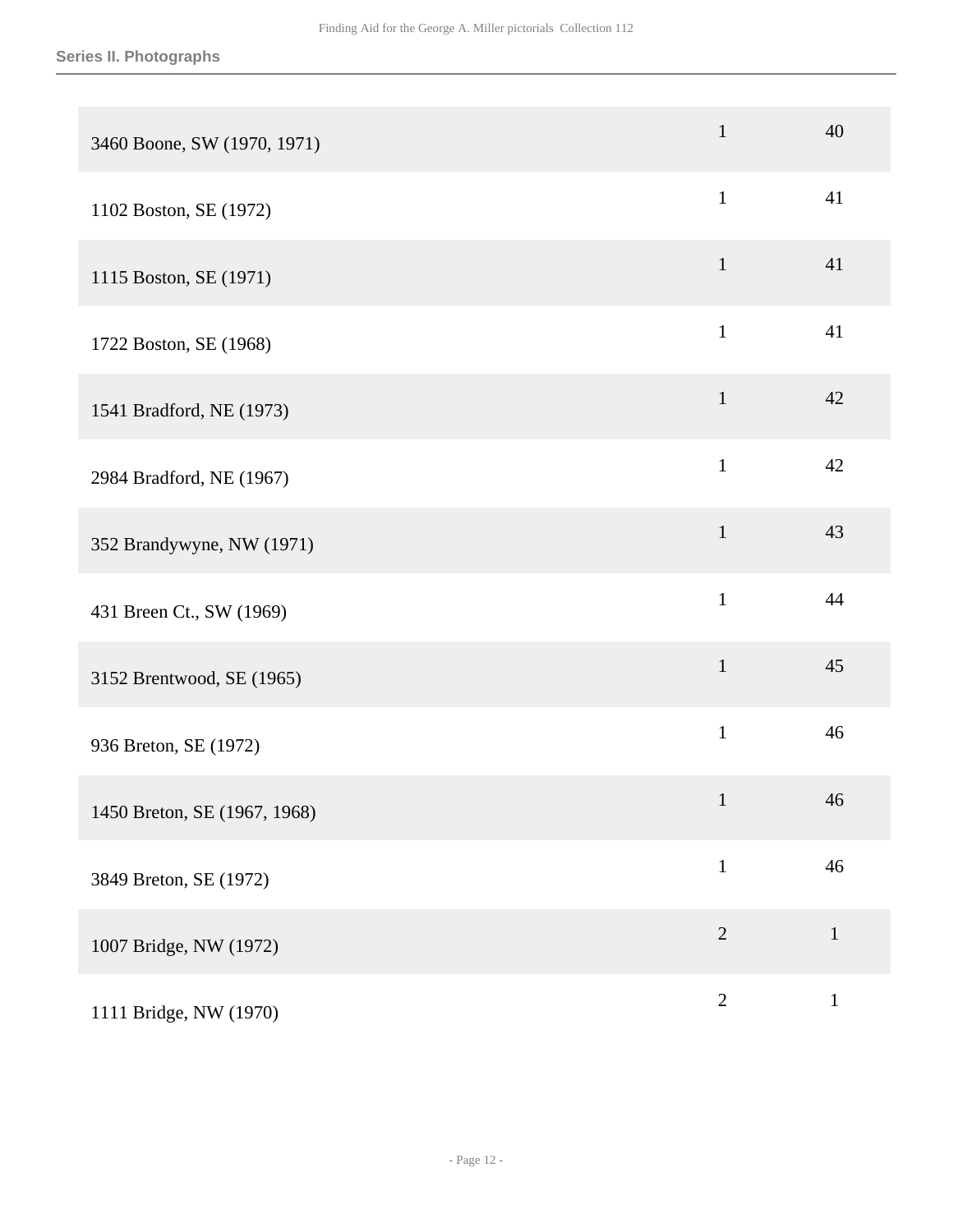## Series II. Photographs

| | | |
|---|---|---|
| 3460 Boone, SW (1970, 1971) | 1 | 40 |
| 1102 Boston, SE (1972) | 1 | 41 |
| 1115 Boston, SE (1971) | 1 | 41 |
| 1722 Boston, SE (1968) | 1 | 41 |
| 1541 Bradford, NE (1973) | 1 | 42 |
| 2984 Bradford, NE (1967) | 1 | 42 |
| 352 Brandywyne, NW (1971) | 1 | 43 |
| 431 Breen Ct., SW (1969) | 1 | 44 |
| 3152 Brentwood, SE (1965) | 1 | 45 |
| 936 Breton, SE (1972) | 1 | 46 |
| 1450 Breton, SE (1967, 1968) | 1 | 46 |
| 3849 Breton, SE (1972) | 1 | 46 |
| 1007 Bridge, NW (1972) | 2 | 1 |
| 1111 Bridge, NW (1970) | 2 | 1 |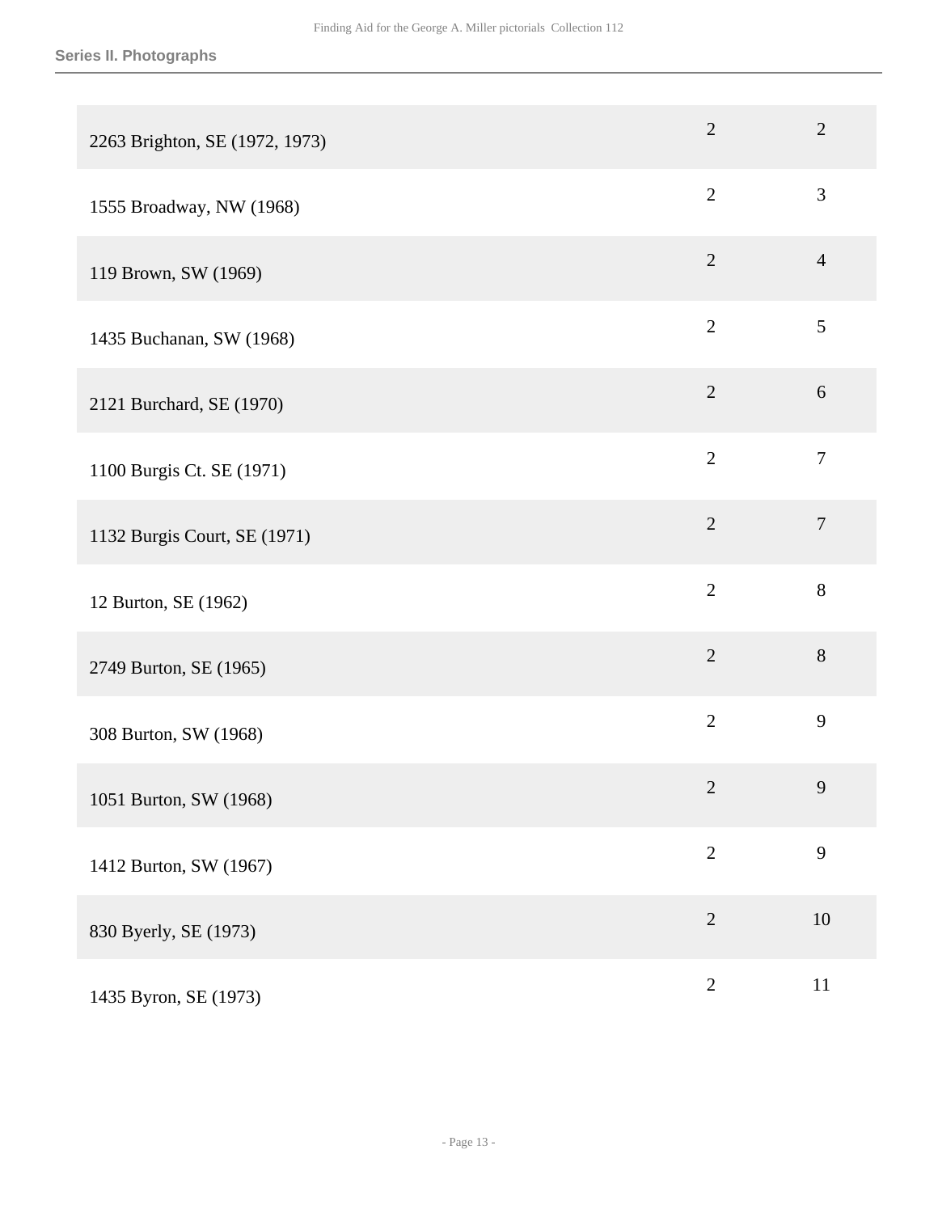**Series II. Photographs**

| | | |
|---|---|---|
| 2263 Brighton, SE (1972, 1973) | 2 | 2 |
| 1555 Broadway, NW (1968) | 2 | 3 |
| 119 Brown, SW (1969) | 2 | 4 |
| 1435 Buchanan, SW (1968) | 2 | 5 |
| 2121 Burchard, SE (1970) | 2 | 6 |
| 1100 Burgis Ct. SE (1971) | 2 | 7 |
| 1132 Burgis Court, SE (1971) | 2 | 7 |
| 12 Burton, SE (1962) | 2 | 8 |
| 2749 Burton, SE (1965) | 2 | 8 |
| 308 Burton, SW (1968) | 2 | 9 |
| 1051 Burton, SW (1968) | 2 | 9 |
| 1412 Burton, SW (1967) | 2 | 9 |
| 830 Byerly, SE (1973) | 2 | 10 |
| 1435 Byron, SE (1973) | 2 | 11 |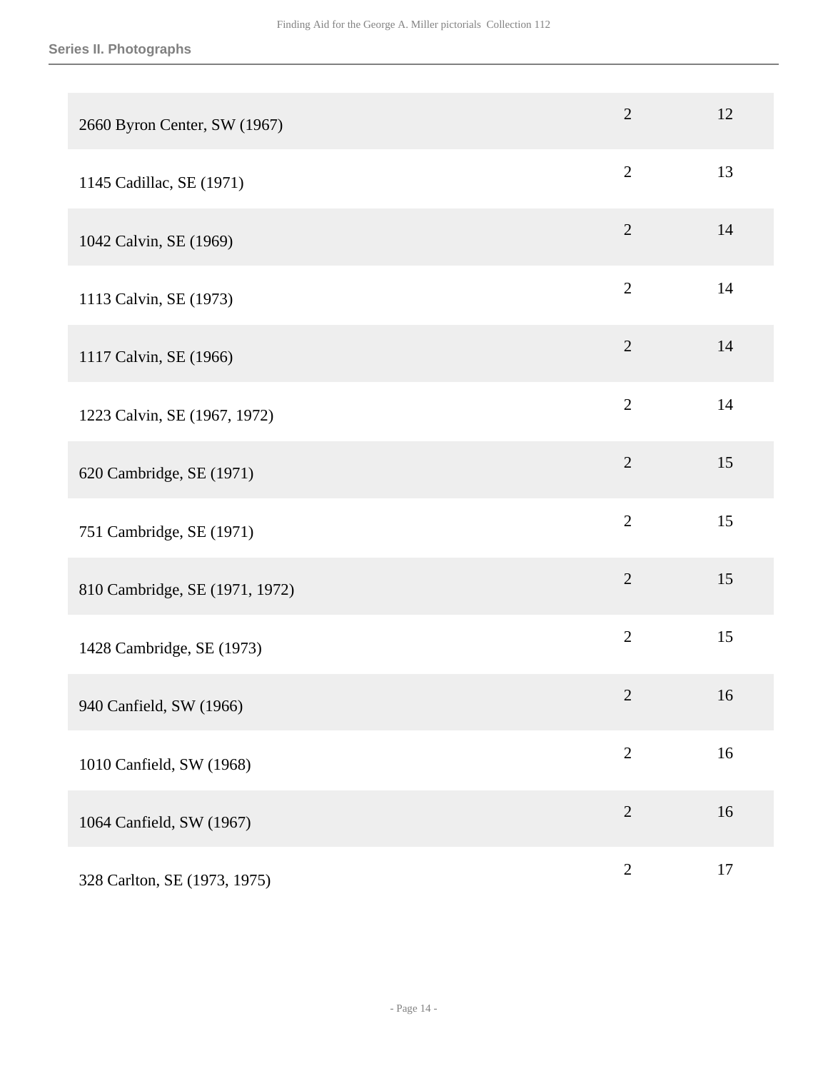| | | |
|---|---|---|
| 2660 Byron Center, SW (1967) | 2 | 12 |
| 1145 Cadillac, SE (1971) | 2 | 13 |
| 1042 Calvin, SE (1969) | 2 | 14 |
| 1113 Calvin, SE (1973) | 2 | 14 |
| 1117 Calvin, SE (1966) | 2 | 14 |
| 1223 Calvin, SE (1967, 1972) | 2 | 14 |
| 620 Cambridge, SE (1971) | 2 | 15 |
| 751 Cambridge, SE (1971) | 2 | 15 |
| 810 Cambridge, SE (1971, 1972) | 2 | 15 |
| 1428 Cambridge, SE (1973) | 2 | 15 |
| 940 Canfield, SW (1966) | 2 | 16 |
| 1010 Canfield, SW (1968) | 2 | 16 |
| 1064 Canfield, SW (1967) | 2 | 16 |
| 328 Carlton, SE (1973, 1975) | 2 | 17 |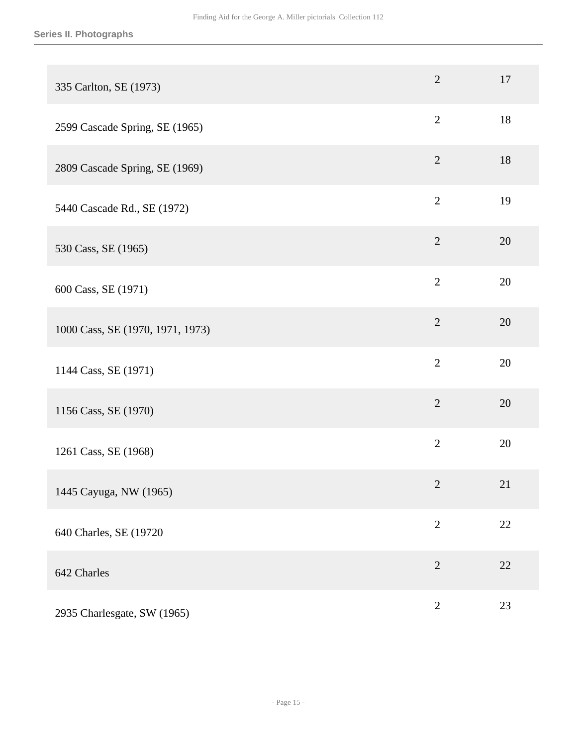| | | |
|---|---|---|
| 335 Carlton, SE (1973) | 2 | 17 |
| 2599 Cascade Spring, SE (1965) | 2 | 18 |
| 2809 Cascade Spring, SE (1969) | 2 | 18 |
| 5440 Cascade Rd., SE (1972) | 2 | 19 |
| 530 Cass, SE (1965) | 2 | 20 |
| 600 Cass, SE (1971) | 2 | 20 |
| 1000 Cass, SE (1970, 1971, 1973) | 2 | 20 |
| 1144 Cass, SE (1971) | 2 | 20 |
| 1156 Cass, SE (1970) | 2 | 20 |
| 1261 Cass, SE (1968) | 2 | 20 |
| 1445 Cayuga, NW (1965) | 2 | 21 |
| 640 Charles, SE (19720 | 2 | 22 |
| 642 Charles | 2 | 22 |
| 2935 Charlesgate, SW (1965) | 2 | 23 |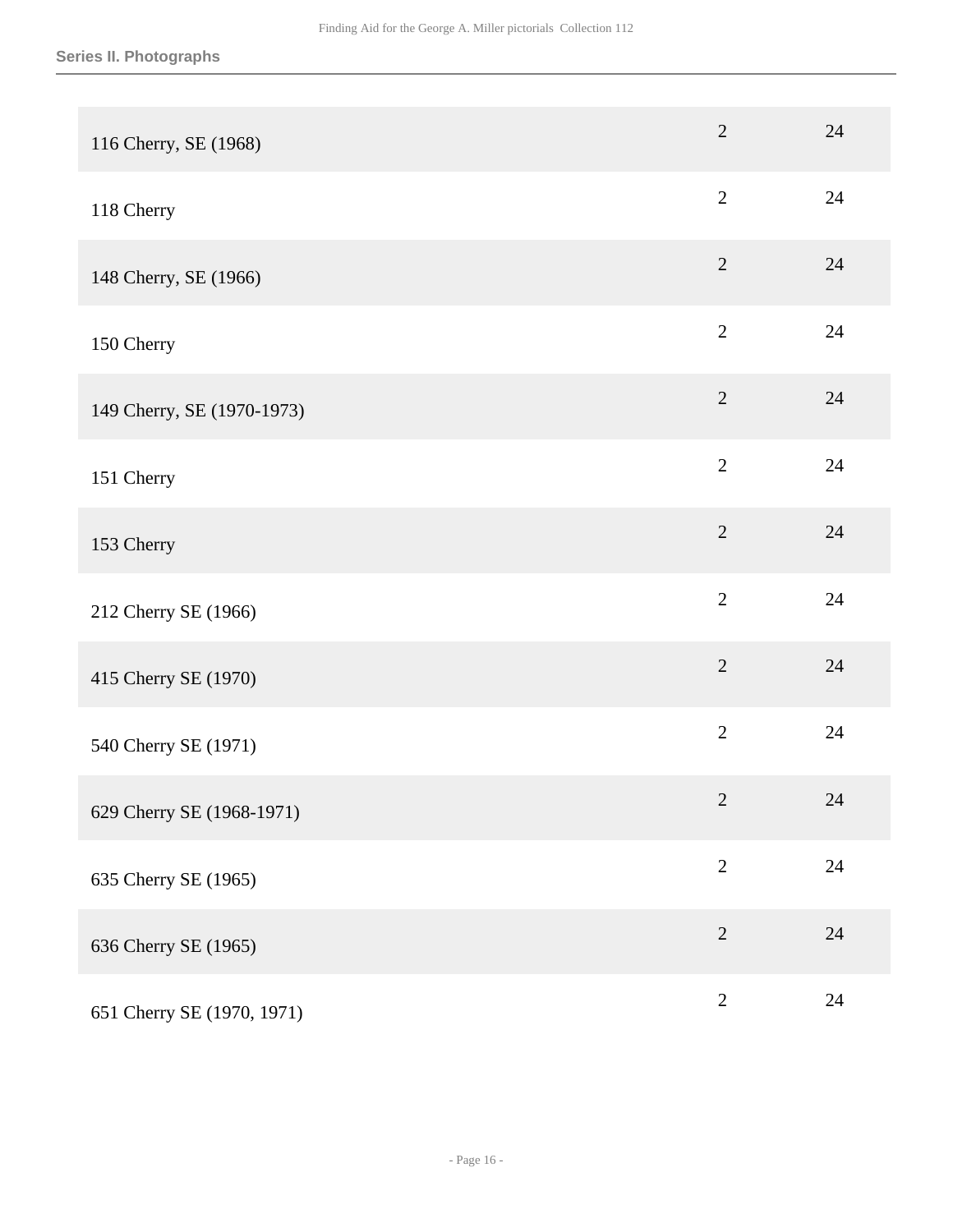### Series II. Photographs

| | | |
|---|---|---|
| 116 Cherry, SE (1968) | 2 | 24 |
| 118 Cherry | 2 | 24 |
| 148 Cherry, SE (1966) | 2 | 24 |
| 150 Cherry | 2 | 24 |
| 149 Cherry, SE (1970-1973) | 2 | 24 |
| 151 Cherry | 2 | 24 |
| 153 Cherry | 2 | 24 |
| 212 Cherry SE (1966) | 2 | 24 |
| 415 Cherry SE (1970) | 2 | 24 |
| 540 Cherry SE (1971) | 2 | 24 |
| 629 Cherry SE (1968-1971) | 2 | 24 |
| 635 Cherry SE (1965) | 2 | 24 |
| 636 Cherry SE (1965) | 2 | 24 |
| 651 Cherry SE (1970, 1971) | 2 | 24 |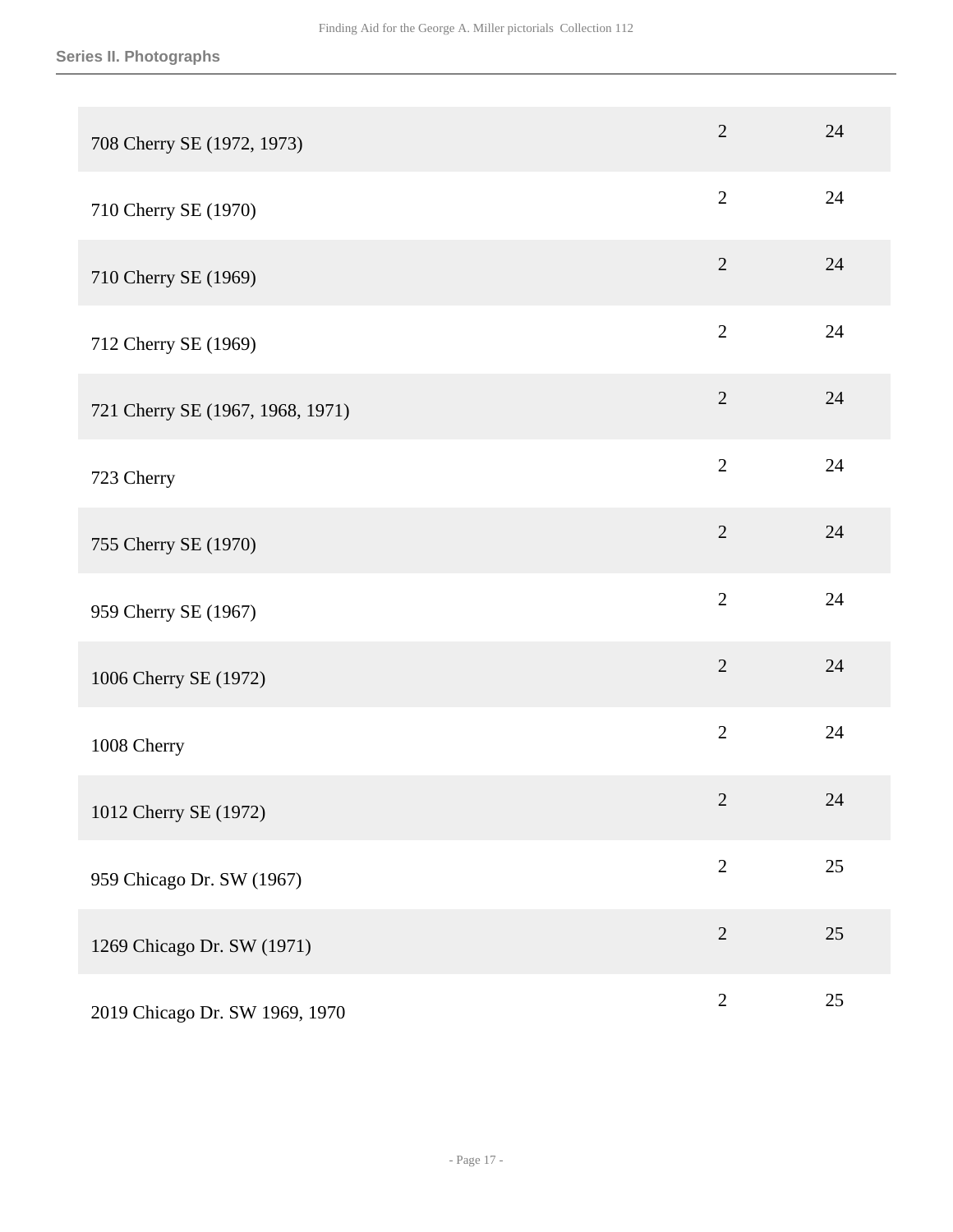| | | |
|---|---|---|
| 708 Cherry SE (1972, 1973) | 2 | 24 |
| 710 Cherry SE (1970) | 2 | 24 |
| 710 Cherry SE (1969) | 2 | 24 |
| 712 Cherry SE (1969) | 2 | 24 |
| 721 Cherry SE (1967, 1968, 1971) | 2 | 24 |
| 723 Cherry | 2 | 24 |
| 755 Cherry SE (1970) | 2 | 24 |
| 959 Cherry SE (1967) | 2 | 24 |
| 1006 Cherry SE (1972) | 2 | 24 |
| 1008 Cherry | 2 | 24 |
| 1012 Cherry SE (1972) | 2 | 24 |
| 959 Chicago Dr. SW (1967) | 2 | 25 |
| 1269 Chicago Dr. SW (1971) | 2 | 25 |
| 2019 Chicago Dr. SW 1969, 1970 | 2 | 25 |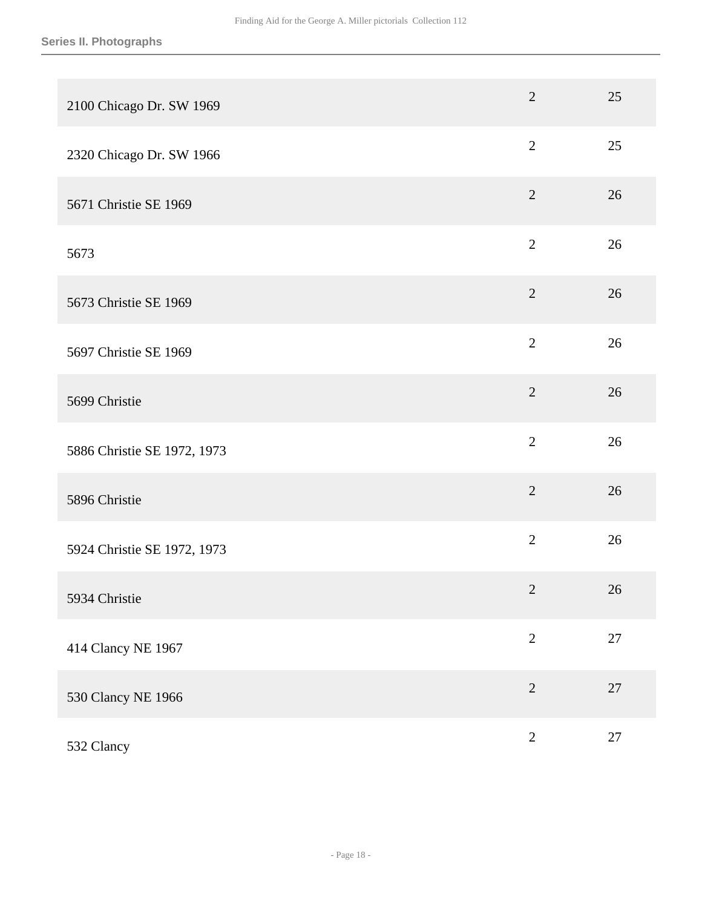| | | |
|---|---|---|
| 2100 Chicago Dr. SW 1969 | 2 | 25 |
| 2320 Chicago Dr. SW 1966 | 2 | 25 |
| 5671 Christie SE 1969 | 2 | 26 |
| 5673 | 2 | 26 |
| 5673 Christie SE 1969 | 2 | 26 |
| 5697 Christie SE 1969 | 2 | 26 |
| 5699 Christie | 2 | 26 |
| 5886 Christie SE 1972, 1973 | 2 | 26 |
| 5896 Christie | 2 | 26 |
| 5924 Christie SE 1972, 1973 | 2 | 26 |
| 5934 Christie | 2 | 26 |
| 414 Clancy NE 1967 | 2 | 27 |
| 530 Clancy NE 1966 | 2 | 27 |
| 532 Clancy | 2 | 27 |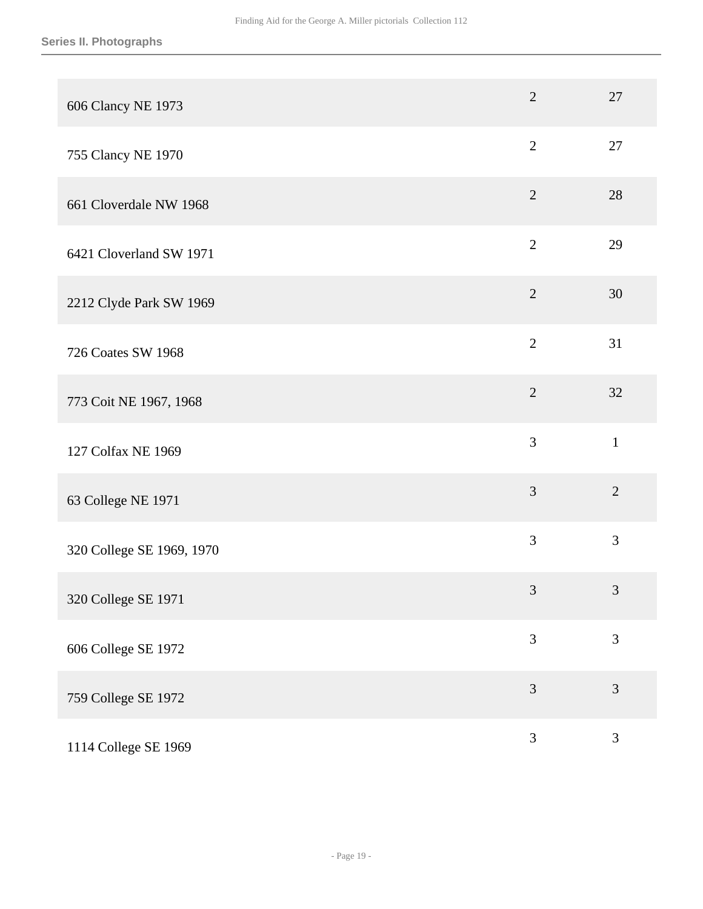## Series II. Photographs

| | | |
|---|---|---|
| 606 Clancy NE 1973 | 2 | 27 |
| 755 Clancy NE 1970 | 2 | 27 |
| 661 Cloverdale NW 1968 | 2 | 28 |
| 6421 Cloverland SW 1971 | 2 | 29 |
| 2212 Clyde Park SW 1969 | 2 | 30 |
| 726 Coates SW 1968 | 2 | 31 |
| 773 Coit NE 1967, 1968 | 2 | 32 |
| 127 Colfax NE 1969 | 3 | 1 |
| 63 College NE 1971 | 3 | 2 |
| 320 College SE 1969, 1970 | 3 | 3 |
| 320 College SE 1971 | 3 | 3 |
| 606 College SE 1972 | 3 | 3 |
| 759 College SE 1972 | 3 | 3 |
| 1114 College SE 1969 | 3 | 3 |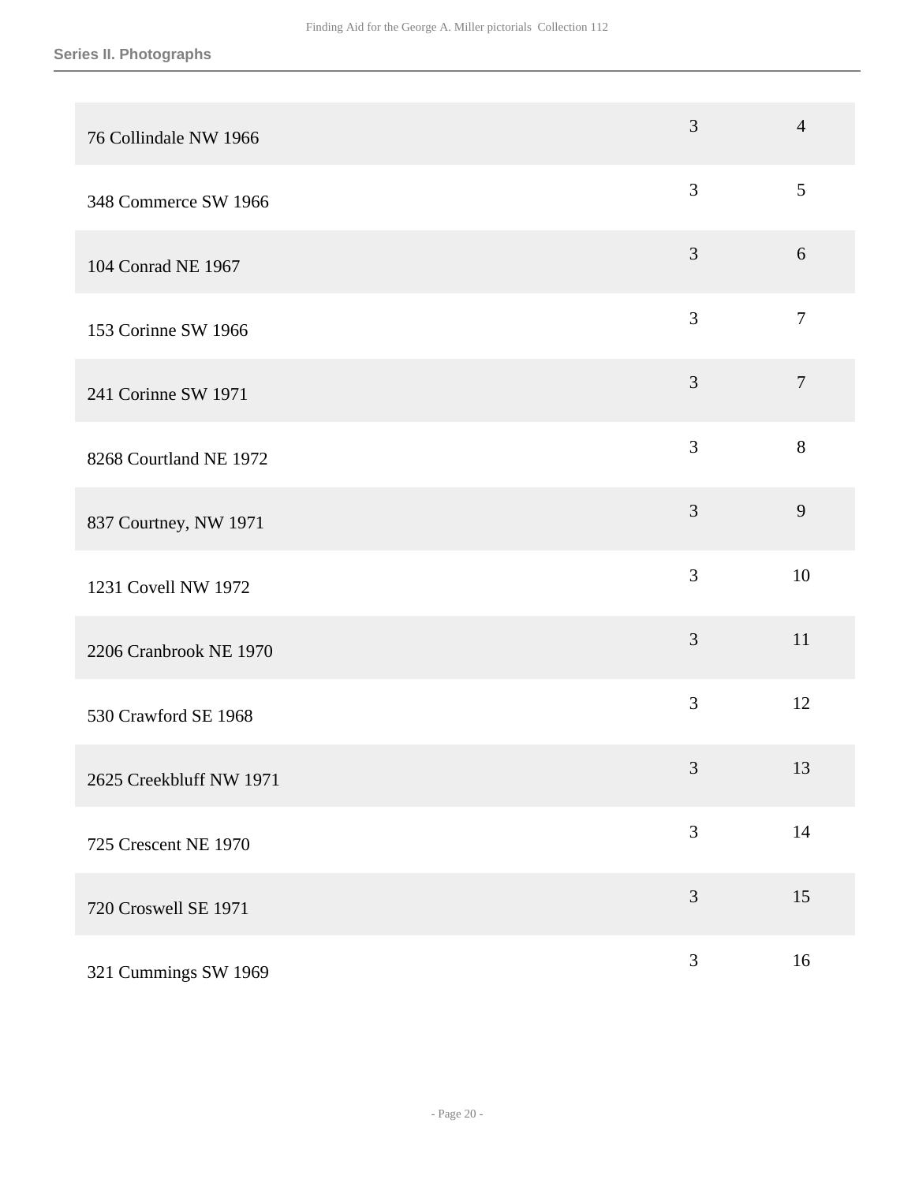| | | |
|---|---|---|
| 76 Collindale NW 1966 | 3 | 4 |
| 348 Commerce SW 1966 | 3 | 5 |
| 104 Conrad NE 1967 | 3 | 6 |
| 153 Corinne SW 1966 | 3 | 7 |
| 241 Corinne SW 1971 | 3 | 7 |
| 8268 Courtland NE 1972 | 3 | 8 |
| 837 Courtney, NW 1971 | 3 | 9 |
| 1231 Covell NW 1972 | 3 | 10 |
| 2206 Cranbrook NE 1970 | 3 | 11 |
| 530 Crawford SE 1968 | 3 | 12 |
| 2625 Creekbluff NW 1971 | 3 | 13 |
| 725 Crescent NE 1970 | 3 | 14 |
| 720 Croswell SE 1971 | 3 | 15 |
| 321 Cummings SW 1969 | 3 | 16 |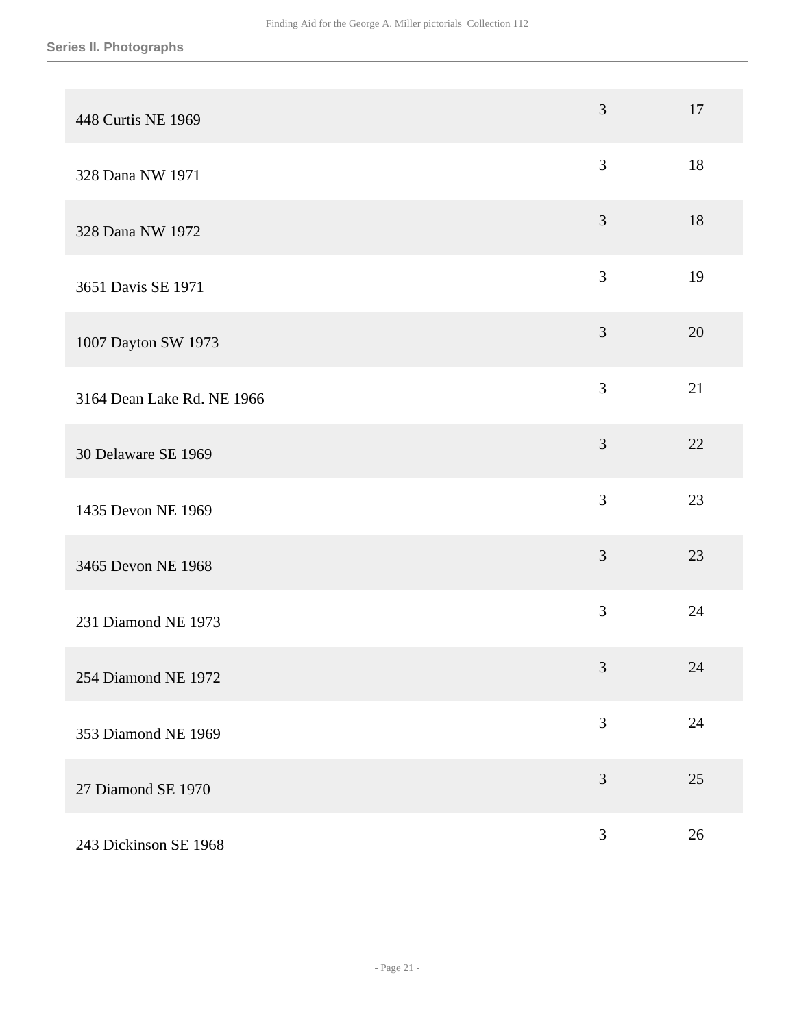| | | |
|---|---|---|
| 448 Curtis NE 1969 | 3 | 17 |
| 328 Dana NW 1971 | 3 | 18 |
| 328 Dana NW 1972 | 3 | 18 |
| 3651 Davis SE 1971 | 3 | 19 |
| 1007 Dayton SW 1973 | 3 | 20 |
| 3164 Dean Lake Rd. NE 1966 | 3 | 21 |
| 30 Delaware SE 1969 | 3 | 22 |
| 1435 Devon NE 1969 | 3 | 23 |
| 3465 Devon NE 1968 | 3 | 23 |
| 231 Diamond NE 1973 | 3 | 24 |
| 254 Diamond NE 1972 | 3 | 24 |
| 353 Diamond NE 1969 | 3 | 24 |
| 27 Diamond SE 1970 | 3 | 25 |
| 243 Dickinson SE 1968 | 3 | 26 |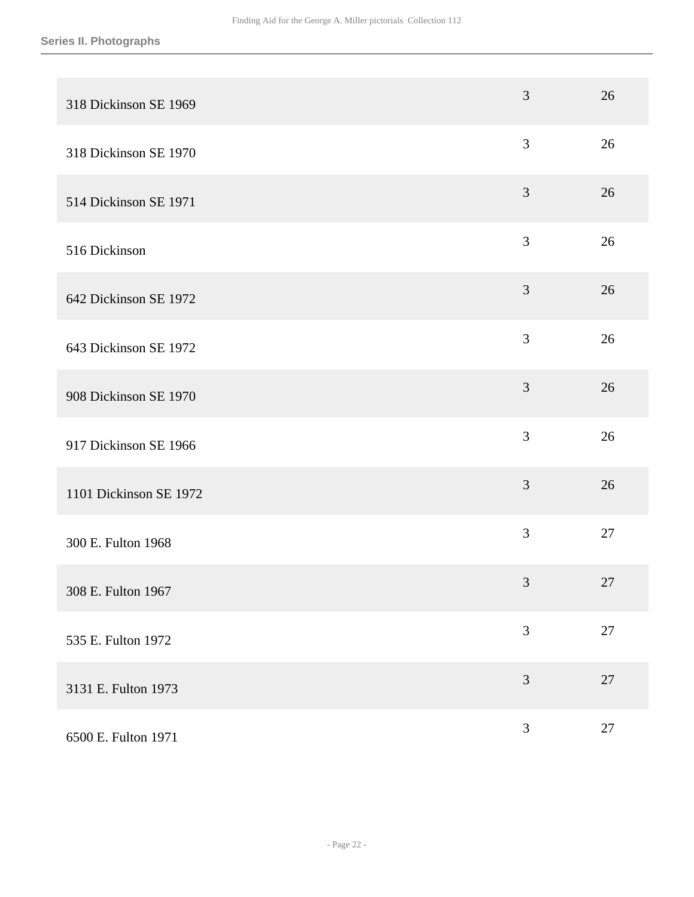| | | |
|---|---|---|
| 318 Dickinson SE 1969 | 3 | 26 |
| 318 Dickinson SE 1970 | 3 | 26 |
| 514 Dickinson SE 1971 | 3 | 26 |
| 516 Dickinson | 3 | 26 |
| 642 Dickinson SE 1972 | 3 | 26 |
| 643 Dickinson SE 1972 | 3 | 26 |
| 908 Dickinson SE 1970 | 3 | 26 |
| 917 Dickinson SE 1966 | 3 | 26 |
| 1101 Dickinson SE 1972 | 3 | 26 |
| 300 E. Fulton 1968 | 3 | 27 |
| 308 E. Fulton 1967 | 3 | 27 |
| 535 E. Fulton 1972 | 3 | 27 |
| 3131 E. Fulton 1973 | 3 | 27 |
| 6500 E. Fulton 1971 | 3 | 27 |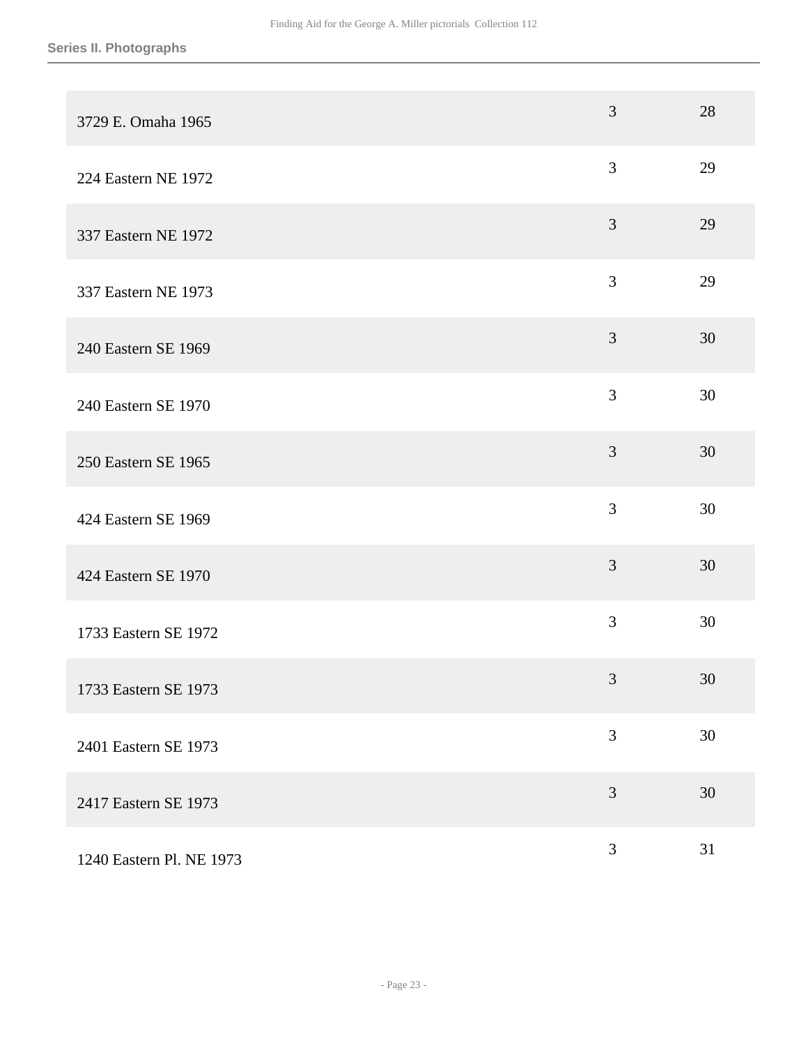| | | |
|---|---|---|
| 3729 E. Omaha 1965 | 3 | 28 |
| 224 Eastern NE 1972 | 3 | 29 |
| 337 Eastern NE 1972 | 3 | 29 |
| 337 Eastern NE 1973 | 3 | 29 |
| 240 Eastern SE 1969 | 3 | 30 |
| 240 Eastern SE 1970 | 3 | 30 |
| 250 Eastern SE 1965 | 3 | 30 |
| 424 Eastern SE 1969 | 3 | 30 |
| 424 Eastern SE 1970 | 3 | 30 |
| 1733 Eastern SE 1972 | 3 | 30 |
| 1733 Eastern SE 1973 | 3 | 30 |
| 2401 Eastern SE 1973 | 3 | 30 |
| 2417 Eastern SE 1973 | 3 | 30 |
| 1240 Eastern Pl. NE 1973 | 3 | 31 |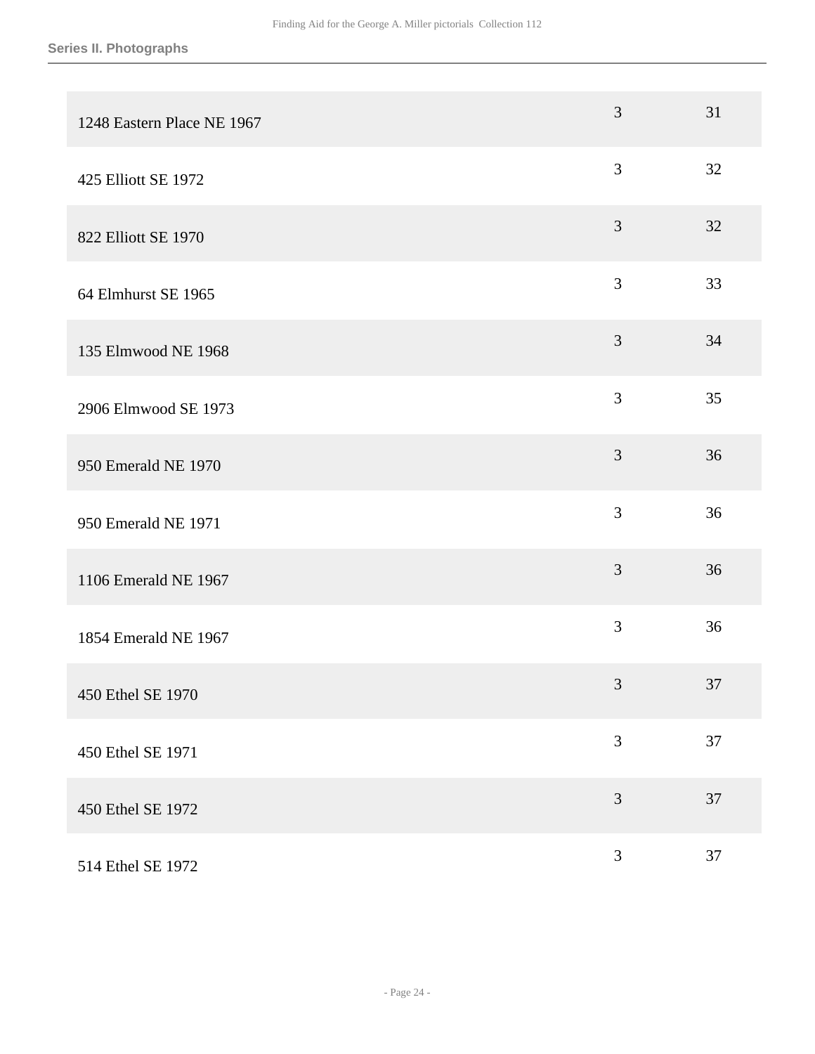| | | |
|---|---|---|
| 1248 Eastern Place NE 1967 | 3 | 31 |
| 425 Elliott SE 1972 | 3 | 32 |
| 822 Elliott SE 1970 | 3 | 32 |
| 64 Elmhurst SE 1965 | 3 | 33 |
| 135 Elmwood NE 1968 | 3 | 34 |
| 2906 Elmwood SE 1973 | 3 | 35 |
| 950 Emerald NE 1970 | 3 | 36 |
| 950 Emerald NE 1971 | 3 | 36 |
| 1106 Emerald NE 1967 | 3 | 36 |
| 1854 Emerald NE 1967 | 3 | 36 |
| 450 Ethel SE 1970 | 3 | 37 |
| 450 Ethel SE 1971 | 3 | 37 |
| 450 Ethel SE 1972 | 3 | 37 |
| 514 Ethel SE 1972 | 3 | 37 |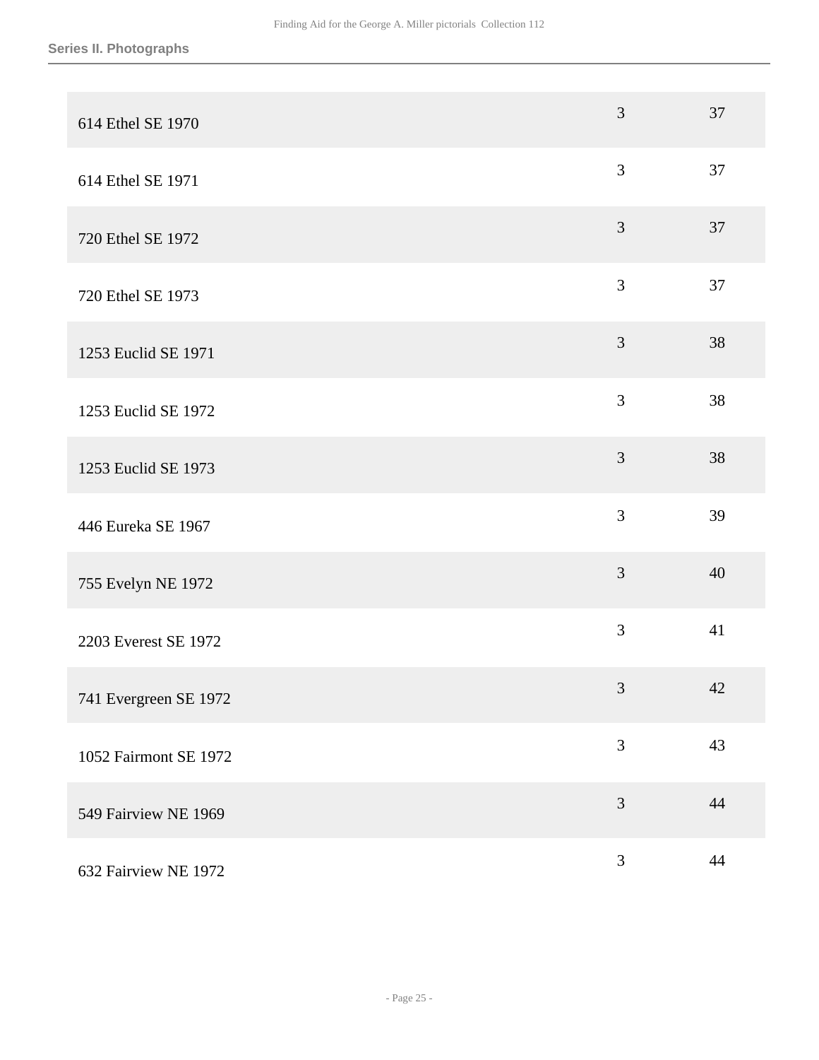| | | |
|---|---|---|
| 614 Ethel SE 1970 | 3 | 37 |
| 614 Ethel SE 1971 | 3 | 37 |
| 720 Ethel SE 1972 | 3 | 37 |
| 720 Ethel SE 1973 | 3 | 37 |
| 1253 Euclid SE 1971 | 3 | 38 |
| 1253 Euclid SE 1972 | 3 | 38 |
| 1253 Euclid SE 1973 | 3 | 38 |
| 446 Eureka SE 1967 | 3 | 39 |
| 755 Evelyn NE 1972 | 3 | 40 |
| 2203 Everest SE 1972 | 3 | 41 |
| 741 Evergreen SE 1972 | 3 | 42 |
| 1052 Fairmont SE 1972 | 3 | 43 |
| 549 Fairview NE 1969 | 3 | 44 |
| 632 Fairview NE 1972 | 3 | 44 |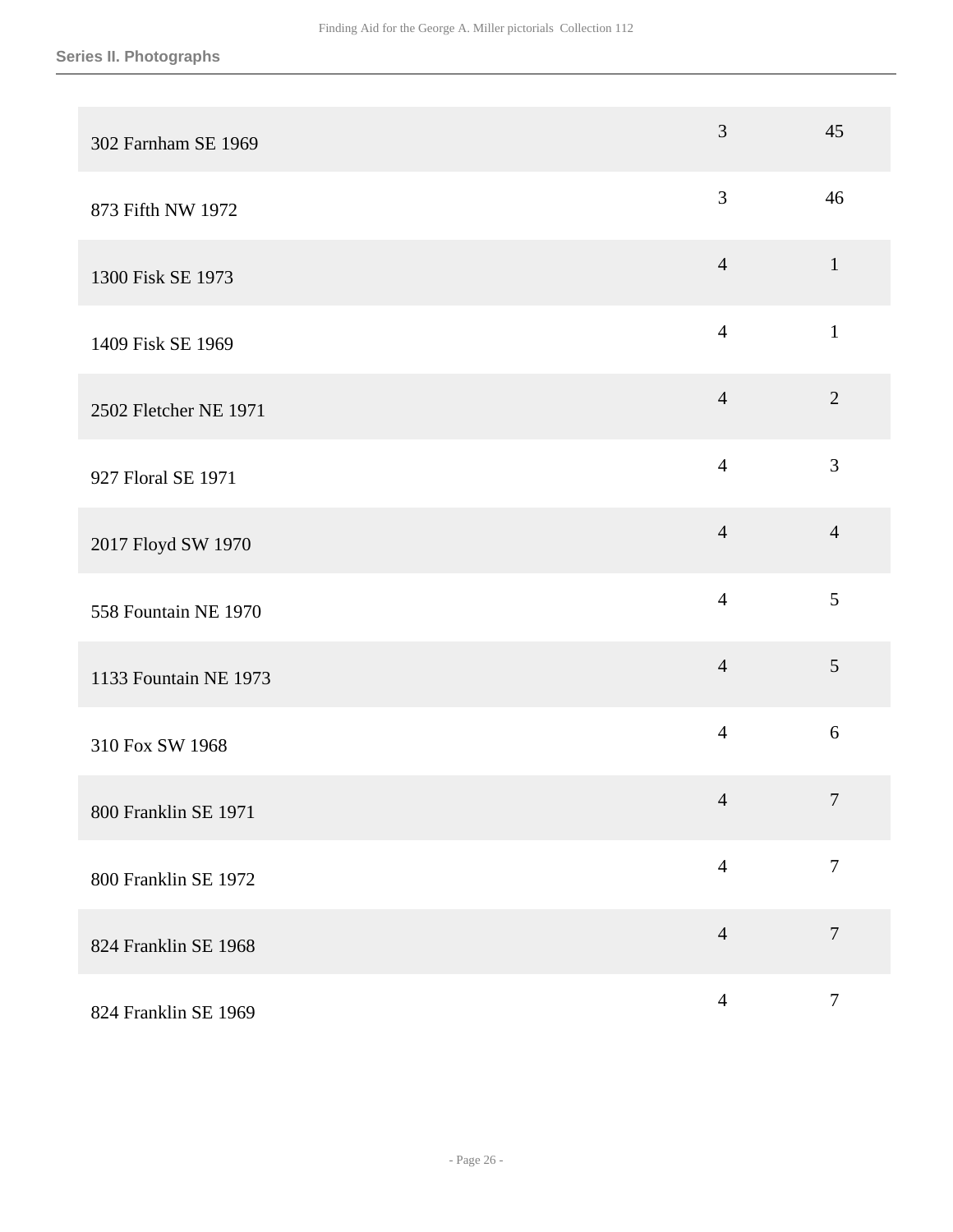| | | |
|---|---|---|
| 302 Farnham SE 1969 | 3 | 45 |
| 873 Fifth NW 1972 | 3 | 46 |
| 1300 Fisk SE 1973 | 4 | 1 |
| 1409 Fisk SE 1969 | 4 | 1 |
| 2502 Fletcher NE 1971 | 4 | 2 |
| 927 Floral SE 1971 | 4 | 3 |
| 2017 Floyd SW 1970 | 4 | 4 |
| 558 Fountain NE 1970 | 4 | 5 |
| 1133 Fountain NE 1973 | 4 | 5 |
| 310 Fox SW 1968 | 4 | 6 |
| 800 Franklin SE 1971 | 4 | 7 |
| 800 Franklin SE 1972 | 4 | 7 |
| 824 Franklin SE 1968 | 4 | 7 |
| 824 Franklin SE 1969 | 4 | 7 |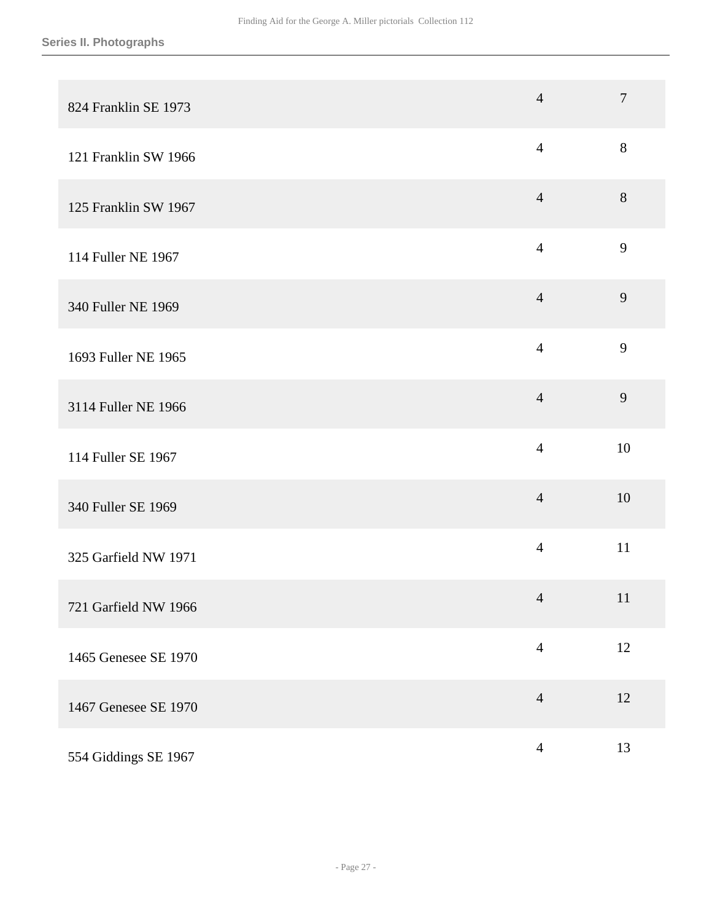## Series II. Photographs

| | | |
|---|---|---|
| 824 Franklin SE 1973 | 4 | 7 |
| 121 Franklin SW 1966 | 4 | 8 |
| 125 Franklin SW 1967 | 4 | 8 |
| 114 Fuller NE 1967 | 4 | 9 |
| 340 Fuller NE 1969 | 4 | 9 |
| 1693 Fuller NE 1965 | 4 | 9 |
| 3114 Fuller NE 1966 | 4 | 9 |
| 114 Fuller SE 1967 | 4 | 10 |
| 340 Fuller SE 1969 | 4 | 10 |
| 325 Garfield NW 1971 | 4 | 11 |
| 721 Garfield NW 1966 | 4 | 11 |
| 1465 Genesee SE 1970 | 4 | 12 |
| 1467 Genesee SE 1970 | 4 | 12 |
| 554 Giddings SE 1967 | 4 | 13 |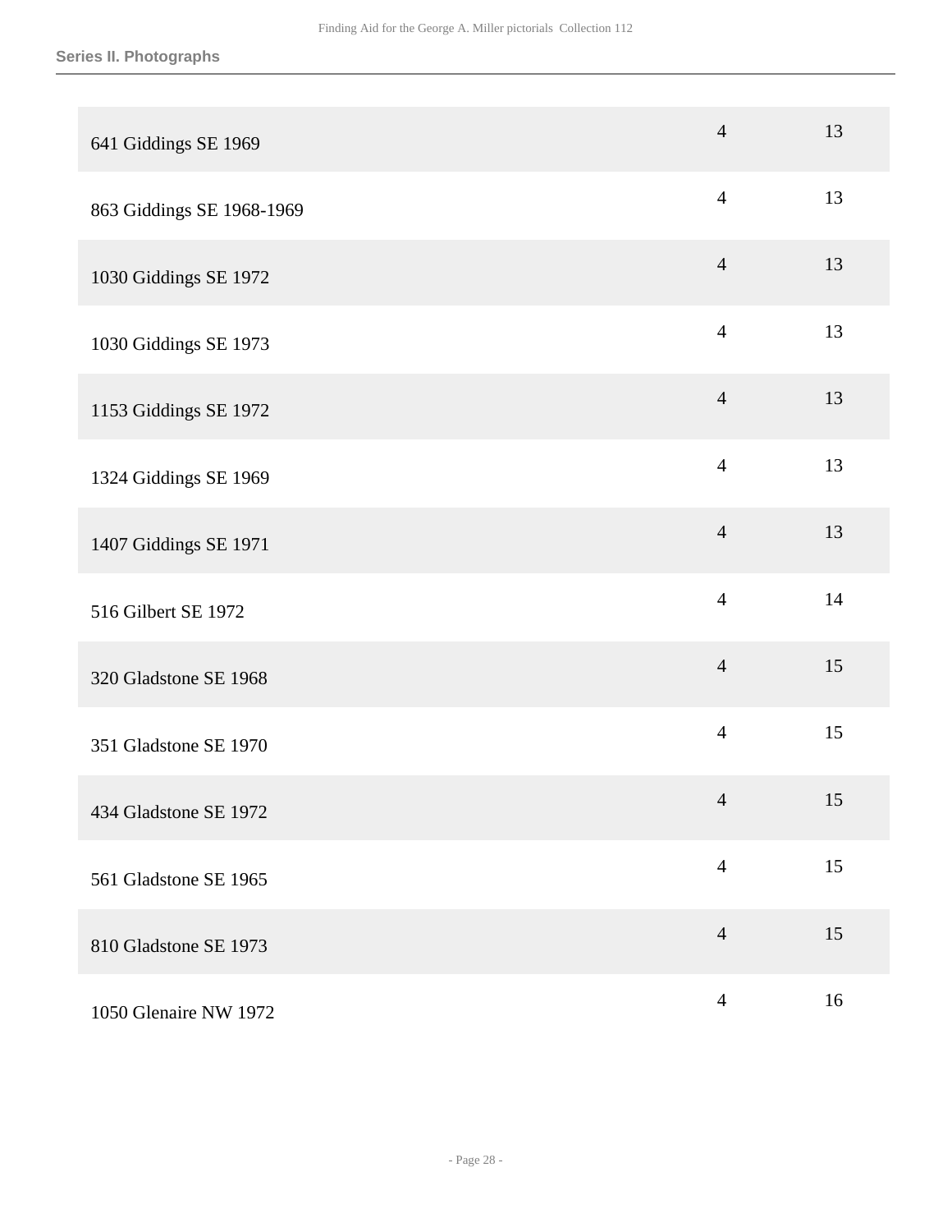| | | |
|---|---|---|
| 641 Giddings SE 1969 | 4 | 13 |
| 863 Giddings SE 1968-1969 | 4 | 13 |
| 1030 Giddings SE 1972 | 4 | 13 |
| 1030 Giddings SE 1973 | 4 | 13 |
| 1153 Giddings SE 1972 | 4 | 13 |
| 1324 Giddings SE 1969 | 4 | 13 |
| 1407 Giddings SE 1971 | 4 | 13 |
| 516 Gilbert SE 1972 | 4 | 14 |
| 320 Gladstone SE 1968 | 4 | 15 |
| 351 Gladstone SE 1970 | 4 | 15 |
| 434 Gladstone SE 1972 | 4 | 15 |
| 561 Gladstone SE 1965 | 4 | 15 |
| 810 Gladstone SE 1973 | 4 | 15 |
| 1050 Glenaire NW 1972 | 4 | 16 |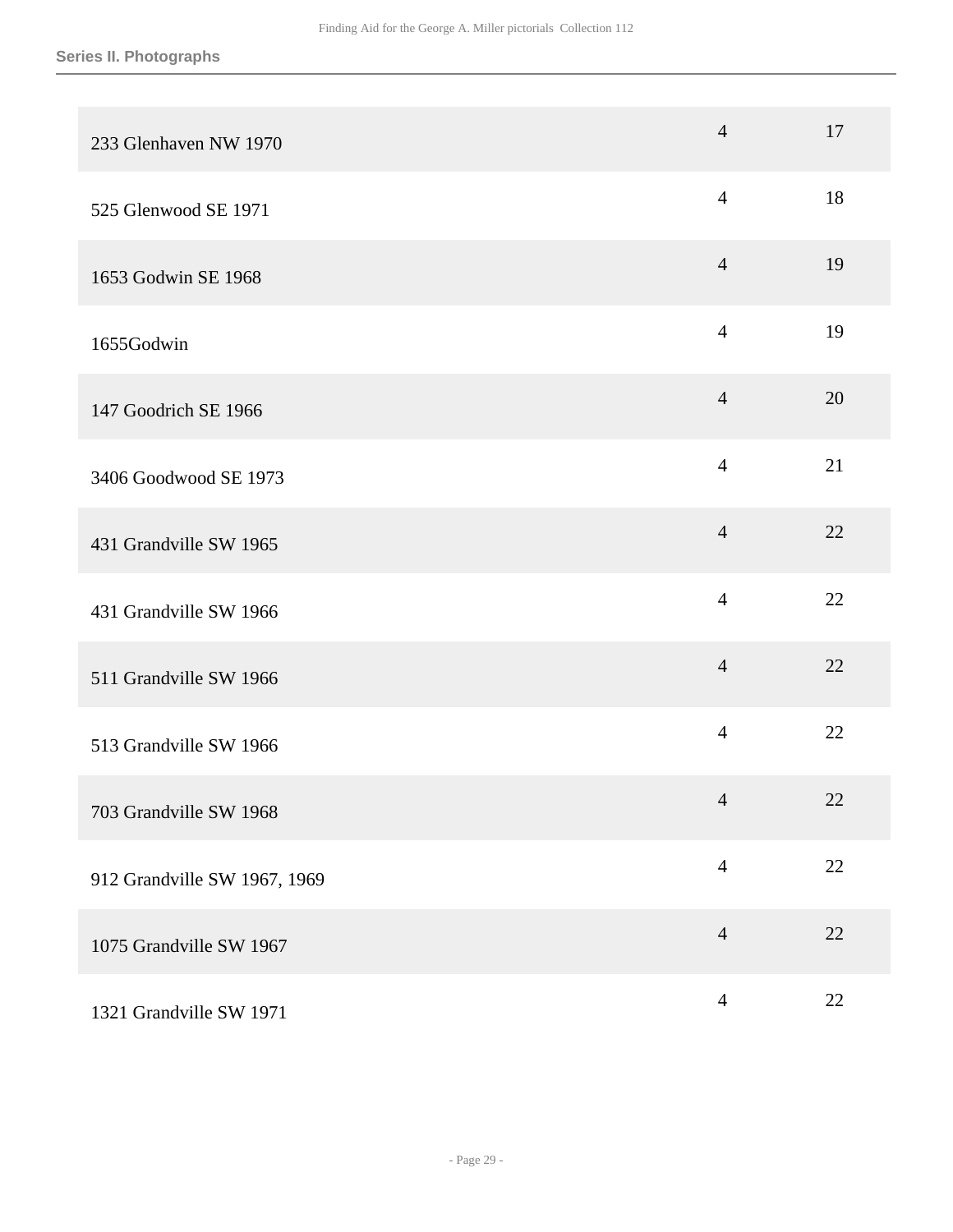| | | |
|---|---|---|
| 233 Glenhaven NW 1970 | 4 | 17 |
| 525 Glenwood SE 1971 | 4 | 18 |
| 1653 Godwin SE 1968 | 4 | 19 |
| 1655Godwin | 4 | 19 |
| 147 Goodrich SE 1966 | 4 | 20 |
| 3406 Goodwood SE 1973 | 4 | 21 |
| 431 Grandville SW 1965 | 4 | 22 |
| 431 Grandville SW 1966 | 4 | 22 |
| 511 Grandville SW 1966 | 4 | 22 |
| 513 Grandville SW 1966 | 4 | 22 |
| 703 Grandville SW 1968 | 4 | 22 |
| 912 Grandville SW 1967, 1969 | 4 | 22 |
| 1075 Grandville SW 1967 | 4 | 22 |
| 1321 Grandville SW 1971 | 4 | 22 |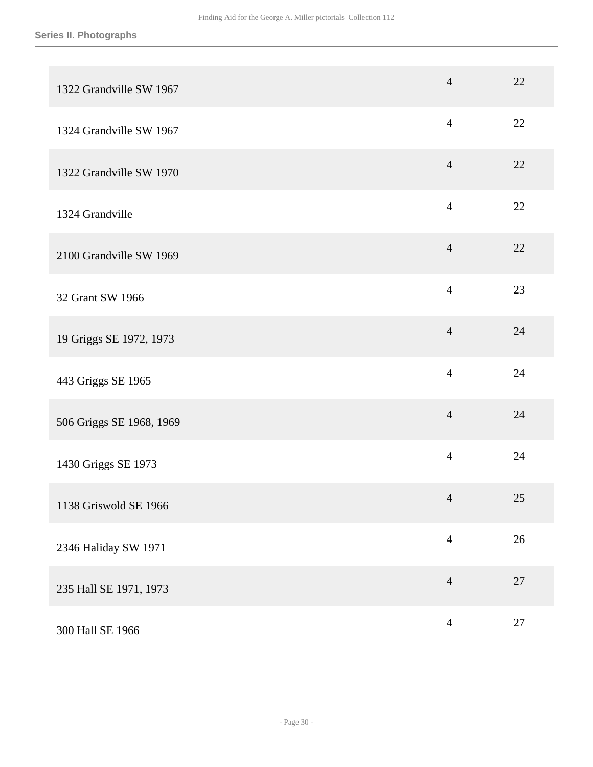**Series II. Photographs**

| | | |
|---|---|---|
| 1322 Grandville SW 1967 | 4 | 22 |
| 1324 Grandville SW 1967 | 4 | 22 |
| 1322 Grandville SW 1970 | 4 | 22 |
| 1324 Grandville | 4 | 22 |
| 2100 Grandville SW 1969 | 4 | 22 |
| 32 Grant SW 1966 | 4 | 23 |
| 19 Griggs SE 1972, 1973 | 4 | 24 |
| 443 Griggs SE 1965 | 4 | 24 |
| 506 Griggs SE 1968, 1969 | 4 | 24 |
| 1430 Griggs SE 1973 | 4 | 24 |
| 1138 Griswold SE 1966 | 4 | 25 |
| 2346 Haliday SW 1971 | 4 | 26 |
| 235 Hall SE 1971, 1973 | 4 | 27 |
| 300 Hall SE 1966 | 4 | 27 |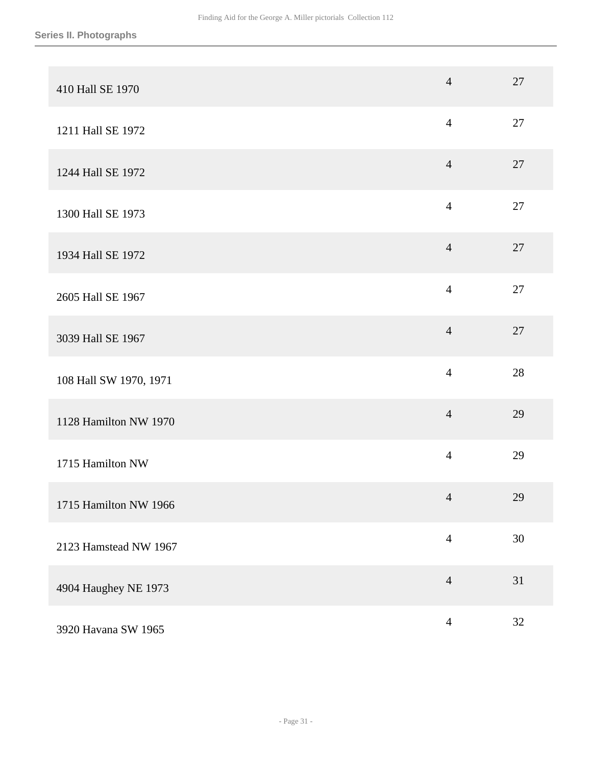## Series II. Photographs

| | | |
|---|---|---|
| 410 Hall SE 1970 | 4 | 27 |
| 1211 Hall SE 1972 | 4 | 27 |
| 1244 Hall SE 1972 | 4 | 27 |
| 1300 Hall SE 1973 | 4 | 27 |
| 1934 Hall SE 1972 | 4 | 27 |
| 2605 Hall SE 1967 | 4 | 27 |
| 3039 Hall SE 1967 | 4 | 27 |
| 108 Hall SW 1970, 1971 | 4 | 28 |
| 1128 Hamilton NW 1970 | 4 | 29 |
| 1715 Hamilton NW | 4 | 29 |
| 1715 Hamilton NW 1966 | 4 | 29 |
| 2123 Hamstead NW 1967 | 4 | 30 |
| 4904 Haughey NE 1973 | 4 | 31 |
| 3920 Havana SW 1965 | 4 | 32 |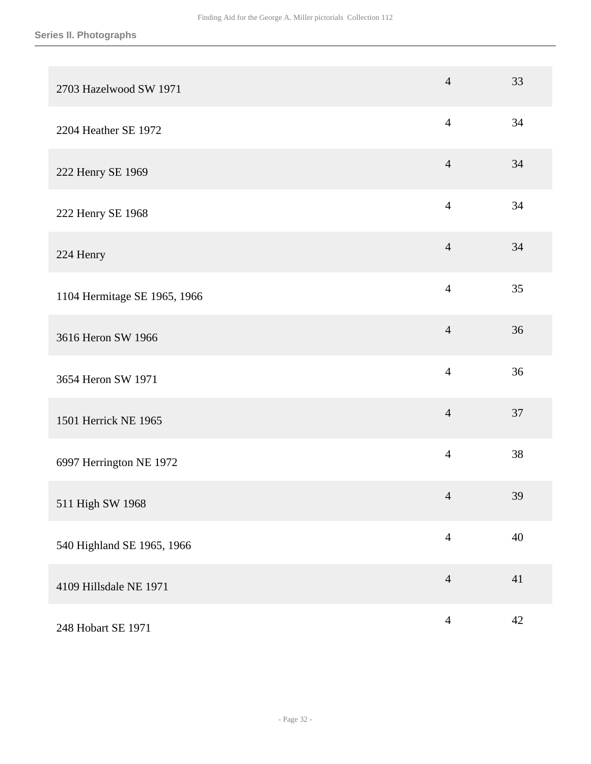| | | |
|---|---|---|
| 2703 Hazelwood SW 1971 | 4 | 33 |
| 2204 Heather SE 1972 | 4 | 34 |
| 222 Henry SE 1969 | 4 | 34 |
| 222 Henry SE 1968 | 4 | 34 |
| 224 Henry | 4 | 34 |
| 1104 Hermitage SE 1965, 1966 | 4 | 35 |
| 3616 Heron SW 1966 | 4 | 36 |
| 3654 Heron SW 1971 | 4 | 36 |
| 1501 Herrick NE 1965 | 4 | 37 |
| 6997 Herrington NE 1972 | 4 | 38 |
| 511 High SW 1968 | 4 | 39 |
| 540 Highland SE 1965, 1966 | 4 | 40 |
| 4109 Hillsdale NE 1971 | 4 | 41 |
| 248 Hobart SE 1971 | 4 | 42 |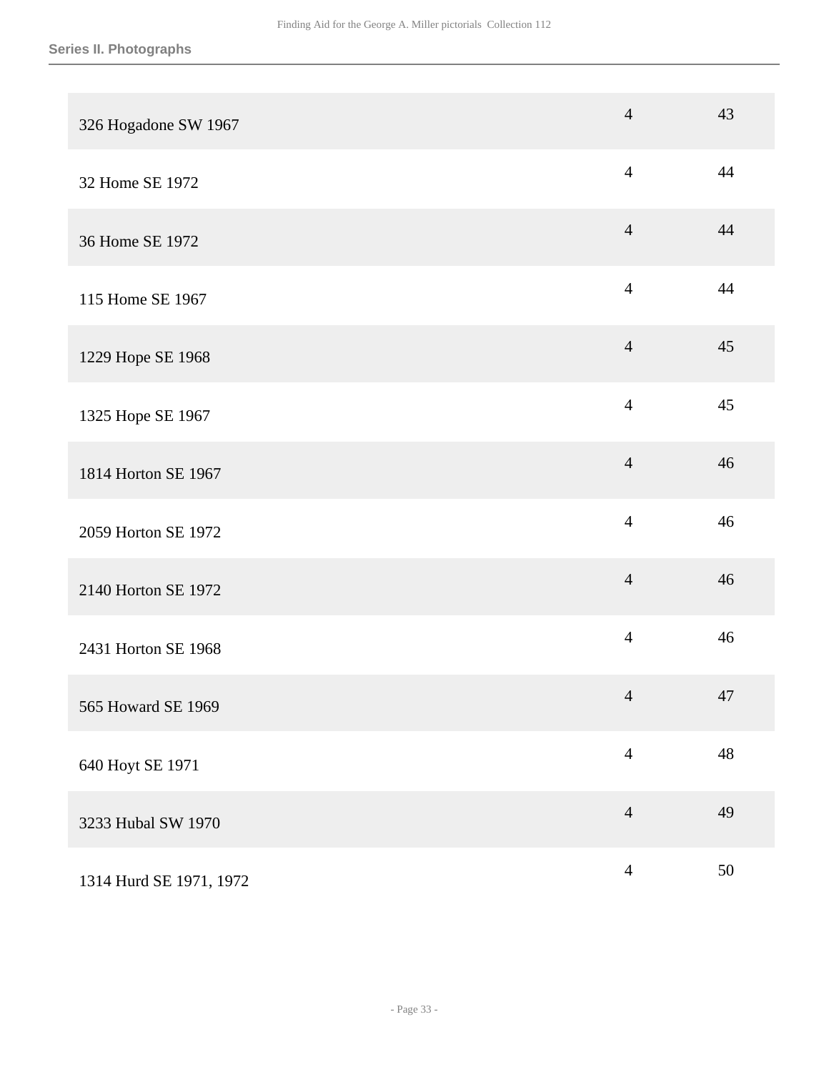**Series II. Photographs**

| | | |
|---|---|---|
| 326 Hogadone SW 1967 | 4 | 43 |
| 32 Home SE 1972 | 4 | 44 |
| 36 Home SE 1972 | 4 | 44 |
| 115 Home SE 1967 | 4 | 44 |
| 1229 Hope SE 1968 | 4 | 45 |
| 1325 Hope SE 1967 | 4 | 45 |
| 1814 Horton SE 1967 | 4 | 46 |
| 2059 Horton SE 1972 | 4 | 46 |
| 2140 Horton SE 1972 | 4 | 46 |
| 2431 Horton SE 1968 | 4 | 46 |
| 565 Howard SE 1969 | 4 | 47 |
| 640 Hoyt SE 1971 | 4 | 48 |
| 3233 Hubal SW 1970 | 4 | 49 |
| 1314 Hurd SE 1971, 1972 | 4 | 50 |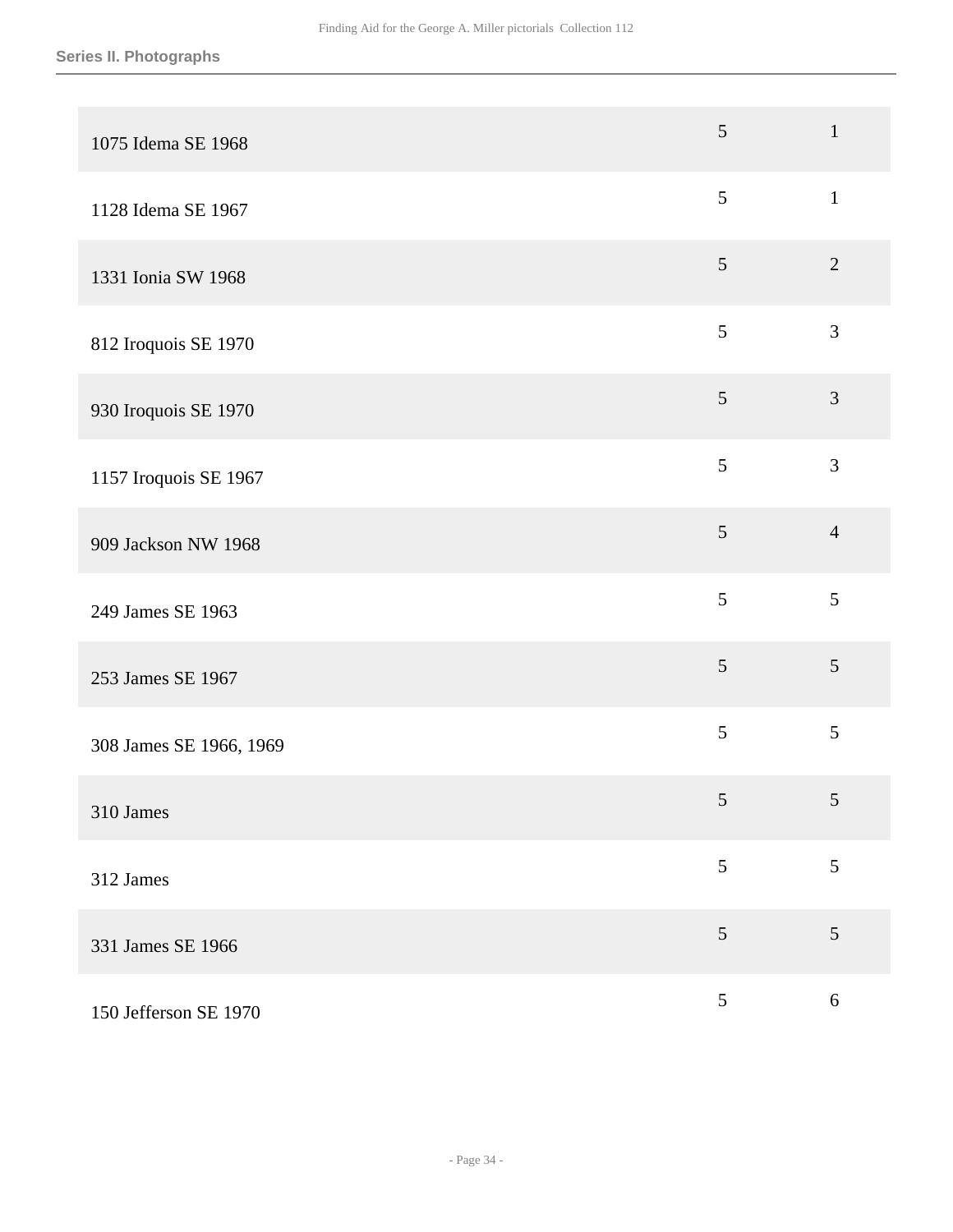## Series II. Photographs

| | | |
|---|---|---|
| 1075 Idema SE 1968 | 5 | 1 |
| 1128 Idema SE 1967 | 5 | 1 |
| 1331 Ionia SW 1968 | 5 | 2 |
| 812 Iroquois SE 1970 | 5 | 3 |
| 930 Iroquois SE 1970 | 5 | 3 |
| 1157 Iroquois SE 1967 | 5 | 3 |
| 909 Jackson NW 1968 | 5 | 4 |
| 249 James SE 1963 | 5 | 5 |
| 253 James SE 1967 | 5 | 5 |
| 308 James SE 1966, 1969 | 5 | 5 |
| 310 James | 5 | 5 |
| 312 James | 5 | 5 |
| 331 James SE 1966 | 5 | 5 |
| 150 Jefferson SE 1970 | 5 | 6 |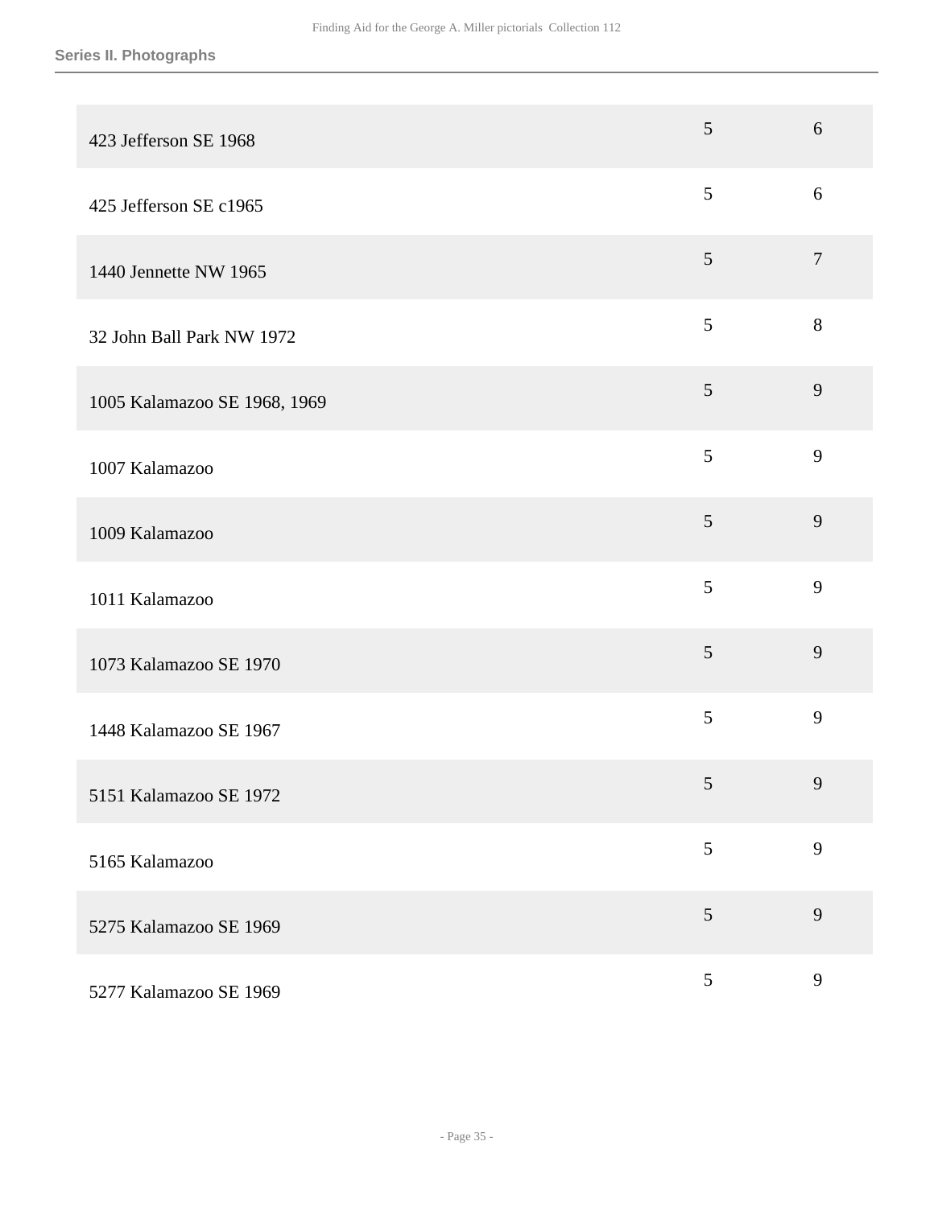## Series II. Photographs

| | | |
|---|---|---|
| 423 Jefferson SE 1968 | 5 | 6 |
| 425 Jefferson SE c1965 | 5 | 6 |
| 1440 Jennette NW 1965 | 5 | 7 |
| 32 John Ball Park NW 1972 | 5 | 8 |
| 1005 Kalamazoo SE 1968, 1969 | 5 | 9 |
| 1007 Kalamazoo | 5 | 9 |
| 1009 Kalamazoo | 5 | 9 |
| 1011 Kalamazoo | 5 | 9 |
| 1073 Kalamazoo SE 1970 | 5 | 9 |
| 1448 Kalamazoo SE 1967 | 5 | 9 |
| 5151 Kalamazoo SE 1972 | 5 | 9 |
| 5165 Kalamazoo | 5 | 9 |
| 5275 Kalamazoo SE 1969 | 5 | 9 |
| 5277 Kalamazoo SE 1969 | 5 | 9 |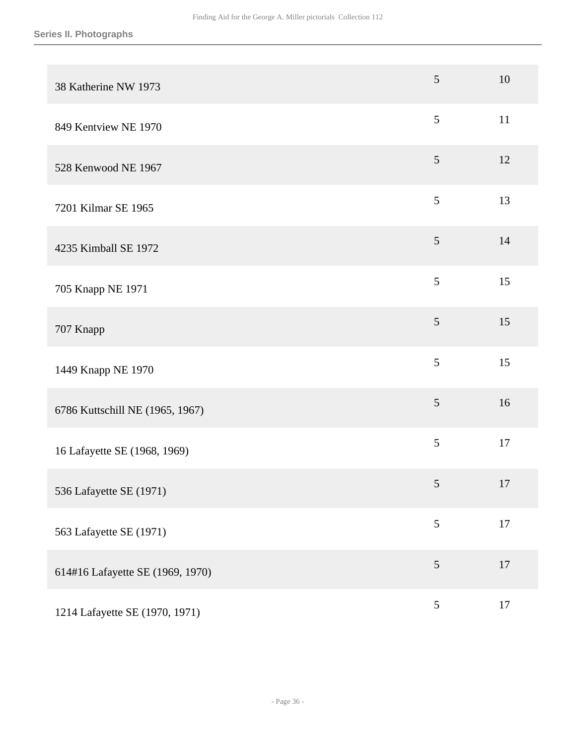| | | |
|---|---|---|
| 38 Katherine NW 1973 | 5 | 10 |
| 849 Kentview NE 1970 | 5 | 11 |
| 528 Kenwood NE 1967 | 5 | 12 |
| 7201 Kilmar SE 1965 | 5 | 13 |
| 4235 Kimball SE 1972 | 5 | 14 |
| 705 Knapp NE 1971 | 5 | 15 |
| 707 Knapp | 5 | 15 |
| 1449 Knapp NE 1970 | 5 | 15 |
| 6786 Kuttschill NE (1965, 1967) | 5 | 16 |
| 16 Lafayette SE (1968, 1969) | 5 | 17 |
| 536 Lafayette SE (1971) | 5 | 17 |
| 563 Lafayette SE (1971) | 5 | 17 |
| 614#16 Lafayette SE (1969, 1970) | 5 | 17 |
| 1214 Lafayette SE (1970, 1971) | 5 | 17 |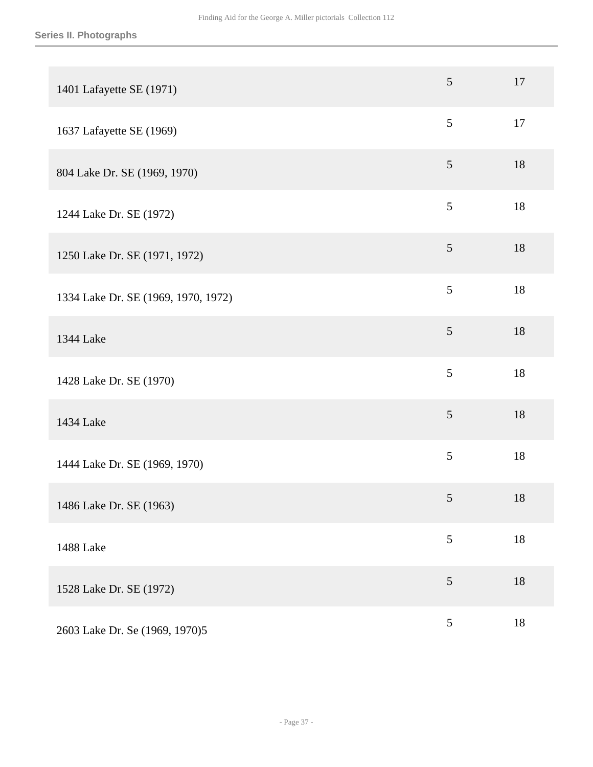**Series II. Photographs**

| | | |
|---|---|---|
| 1401 Lafayette SE (1971) | 5 | 17 |
| 1637 Lafayette SE (1969) | 5 | 17 |
| 804 Lake Dr. SE (1969, 1970) | 5 | 18 |
| 1244 Lake Dr. SE (1972) | 5 | 18 |
| 1250 Lake Dr. SE (1971, 1972) | 5 | 18 |
| 1334 Lake Dr. SE (1969, 1970, 1972) | 5 | 18 |
| 1344 Lake | 5 | 18 |
| 1428 Lake Dr. SE (1970) | 5 | 18 |
| 1434 Lake | 5 | 18 |
| 1444 Lake Dr. SE (1969, 1970) | 5 | 18 |
| 1486 Lake Dr. SE (1963) | 5 | 18 |
| 1488 Lake | 5 | 18 |
| 1528 Lake Dr. SE (1972) | 5 | 18 |
| 2603 Lake Dr. Se (1969, 1970)5 | 5 | 18 |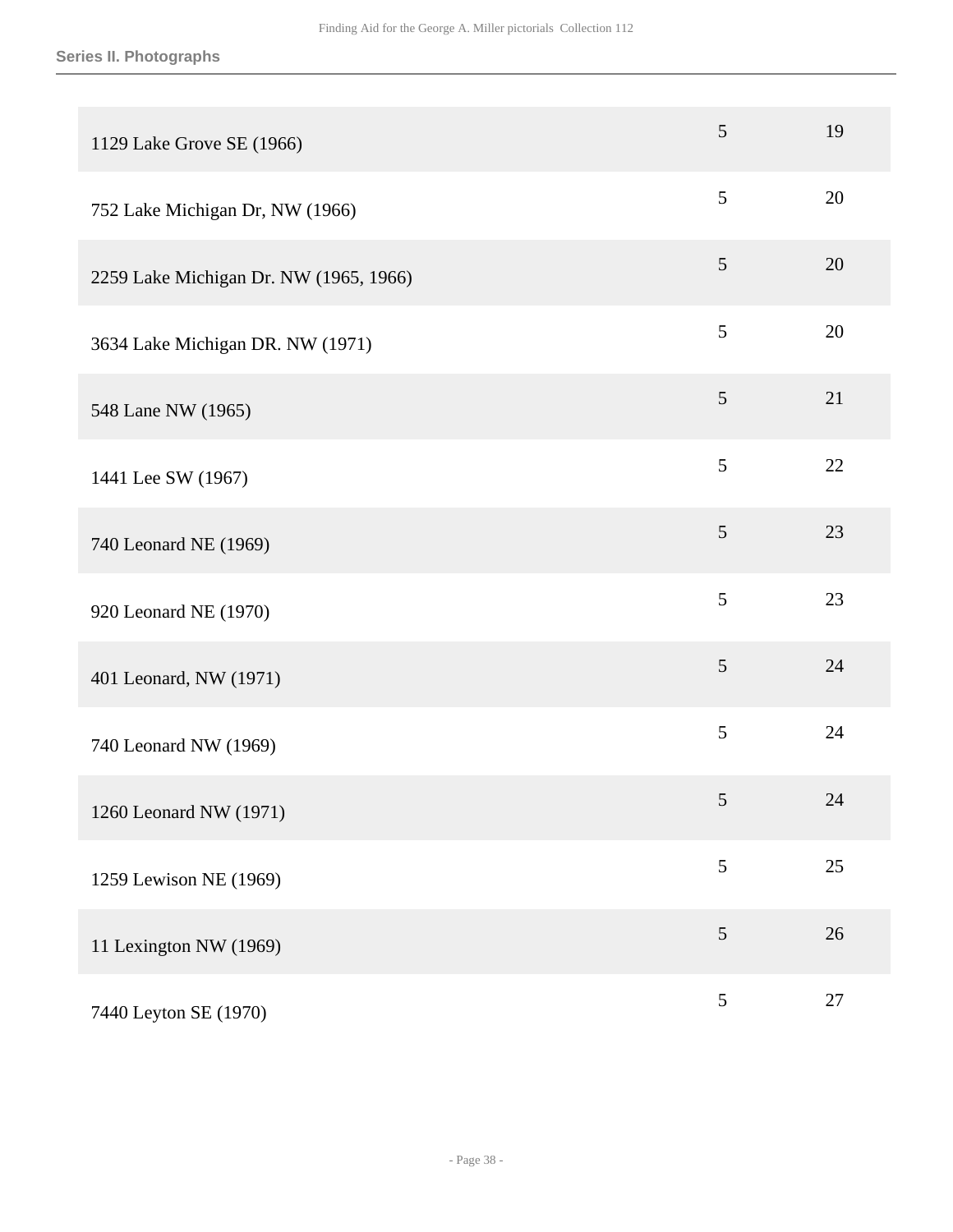**Series II. Photographs**

| | | |
|---|---|---|
| 1129 Lake Grove SE (1966) | 5 | 19 |
| 752 Lake Michigan Dr, NW (1966) | 5 | 20 |
| 2259 Lake Michigan Dr. NW (1965, 1966) | 5 | 20 |
| 3634 Lake Michigan DR. NW (1971) | 5 | 20 |
| 548 Lane NW (1965) | 5 | 21 |
| 1441 Lee SW (1967) | 5 | 22 |
| 740 Leonard NE (1969) | 5 | 23 |
| 920 Leonard NE (1970) | 5 | 23 |
| 401 Leonard, NW (1971) | 5 | 24 |
| 740 Leonard NW (1969) | 5 | 24 |
| 1260 Leonard NW (1971) | 5 | 24 |
| 1259 Lewison NE (1969) | 5 | 25 |
| 11 Lexington NW (1969) | 5 | 26 |
| 7440 Leyton SE (1970) | 5 | 27 |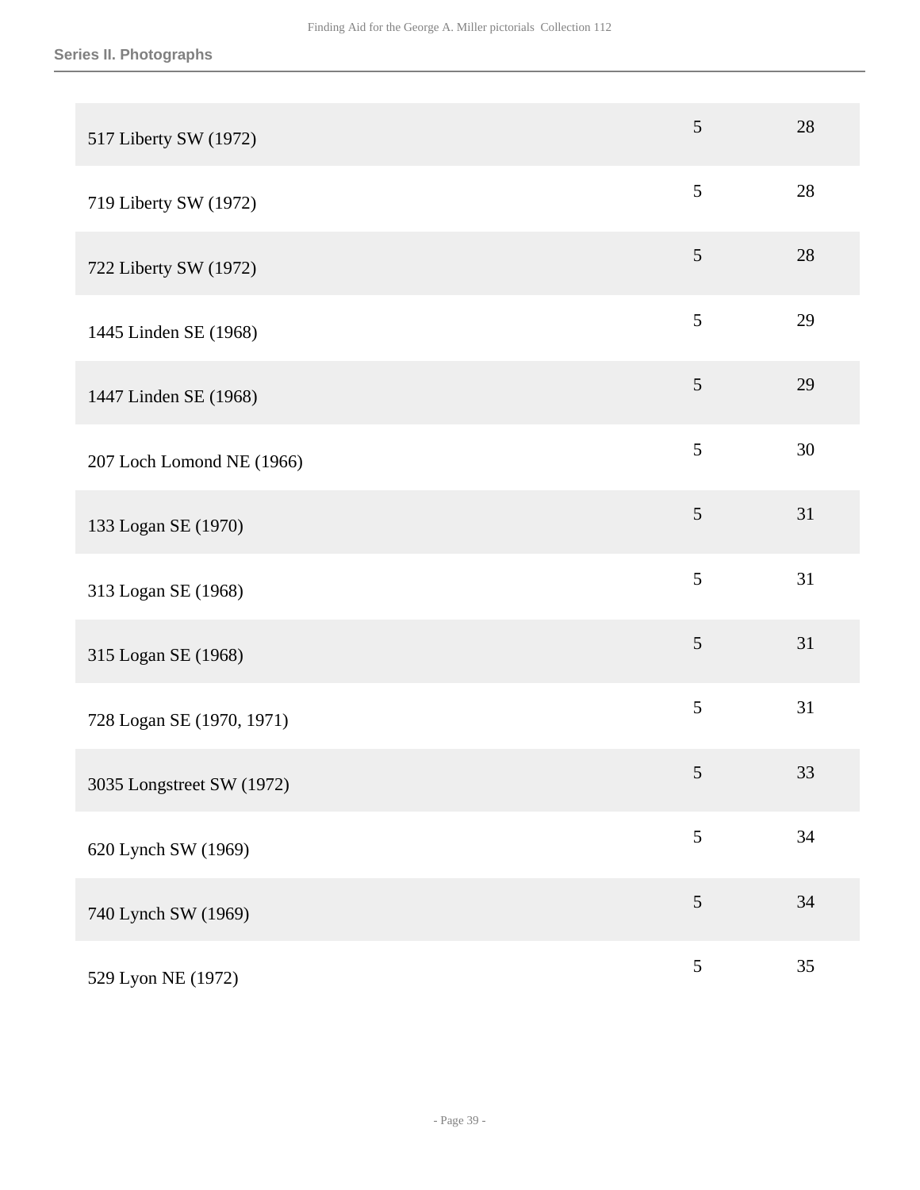| | | |
|---|---|---|
| 517 Liberty SW (1972) | 5 | 28 |
| 719 Liberty SW (1972) | 5 | 28 |
| 722 Liberty SW (1972) | 5 | 28 |
| 1445 Linden SE (1968) | 5 | 29 |
| 1447 Linden SE (1968) | 5 | 29 |
| 207 Loch Lomond NE (1966) | 5 | 30 |
| 133 Logan SE (1970) | 5 | 31 |
| 313 Logan SE (1968) | 5 | 31 |
| 315 Logan SE (1968) | 5 | 31 |
| 728 Logan SE (1970, 1971) | 5 | 31 |
| 3035 Longstreet SW (1972) | 5 | 33 |
| 620 Lynch SW (1969) | 5 | 34 |
| 740 Lynch SW (1969) | 5 | 34 |
| 529 Lyon NE (1972) | 5 | 35 |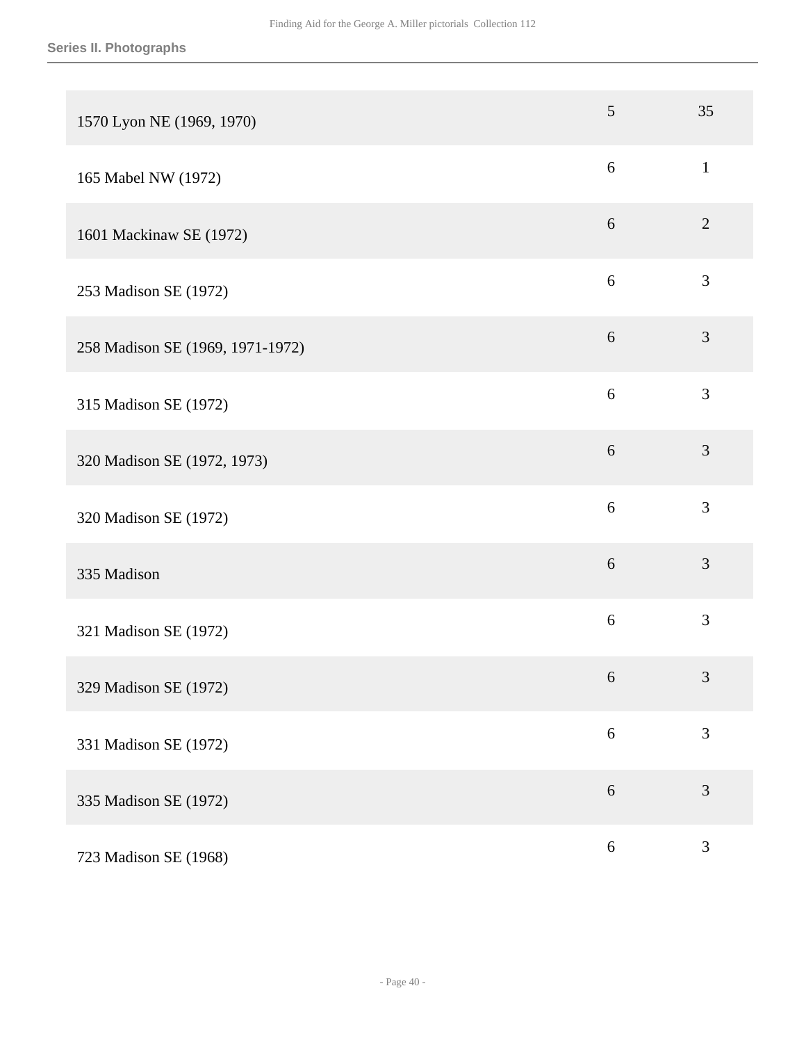| | | |
|---|---|---|
| 1570 Lyon NE (1969, 1970) | 5 | 35 |
| 165 Mabel NW (1972) | 6 | 1 |
| 1601 Mackinaw SE (1972) | 6 | 2 |
| 253 Madison SE (1972) | 6 | 3 |
| 258 Madison SE (1969, 1971-1972) | 6 | 3 |
| 315 Madison SE (1972) | 6 | 3 |
| 320 Madison SE (1972, 1973) | 6 | 3 |
| 320 Madison SE (1972) | 6 | 3 |
| 335 Madison | 6 | 3 |
| 321 Madison SE (1972) | 6 | 3 |
| 329 Madison SE (1972) | 6 | 3 |
| 331 Madison SE (1972) | 6 | 3 |
| 335 Madison SE (1972) | 6 | 3 |
| 723 Madison SE (1968) | 6 | 3 |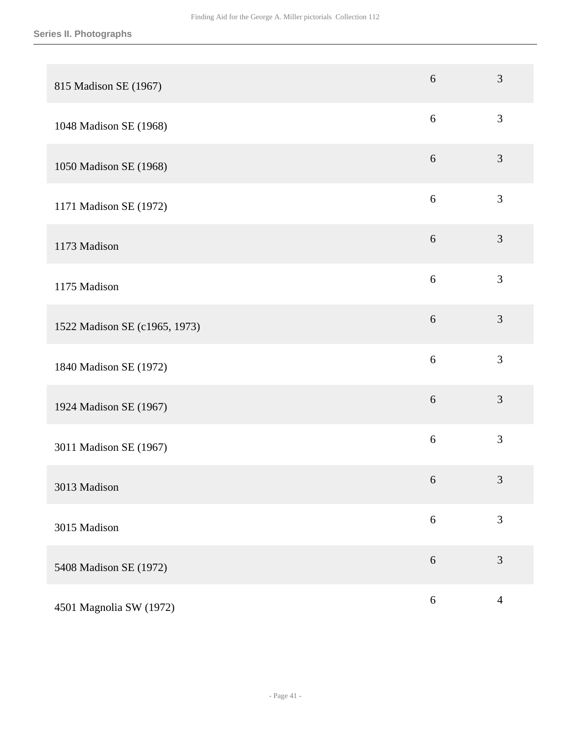| | | |
|---|---|---|
| 815 Madison SE (1967) | 6 | 3 |
| 1048 Madison SE (1968) | 6 | 3 |
| 1050 Madison SE (1968) | 6 | 3 |
| 1171 Madison SE (1972) | 6 | 3 |
| 1173 Madison | 6 | 3 |
| 1175 Madison | 6 | 3 |
| 1522 Madison SE (c1965, 1973) | 6 | 3 |
| 1840 Madison SE (1972) | 6 | 3 |
| 1924 Madison SE (1967) | 6 | 3 |
| 3011 Madison SE (1967) | 6 | 3 |
| 3013 Madison | 6 | 3 |
| 3015 Madison | 6 | 3 |
| 5408 Madison SE (1972) | 6 | 3 |
| 4501 Magnolia SW (1972) | 6 | 4 |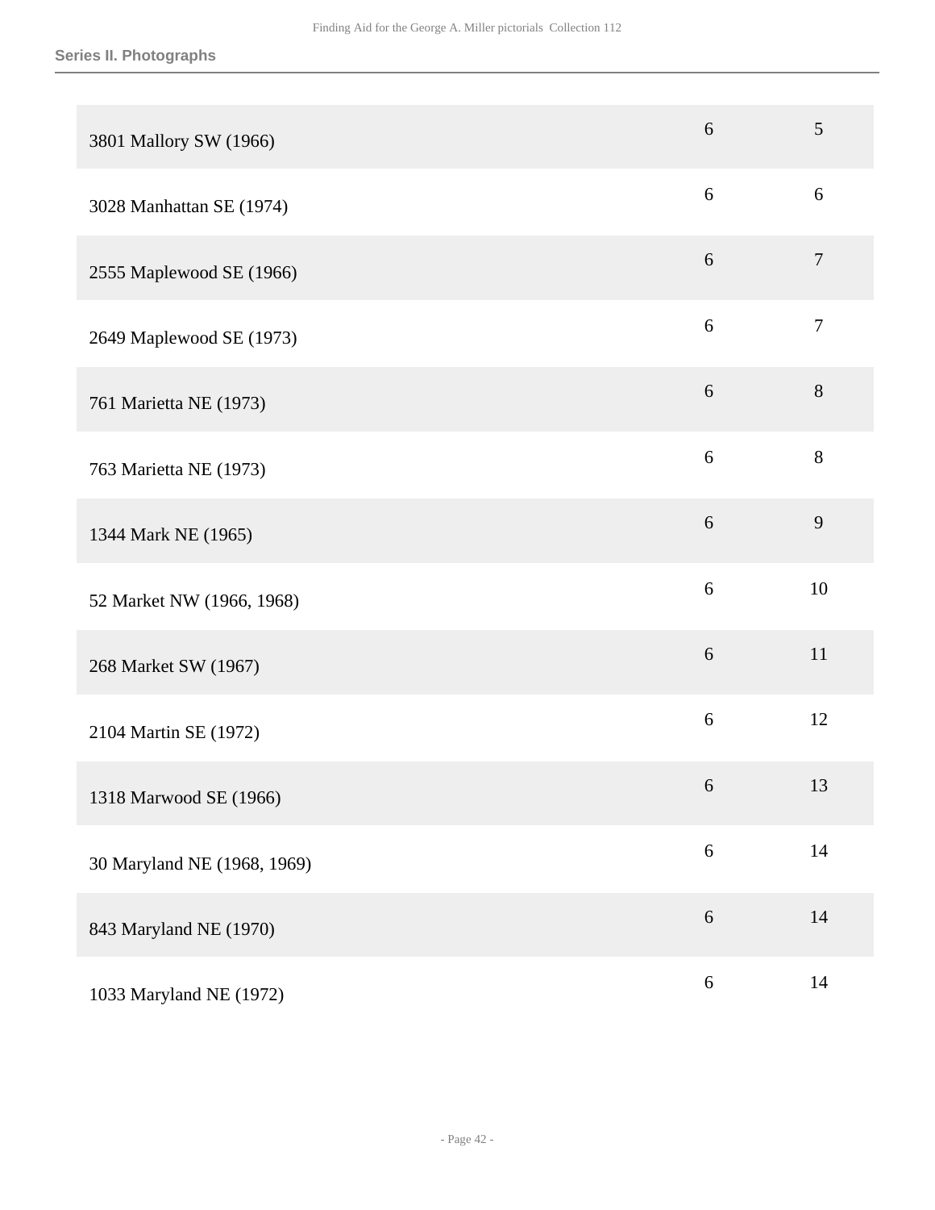**Series II. Photographs**

| | | |
|---|---|---|
| 3801 Mallory SW (1966) | 6 | 5 |
| 3028 Manhattan SE (1974) | 6 | 6 |
| 2555 Maplewood SE (1966) | 6 | 7 |
| 2649 Maplewood SE (1973) | 6 | 7 |
| 761 Marietta NE (1973) | 6 | 8 |
| 763 Marietta NE (1973) | 6 | 8 |
| 1344 Mark NE (1965) | 6 | 9 |
| 52 Market NW (1966, 1968) | 6 | 10 |
| 268 Market SW (1967) | 6 | 11 |
| 2104 Martin SE (1972) | 6 | 12 |
| 1318 Marwood SE (1966) | 6 | 13 |
| 30 Maryland NE (1968, 1969) | 6 | 14 |
| 843 Maryland NE (1970) | 6 | 14 |
| 1033 Maryland NE (1972) | 6 | 14 |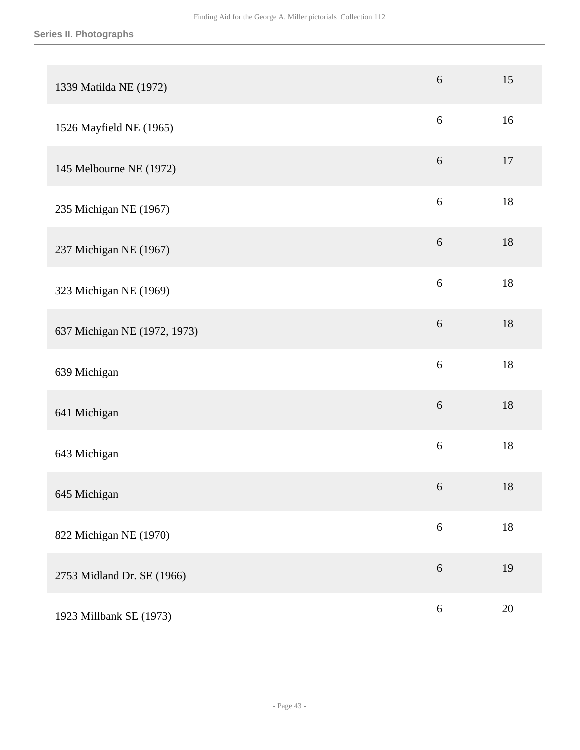| | | |
|---|---|---|
| 1339 Matilda NE (1972) | 6 | 15 |
| 1526 Mayfield NE (1965) | 6 | 16 |
| 145 Melbourne NE (1972) | 6 | 17 |
| 235 Michigan NE (1967) | 6 | 18 |
| 237 Michigan NE (1967) | 6 | 18 |
| 323 Michigan NE (1969) | 6 | 18 |
| 637 Michigan NE (1972, 1973) | 6 | 18 |
| 639 Michigan | 6 | 18 |
| 641 Michigan | 6 | 18 |
| 643 Michigan | 6 | 18 |
| 645 Michigan | 6 | 18 |
| 822 Michigan NE (1970) | 6 | 18 |
| 2753 Midland Dr. SE (1966) | 6 | 19 |
| 1923 Millbank SE (1973) | 6 | 20 |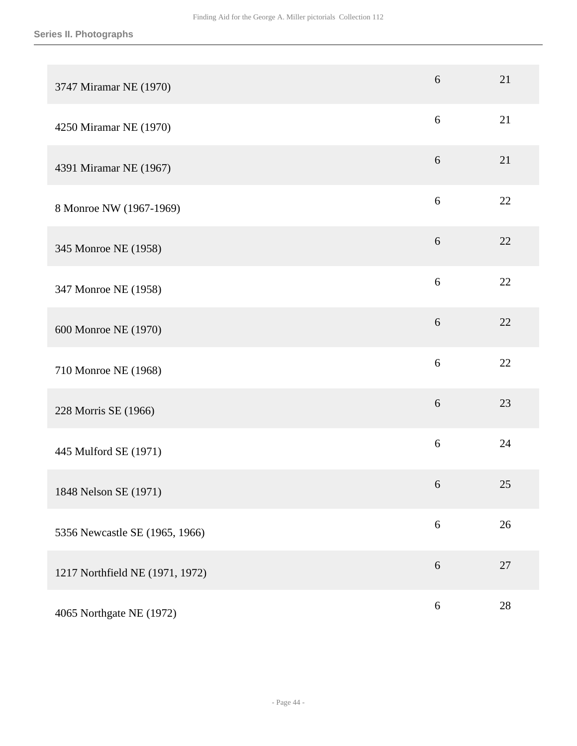| | | |
|---|---|---|
| 3747 Miramar NE (1970) | 6 | 21 |
| 4250 Miramar NE (1970) | 6 | 21 |
| 4391 Miramar NE (1967) | 6 | 21 |
| 8 Monroe NW (1967-1969) | 6 | 22 |
| 345 Monroe NE (1958) | 6 | 22 |
| 347 Monroe NE (1958) | 6 | 22 |
| 600 Monroe NE (1970) | 6 | 22 |
| 710 Monroe NE (1968) | 6 | 22 |
| 228 Morris SE (1966) | 6 | 23 |
| 445 Mulford SE (1971) | 6 | 24 |
| 1848 Nelson SE (1971) | 6 | 25 |
| 5356 Newcastle SE (1965, 1966) | 6 | 26 |
| 1217 Northfield NE (1971, 1972) | 6 | 27 |
| 4065 Northgate NE (1972) | 6 | 28 |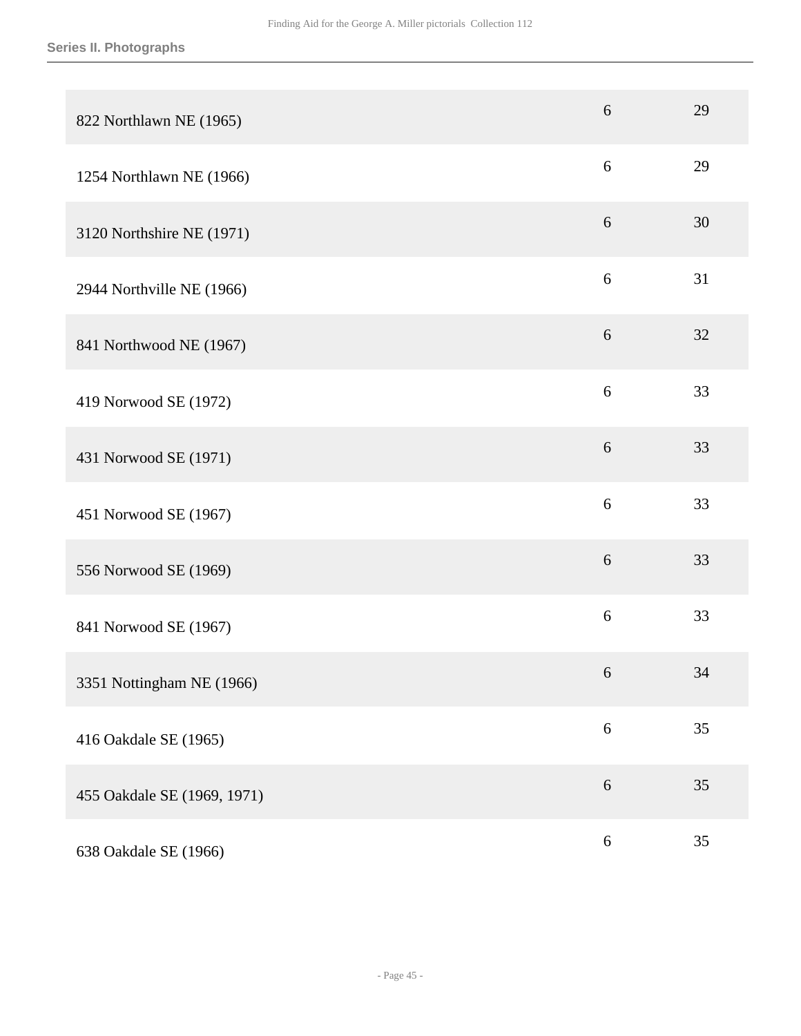## Series II. Photographs

| | | |
|---|---|---|
| 822 Northlawn NE (1965) | 6 | 29 |
| 1254 Northlawn NE (1966) | 6 | 29 |
| 3120 Northshire NE (1971) | 6 | 30 |
| 2944 Northville NE (1966) | 6 | 31 |
| 841 Northwood NE (1967) | 6 | 32 |
| 419 Norwood SE (1972) | 6 | 33 |
| 431 Norwood SE (1971) | 6 | 33 |
| 451 Norwood SE (1967) | 6 | 33 |
| 556 Norwood SE (1969) | 6 | 33 |
| 841 Norwood SE (1967) | 6 | 33 |
| 3351 Nottingham NE (1966) | 6 | 34 |
| 416 Oakdale SE (1965) | 6 | 35 |
| 455 Oakdale SE (1969, 1971) | 6 | 35 |
| 638 Oakdale SE (1966) | 6 | 35 |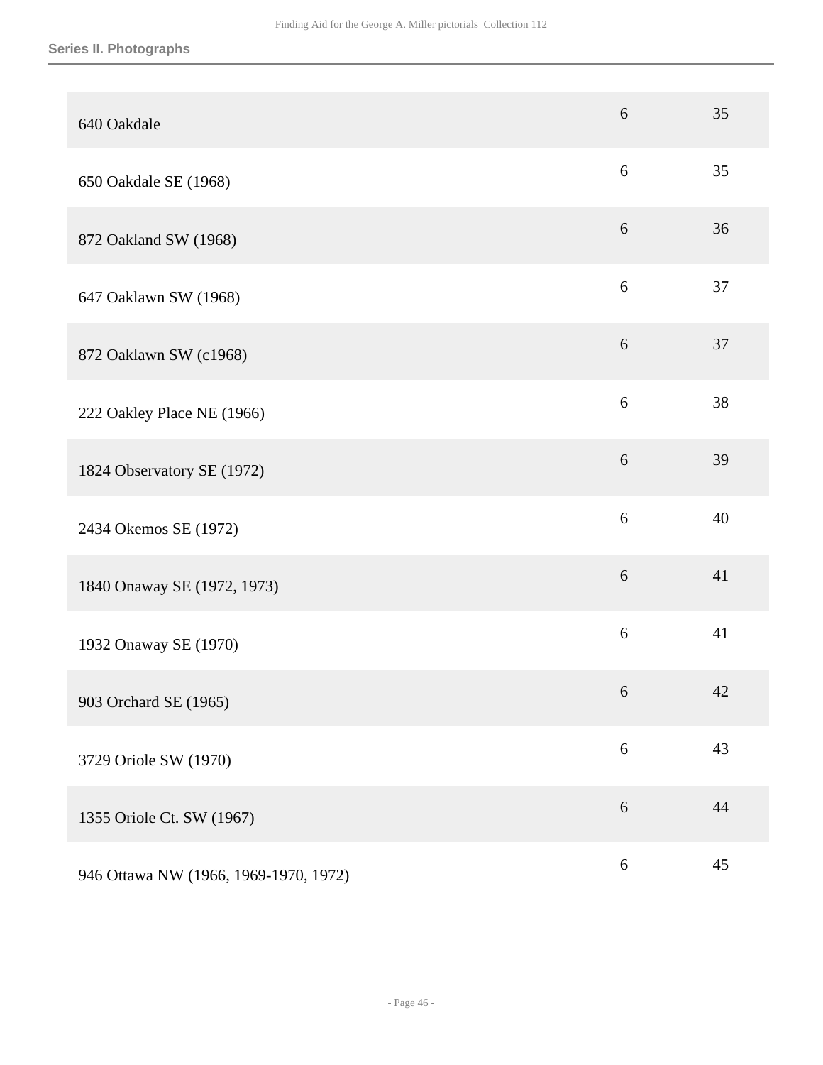## Series II. Photographs

| | | |
|---|---|---|
| 640 Oakdale | 6 | 35 |
| 650 Oakdale SE (1968) | 6 | 35 |
| 872 Oakland SW (1968) | 6 | 36 |
| 647 Oaklawn SW (1968) | 6 | 37 |
| 872 Oaklawn SW (c1968) | 6 | 37 |
| 222 Oakley Place NE (1966) | 6 | 38 |
| 1824 Observatory SE (1972) | 6 | 39 |
| 2434 Okemos SE (1972) | 6 | 40 |
| 1840 Onaway SE (1972, 1973) | 6 | 41 |
| 1932 Onaway SE (1970) | 6 | 41 |
| 903 Orchard SE (1965) | 6 | 42 |
| 3729 Oriole SW (1970) | 6 | 43 |
| 1355 Oriole Ct. SW (1967) | 6 | 44 |
| 946 Ottawa NW (1966, 1969-1970, 1972) | 6 | 45 |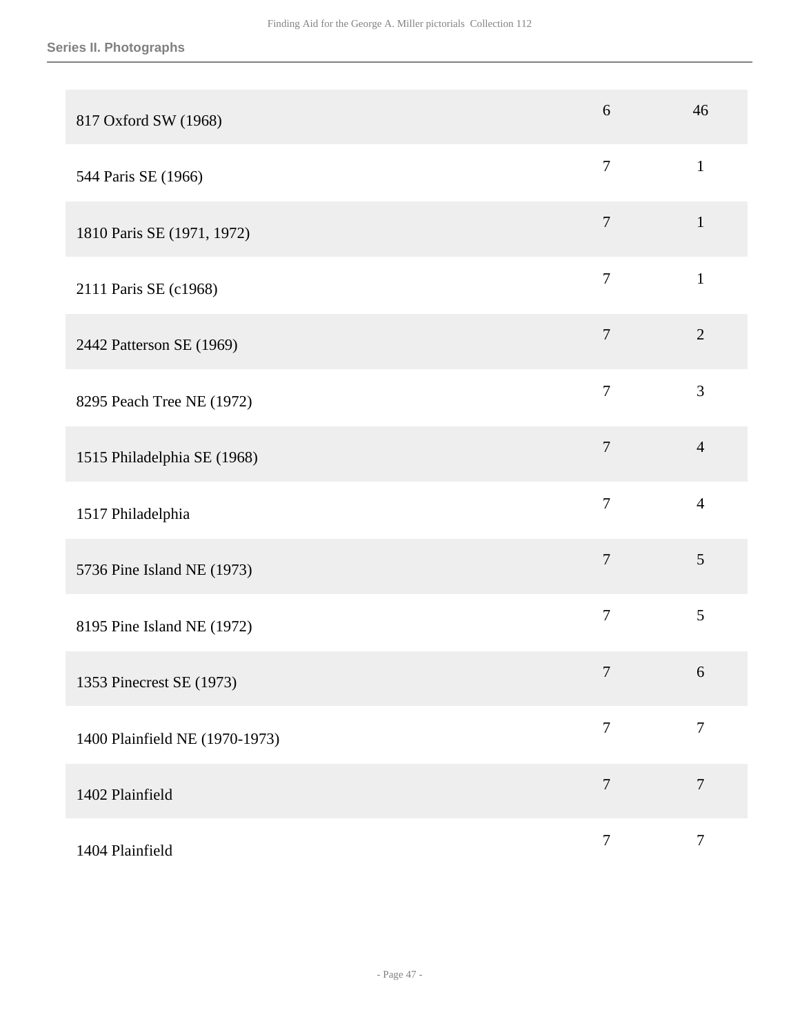## Series II. Photographs

| | | |
|---|---|---|
| 817 Oxford SW (1968) | 6 | 46 |
| 544 Paris SE (1966) | 7 | 1 |
| 1810 Paris SE (1971, 1972) | 7 | 1 |
| 2111 Paris SE (c1968) | 7 | 1 |
| 2442 Patterson SE (1969) | 7 | 2 |
| 8295 Peach Tree NE (1972) | 7 | 3 |
| 1515 Philadelphia SE (1968) | 7 | 4 |
| 1517 Philadelphia | 7 | 4 |
| 5736 Pine Island NE (1973) | 7 | 5 |
| 8195 Pine Island NE (1972) | 7 | 5 |
| 1353 Pinecrest SE (1973) | 7 | 6 |
| 1400 Plainfield NE (1970-1973) | 7 | 7 |
| 1402 Plainfield | 7 | 7 |
| 1404 Plainfield | 7 | 7 |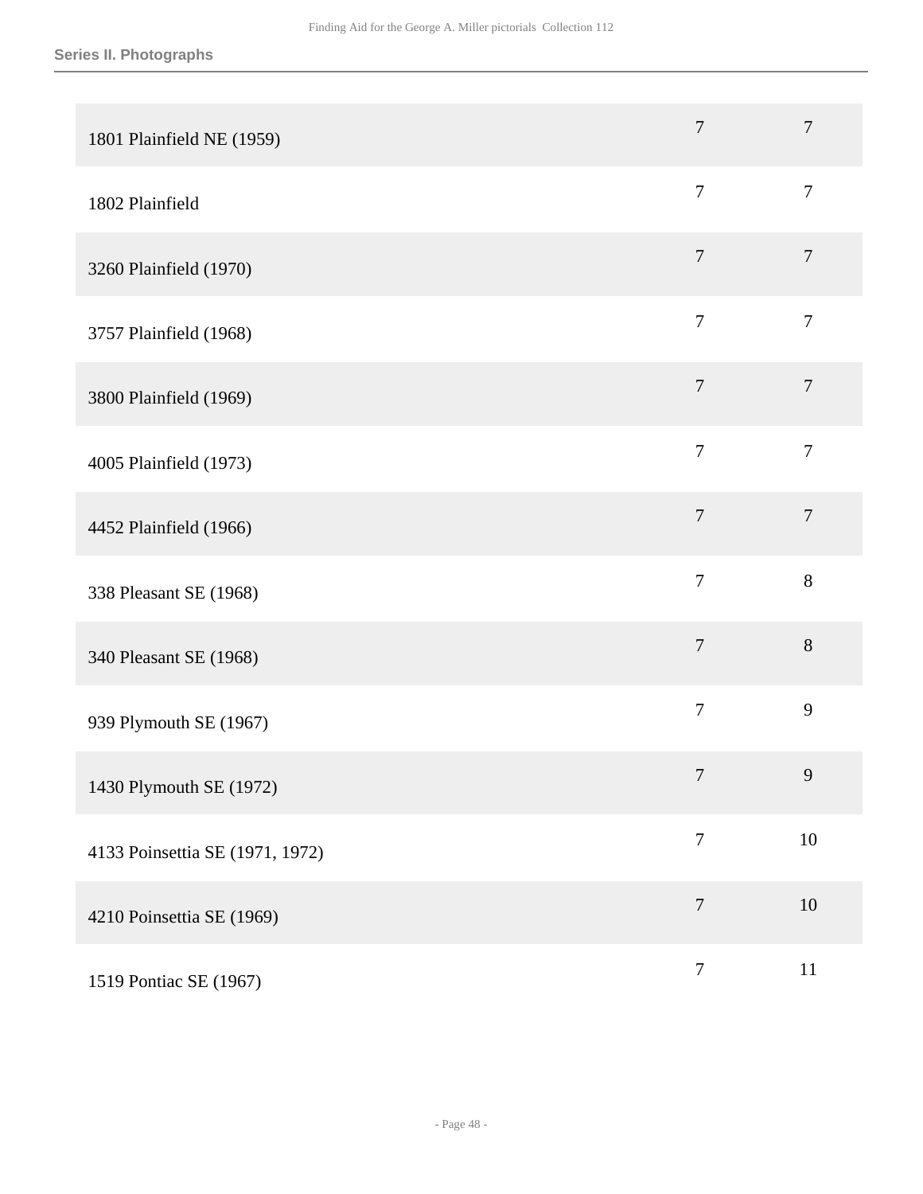| | | |
|---|---|---|
| 1801 Plainfield NE (1959) | 7 | 7 |
| 1802 Plainfield | 7 | 7 |
| 3260 Plainfield (1970) | 7 | 7 |
| 3757 Plainfield (1968) | 7 | 7 |
| 3800 Plainfield (1969) | 7 | 7 |
| 4005 Plainfield (1973) | 7 | 7 |
| 4452 Plainfield (1966) | 7 | 7 |
| 338 Pleasant SE (1968) | 7 | 8 |
| 340 Pleasant SE (1968) | 7 | 8 |
| 939 Plymouth SE (1967) | 7 | 9 |
| 1430 Plymouth SE (1972) | 7 | 9 |
| 4133 Poinsettia SE (1971, 1972) | 7 | 10 |
| 4210 Poinsettia SE (1969) | 7 | 10 |
| 1519 Pontiac SE (1967) | 7 | 11 |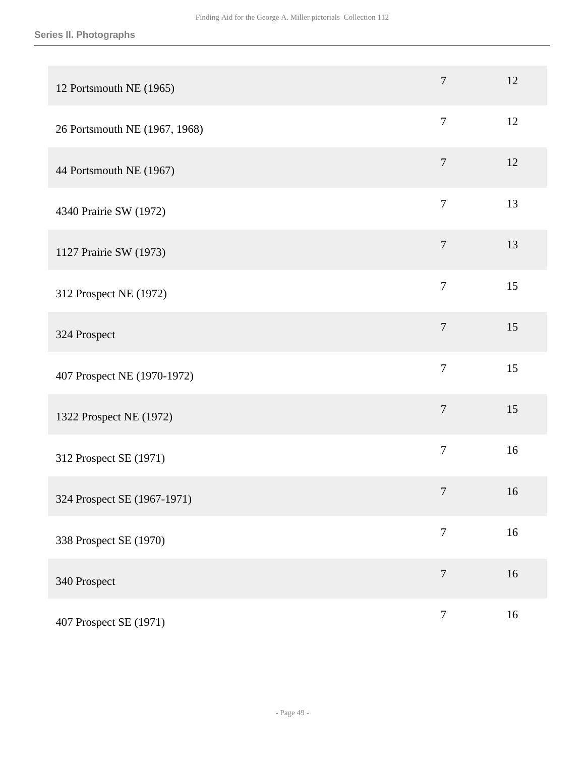### Series II. Photographs

| | | |
|---|---|---|
| 12 Portsmouth NE (1965) | 7 | 12 |
| 26 Portsmouth NE (1967, 1968) | 7 | 12 |
| 44 Portsmouth NE (1967) | 7 | 12 |
| 4340 Prairie SW (1972) | 7 | 13 |
| 1127 Prairie SW (1973) | 7 | 13 |
| 312 Prospect NE (1972) | 7 | 15 |
| 324 Prospect | 7 | 15 |
| 407 Prospect NE (1970-1972) | 7 | 15 |
| 1322 Prospect NE (1972) | 7 | 15 |
| 312 Prospect SE (1971) | 7 | 16 |
| 324 Prospect SE (1967-1971) | 7 | 16 |
| 338 Prospect SE (1970) | 7 | 16 |
| 340 Prospect | 7 | 16 |
| 407 Prospect SE (1971) | 7 | 16 |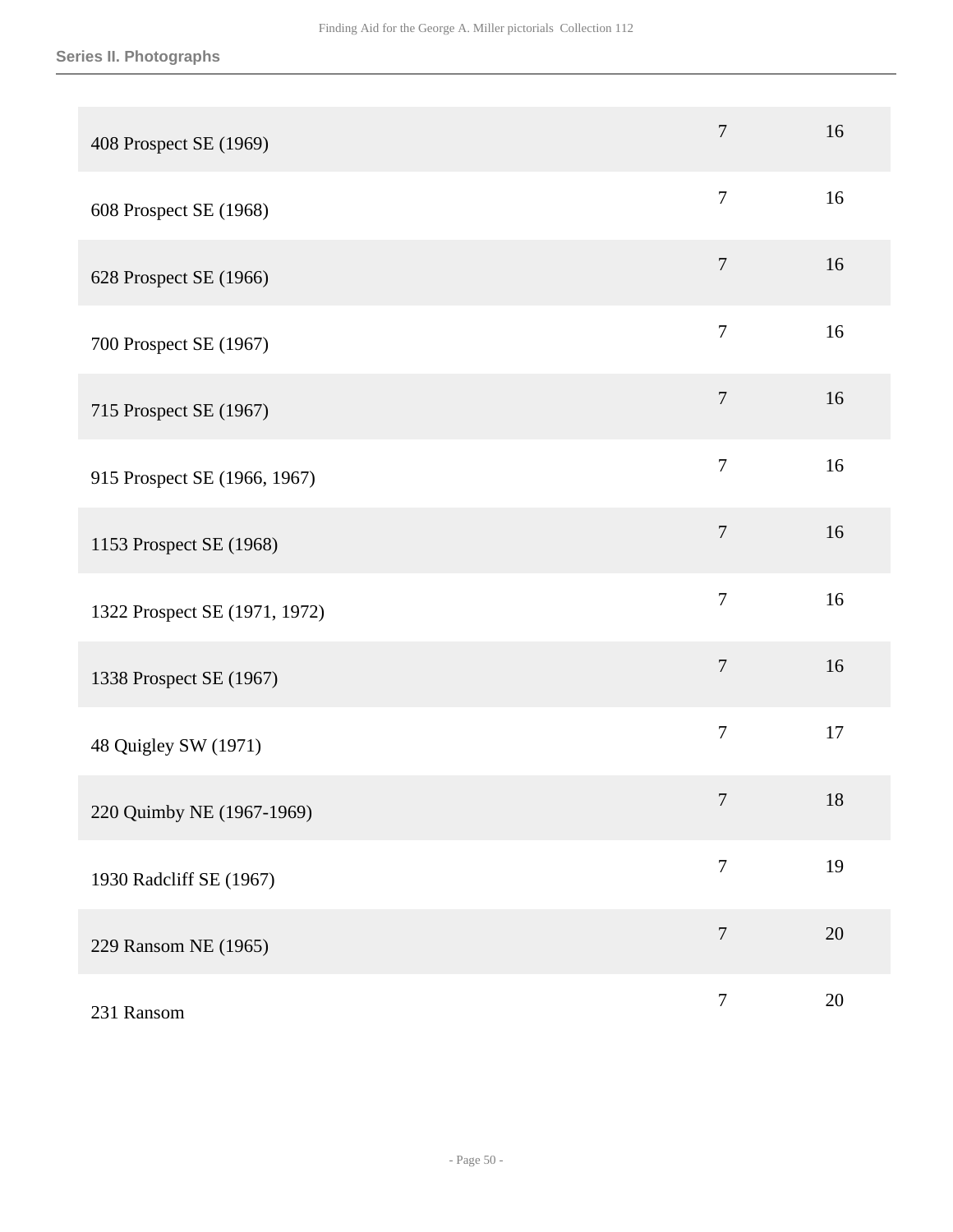| | | |
|---|---|---|
| 408 Prospect SE (1969) | 7 | 16 |
| 608 Prospect SE (1968) | 7 | 16 |
| 628 Prospect SE (1966) | 7 | 16 |
| 700 Prospect SE (1967) | 7 | 16 |
| 715 Prospect SE (1967) | 7 | 16 |
| 915 Prospect SE (1966, 1967) | 7 | 16 |
| 1153 Prospect SE (1968) | 7 | 16 |
| 1322 Prospect SE (1971, 1972) | 7 | 16 |
| 1338 Prospect SE (1967) | 7 | 16 |
| 48 Quigley SW (1971) | 7 | 17 |
| 220 Quimby NE (1967-1969) | 7 | 18 |
| 1930 Radcliff SE (1967) | 7 | 19 |
| 229 Ransom NE (1965) | 7 | 20 |
| 231 Ransom | 7 | 20 |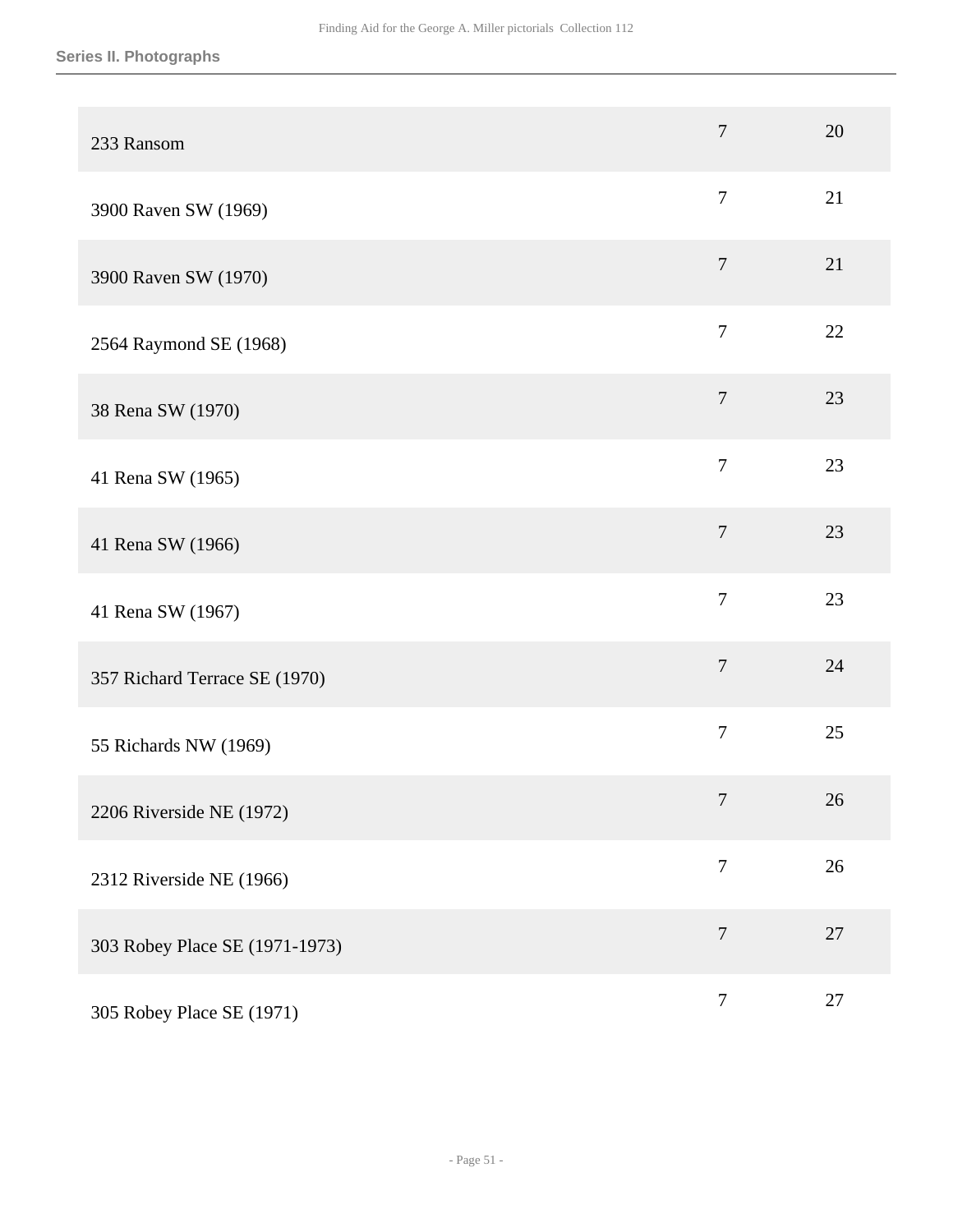| | | |
|---|---|---|
| 233 Ransom | 7 | 20 |
| 3900 Raven SW (1969) | 7 | 21 |
| 3900 Raven SW (1970) | 7 | 21 |
| 2564 Raymond SE (1968) | 7 | 22 |
| 38 Rena SW (1970) | 7 | 23 |
| 41 Rena SW (1965) | 7 | 23 |
| 41 Rena SW (1966) | 7 | 23 |
| 41 Rena SW (1967) | 7 | 23 |
| 357 Richard Terrace SE (1970) | 7 | 24 |
| 55 Richards NW (1969) | 7 | 25 |
| 2206 Riverside NE (1972) | 7 | 26 |
| 2312 Riverside NE (1966) | 7 | 26 |
| 303 Robey Place SE (1971-1973) | 7 | 27 |
| 305 Robey Place SE (1971) | 7 | 27 |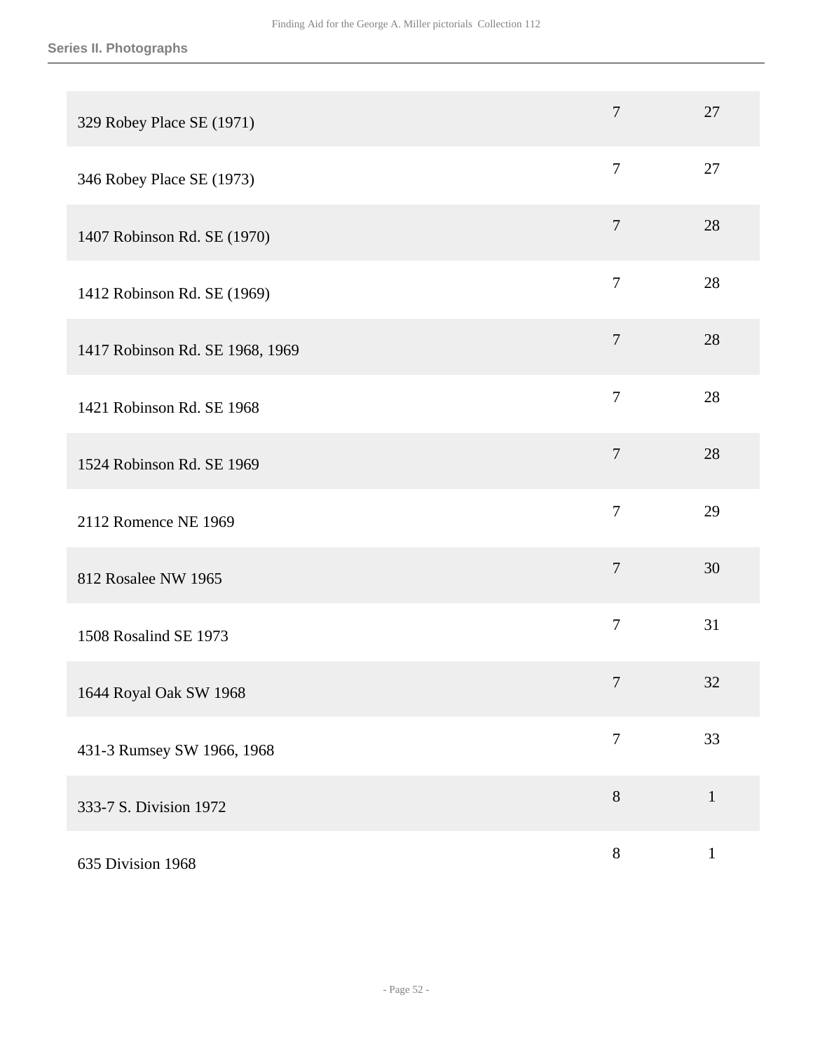## Series II. Photographs

| | | |
|---|---|---|
| 329 Robey Place SE (1971) | 7 | 27 |
| 346 Robey Place SE (1973) | 7 | 27 |
| 1407 Robinson Rd. SE (1970) | 7 | 28 |
| 1412 Robinson Rd. SE (1969) | 7 | 28 |
| 1417 Robinson Rd. SE 1968, 1969 | 7 | 28 |
| 1421 Robinson Rd. SE 1968 | 7 | 28 |
| 1524 Robinson Rd. SE 1969 | 7 | 28 |
| 2112 Romence NE 1969 | 7 | 29 |
| 812 Rosalee NW 1965 | 7 | 30 |
| 1508 Rosalind SE 1973 | 7 | 31 |
| 1644 Royal Oak SW 1968 | 7 | 32 |
| 431-3 Rumsey SW 1966, 1968 | 7 | 33 |
| 333-7 S. Division 1972 | 8 | 1 |
| 635 Division 1968 | 8 | 1 |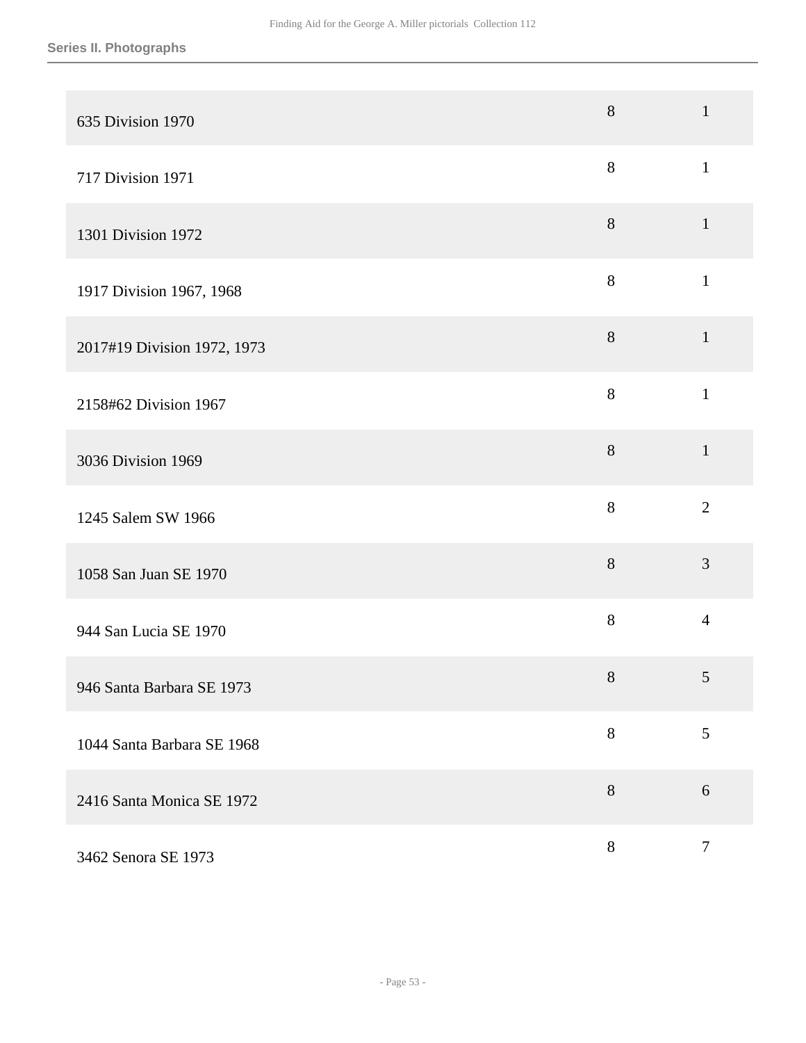## Series II. Photographs

| | | |
|---|---|---|
| 635 Division 1970 | 8 | 1 |
| 717 Division 1971 | 8 | 1 |
| 1301 Division 1972 | 8 | 1 |
| 1917 Division 1967, 1968 | 8 | 1 |
| 2017#19 Division 1972, 1973 | 8 | 1 |
| 2158#62 Division 1967 | 8 | 1 |
| 3036 Division 1969 | 8 | 1 |
| 1245 Salem SW 1966 | 8 | 2 |
| 1058 San Juan SE 1970 | 8 | 3 |
| 944 San Lucia SE 1970 | 8 | 4 |
| 946 Santa Barbara SE 1973 | 8 | 5 |
| 1044 Santa Barbara SE 1968 | 8 | 5 |
| 2416 Santa Monica SE 1972 | 8 | 6 |
| 3462 Senora SE 1973 | 8 | 7 |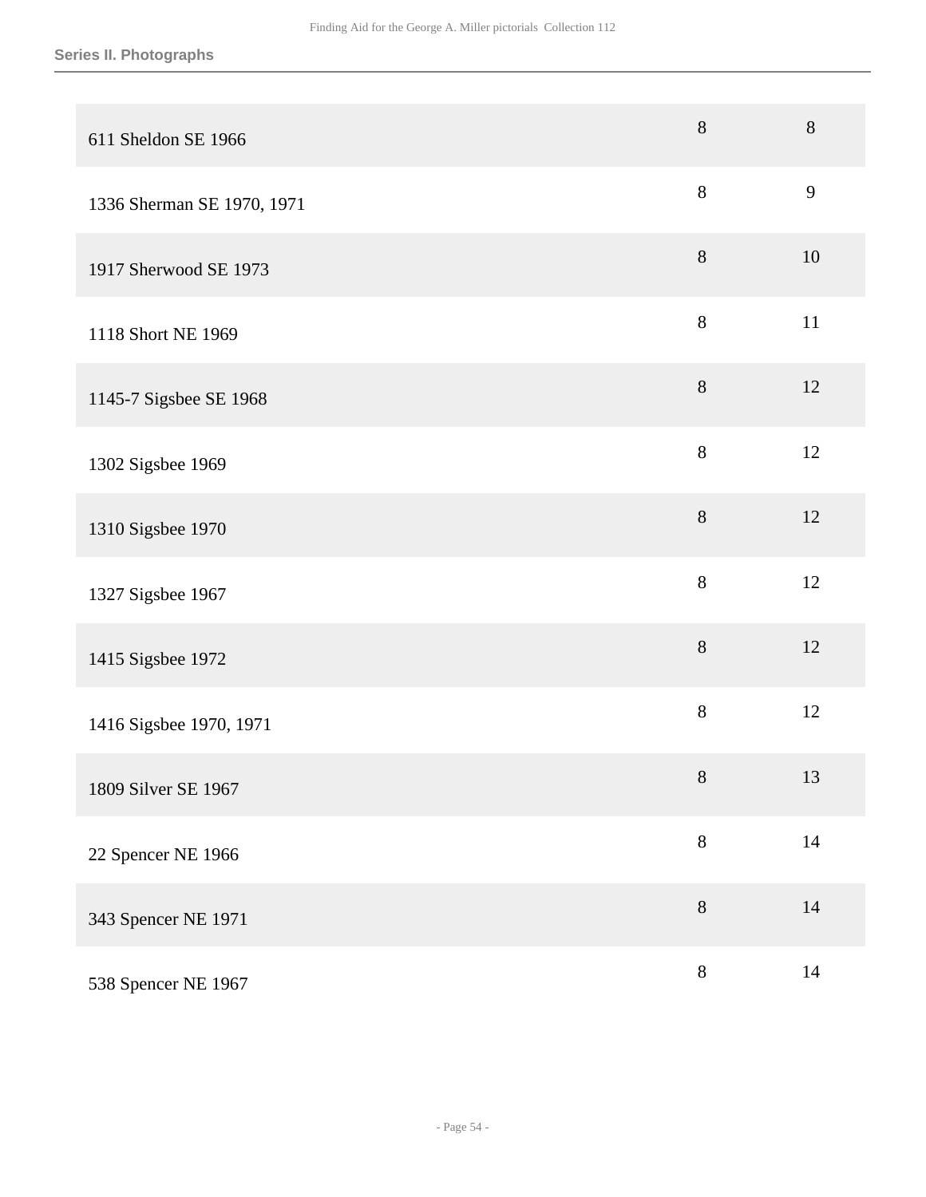**Series II. Photographs**

| | | |
|---|---|---|
| 611 Sheldon SE 1966 | 8 | 8 |
| 1336 Sherman SE 1970, 1971 | 8 | 9 |
| 1917 Sherwood SE 1973 | 8 | 10 |
| 1118 Short NE 1969 | 8 | 11 |
| 1145-7 Sigsbee SE 1968 | 8 | 12 |
| 1302 Sigsbee 1969 | 8 | 12 |
| 1310 Sigsbee 1970 | 8 | 12 |
| 1327 Sigsbee 1967 | 8 | 12 |
| 1415 Sigsbee 1972 | 8 | 12 |
| 1416 Sigsbee 1970, 1971 | 8 | 12 |
| 1809 Silver SE 1967 | 8 | 13 |
| 22 Spencer NE 1966 | 8 | 14 |
| 343 Spencer NE 1971 | 8 | 14 |
| 538 Spencer NE 1967 | 8 | 14 |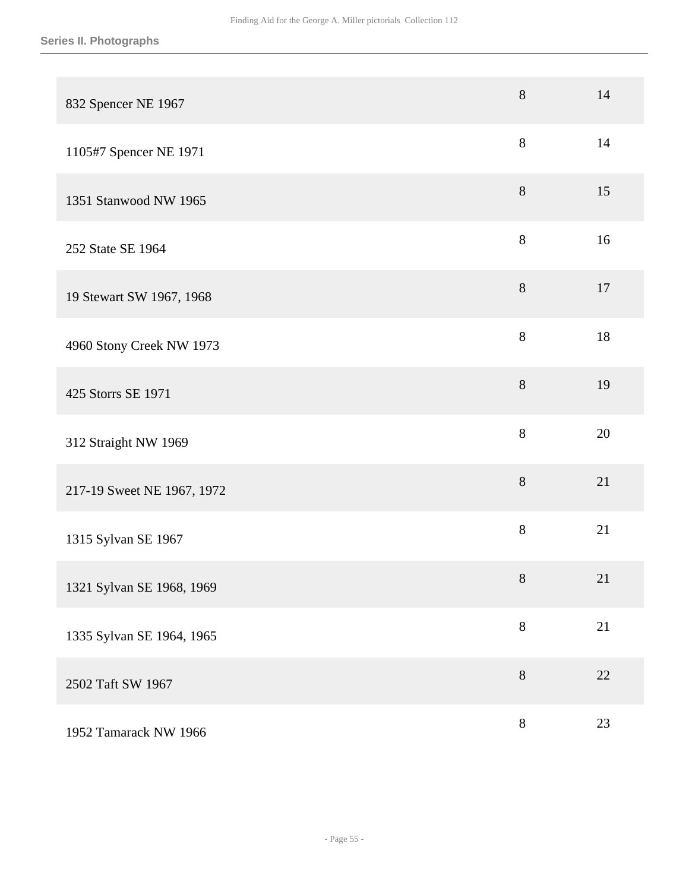| | | |
|---|---|---|
| 832 Spencer NE 1967 | 8 | 14 |
| 1105#7 Spencer NE 1971 | 8 | 14 |
| 1351 Stanwood NW 1965 | 8 | 15 |
| 252 State SE 1964 | 8 | 16 |
| 19 Stewart SW 1967, 1968 | 8 | 17 |
| 4960 Stony Creek NW 1973 | 8 | 18 |
| 425 Storrs SE 1971 | 8 | 19 |
| 312 Straight NW 1969 | 8 | 20 |
| 217-19 Sweet NE 1967, 1972 | 8 | 21 |
| 1315 Sylvan SE 1967 | 8 | 21 |
| 1321 Sylvan SE 1968, 1969 | 8 | 21 |
| 1335 Sylvan SE 1964, 1965 | 8 | 21 |
| 2502 Taft SW 1967 | 8 | 22 |
| 1952 Tamarack NW 1966 | 8 | 23 |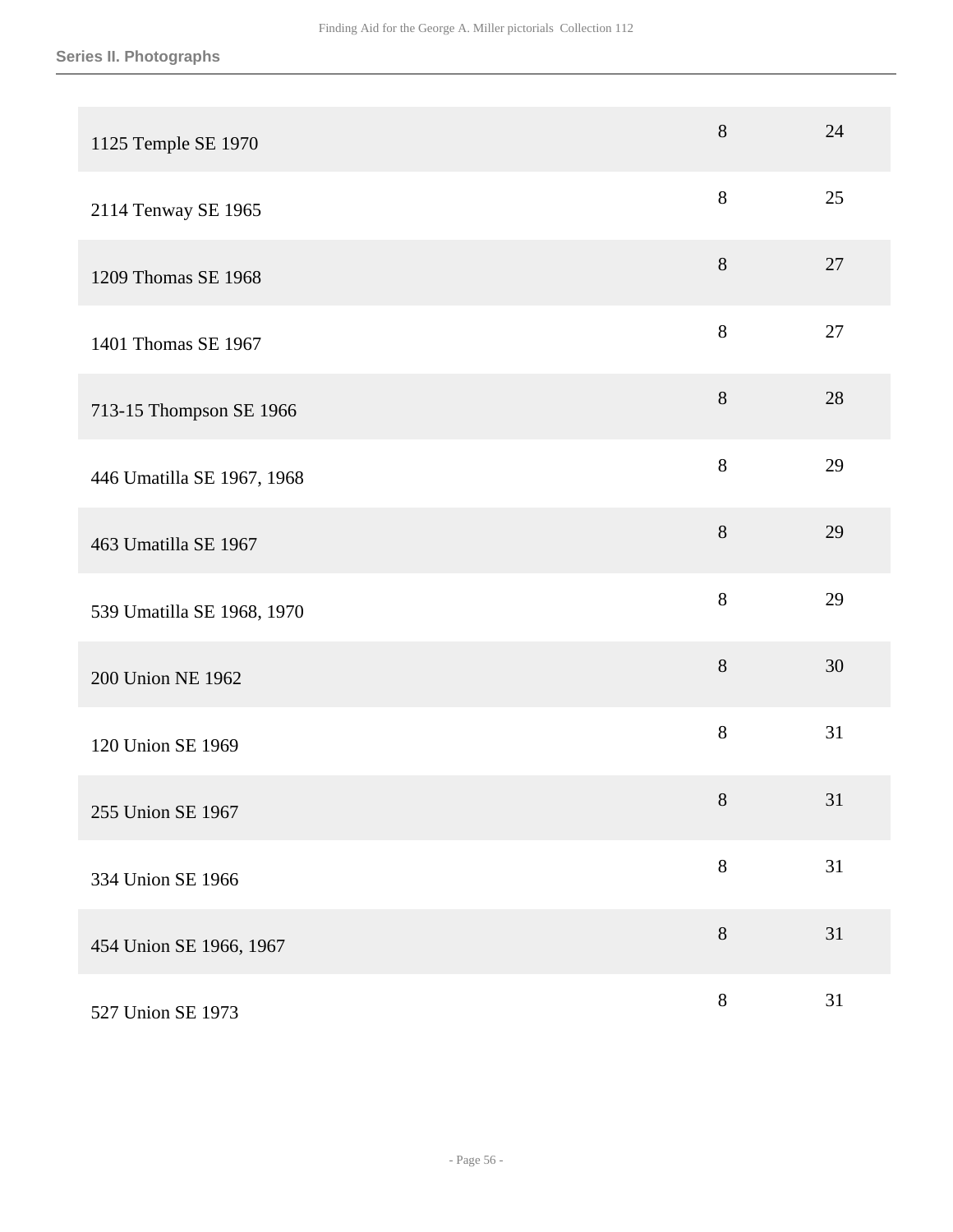| | | |
|---|---|---|
| 1125 Temple SE 1970 | 8 | 24 |
| 2114 Tenway SE 1965 | 8 | 25 |
| 1209 Thomas SE 1968 | 8 | 27 |
| 1401 Thomas SE 1967 | 8 | 27 |
| 713-15 Thompson SE 1966 | 8 | 28 |
| 446 Umatilla SE 1967, 1968 | 8 | 29 |
| 463 Umatilla SE 1967 | 8 | 29 |
| 539 Umatilla SE 1968, 1970 | 8 | 29 |
| 200 Union NE 1962 | 8 | 30 |
| 120 Union SE 1969 | 8 | 31 |
| 255 Union SE 1967 | 8 | 31 |
| 334 Union SE 1966 | 8 | 31 |
| 454 Union SE 1966, 1967 | 8 | 31 |
| 527 Union SE 1973 | 8 | 31 |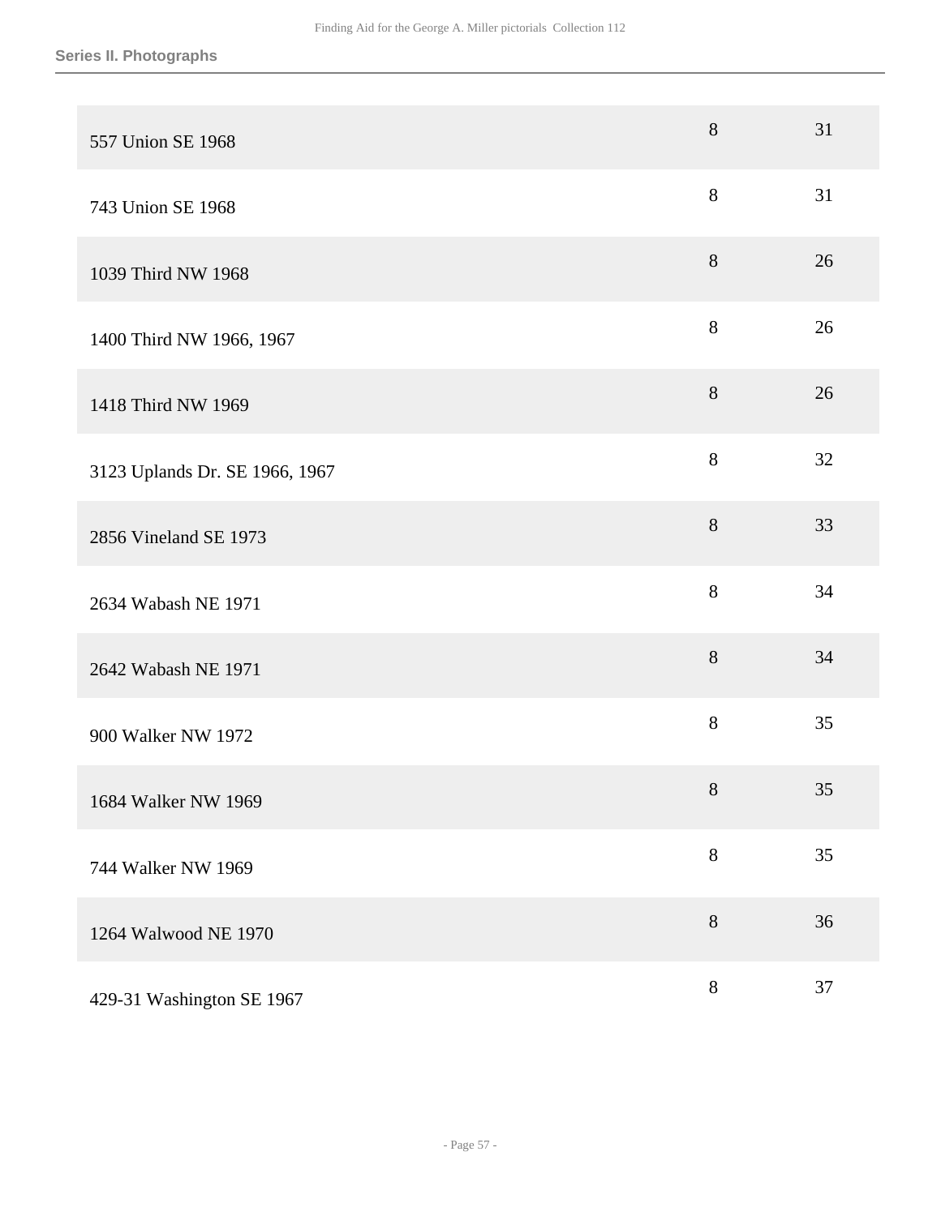## Series II. Photographs

| | | |
|---|---|---|
| 557 Union SE 1968 | 8 | 31 |
| 743 Union SE 1968 | 8 | 31 |
| 1039 Third NW 1968 | 8 | 26 |
| 1400 Third NW 1966, 1967 | 8 | 26 |
| 1418 Third NW 1969 | 8 | 26 |
| 3123 Uplands Dr. SE 1966, 1967 | 8 | 32 |
| 2856 Vineland SE 1973 | 8 | 33 |
| 2634 Wabash NE 1971 | 8 | 34 |
| 2642 Wabash NE 1971 | 8 | 34 |
| 900 Walker NW 1972 | 8 | 35 |
| 1684 Walker NW 1969 | 8 | 35 |
| 744 Walker NW 1969 | 8 | 35 |
| 1264 Walwood NE 1970 | 8 | 36 |
| 429-31 Washington SE 1967 | 8 | 37 |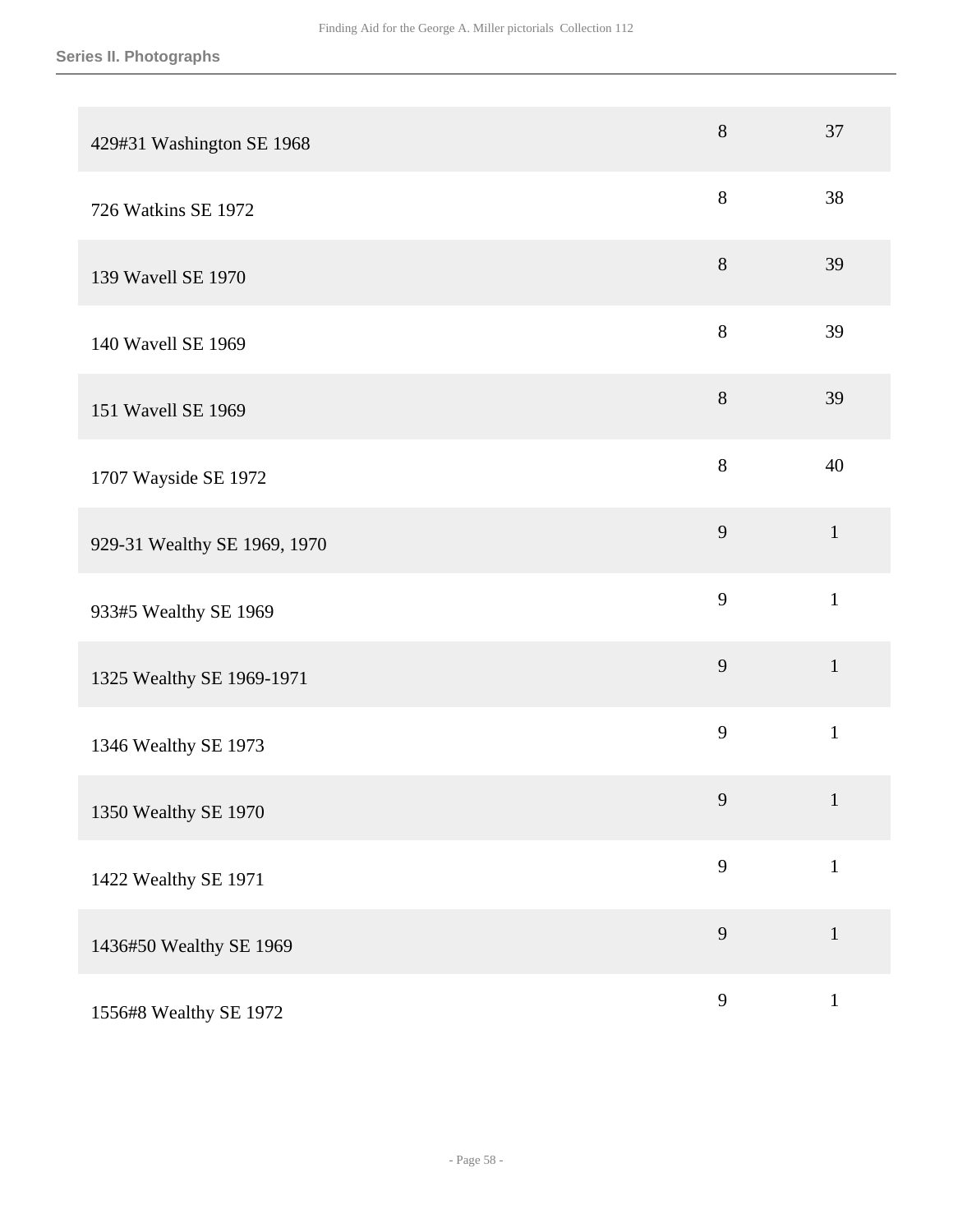**Series II. Photographs**

| | | |
|---|---|---|
| 429#31 Washington SE 1968 | 8 | 37 |
| 726 Watkins SE 1972 | 8 | 38 |
| 139 Wavell SE 1970 | 8 | 39 |
| 140 Wavell SE 1969 | 8 | 39 |
| 151 Wavell SE 1969 | 8 | 39 |
| 1707 Wayside SE 1972 | 8 | 40 |
| 929-31 Wealthy SE 1969, 1970 | 9 | 1 |
| 933#5 Wealthy SE 1969 | 9 | 1 |
| 1325 Wealthy SE 1969-1971 | 9 | 1 |
| 1346 Wealthy SE 1973 | 9 | 1 |
| 1350 Wealthy SE 1970 | 9 | 1 |
| 1422 Wealthy SE 1971 | 9 | 1 |
| 1436#50 Wealthy SE 1969 | 9 | 1 |
| 1556#8 Wealthy SE 1972 | 9 | 1 |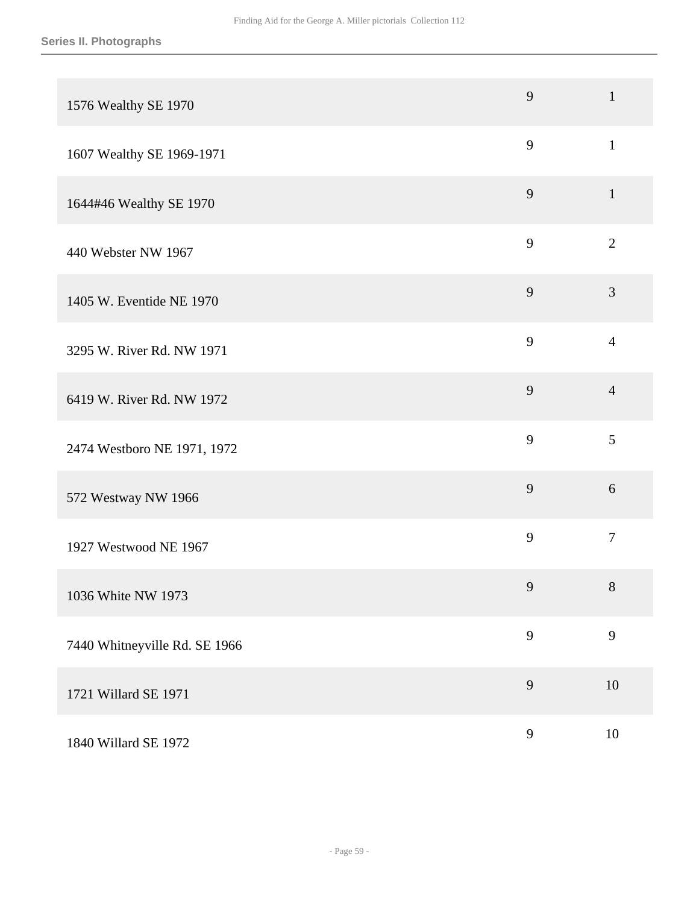## Series II. Photographs

| | | |
|---|---|---|
| 1576 Wealthy SE 1970 | 9 | 1 |
| 1607 Wealthy SE 1969-1971 | 9 | 1 |
| 1644#46 Wealthy SE 1970 | 9 | 1 |
| 440 Webster NW 1967 | 9 | 2 |
| 1405 W. Eventide NE 1970 | 9 | 3 |
| 3295 W. River Rd. NW 1971 | 9 | 4 |
| 6419 W. River Rd. NW 1972 | 9 | 4 |
| 2474 Westboro NE 1971, 1972 | 9 | 5 |
| 572 Westway NW 1966 | 9 | 6 |
| 1927 Westwood NE 1967 | 9 | 7 |
| 1036 White NW 1973 | 9 | 8 |
| 7440 Whitneyville Rd. SE 1966 | 9 | 9 |
| 1721 Willard SE 1971 | 9 | 10 |
| 1840 Willard SE 1972 | 9 | 10 |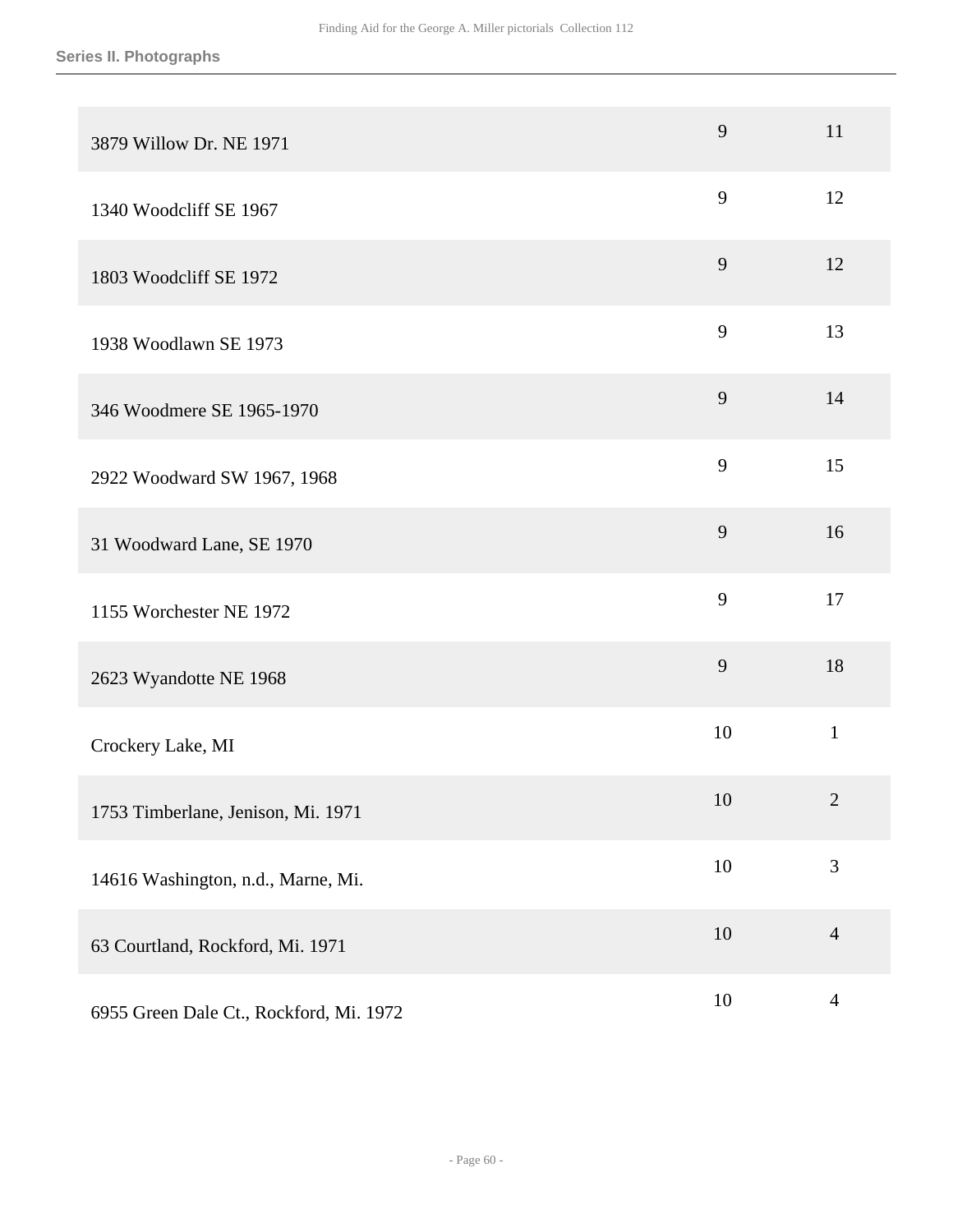**Series II. Photographs**

| | | |
|---|---|---|
| 3879 Willow Dr. NE 1971 | 9 | 11 |
| 1340 Woodcliff SE 1967 | 9 | 12 |
| 1803 Woodcliff SE 1972 | 9 | 12 |
| 1938 Woodlawn SE 1973 | 9 | 13 |
| 346 Woodmere SE 1965-1970 | 9 | 14 |
| 2922 Woodward SW 1967, 1968 | 9 | 15 |
| 31 Woodward Lane, SE 1970 | 9 | 16 |
| 1155 Worchester NE 1972 | 9 | 17 |
| 2623 Wyandotte NE 1968 | 9 | 18 |
| Crockery Lake, MI | 10 | 1 |
| 1753 Timberlane, Jenison, Mi. 1971 | 10 | 2 |
| 14616 Washington, n.d., Marne, Mi. | 10 | 3 |
| 63 Courtland, Rockford, Mi. 1971 | 10 | 4 |
| 6955 Green Dale Ct., Rockford, Mi. 1972 | 10 | 4 |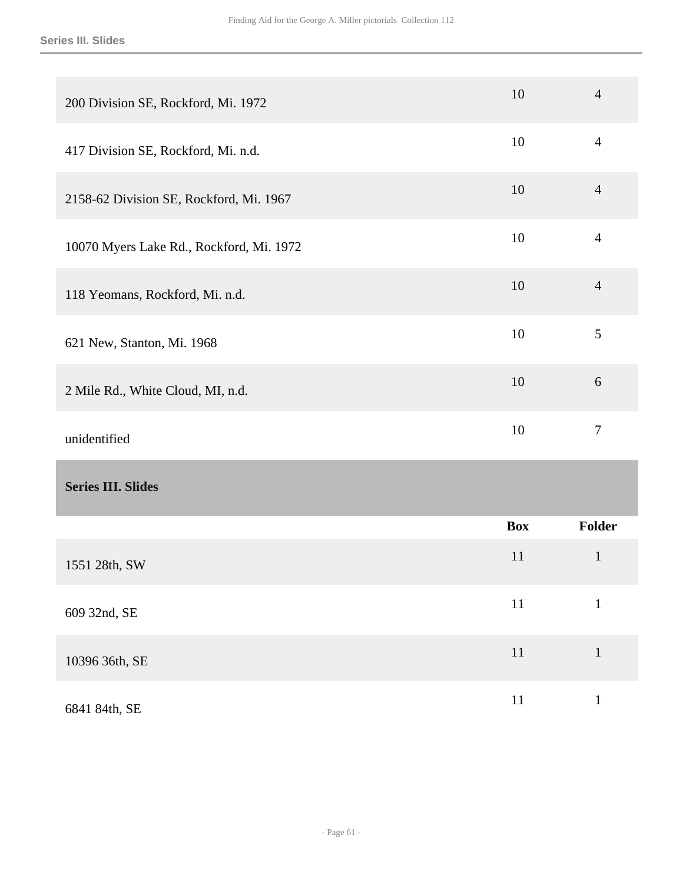| | Box | Folder |
|---|---|---|
| 200 Division SE, Rockford, Mi. 1972 | 10 | 4 |
| 417 Division SE, Rockford, Mi. n.d. | 10 | 4 |
| 2158-62 Division SE, Rockford, Mi. 1967 | 10 | 4 |
| 10070 Myers Lake Rd., Rockford, Mi. 1972 | 10 | 4 |
| 118 Yeomans, Rockford, Mi. n.d. | 10 | 4 |
| 621 New, Stanton, Mi. 1968 | 10 | 5 |
| 2 Mile Rd., White Cloud, MI, n.d. | 10 | 6 |
| unidentified | 10 | 7 |

## Series III. Slides

| | Box | Folder |
|---|---|---|
| 1551 28th, SW | 11 | 1 |
| 609 32nd, SE | 11 | 1 |
| 10396 36th, SE | 11 | 1 |
| 6841 84th, SE | 11 | 1 |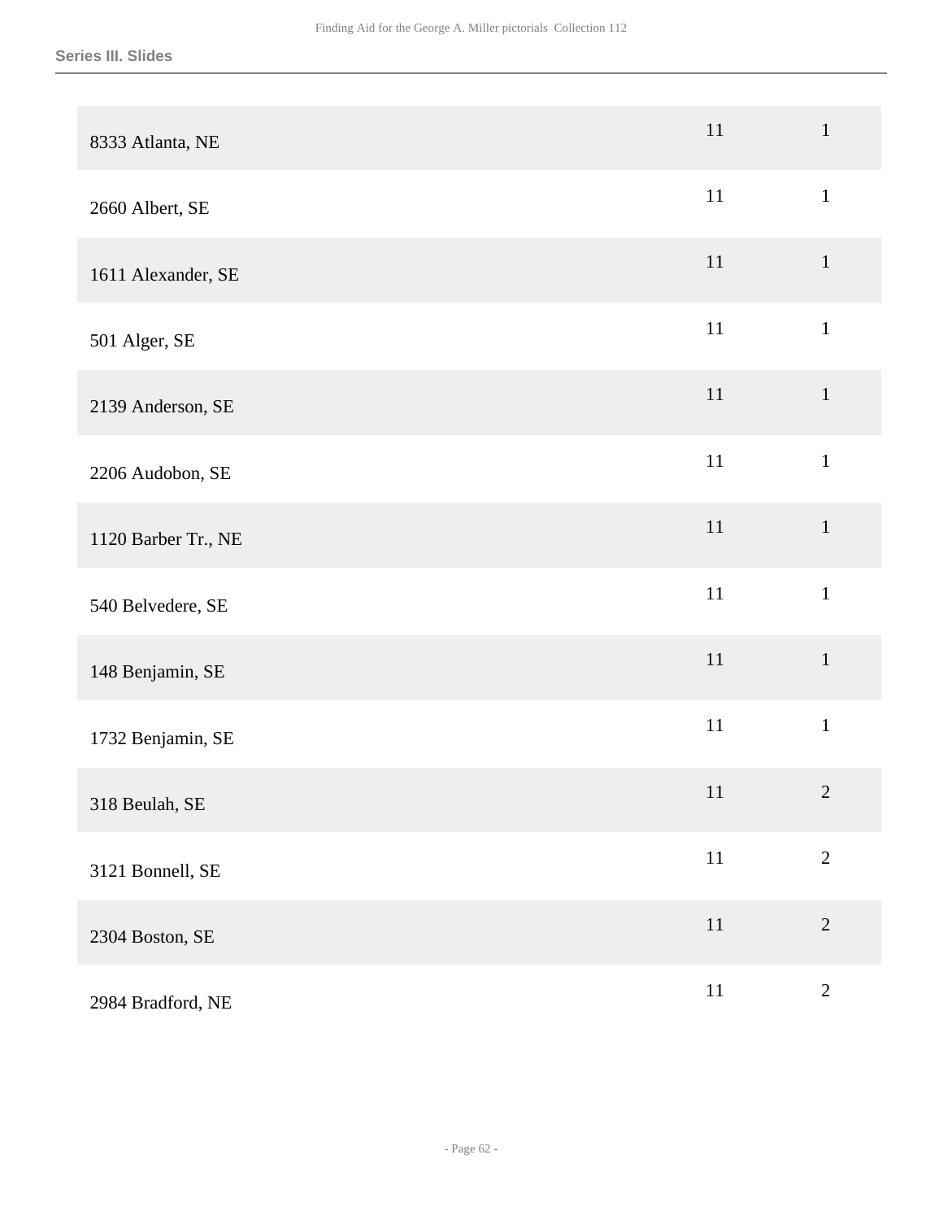**Series III. Slides**

| | | |
|---|---|---|
| 8333 Atlanta, NE | 11 | 1 |
| 2660 Albert, SE | 11 | 1 |
| 1611 Alexander, SE | 11 | 1 |
| 501 Alger, SE | 11 | 1 |
| 2139 Anderson, SE | 11 | 1 |
| 2206 Audobon, SE | 11 | 1 |
| 1120 Barber Tr., NE | 11 | 1 |
| 540 Belvedere, SE | 11 | 1 |
| 148 Benjamin, SE | 11 | 1 |
| 1732 Benjamin, SE | 11 | 1 |
| 318 Beulah, SE | 11 | 2 |
| 3121 Bonnell, SE | 11 | 2 |
| 2304 Boston, SE | 11 | 2 |
| 2984 Bradford, NE | 11 | 2 |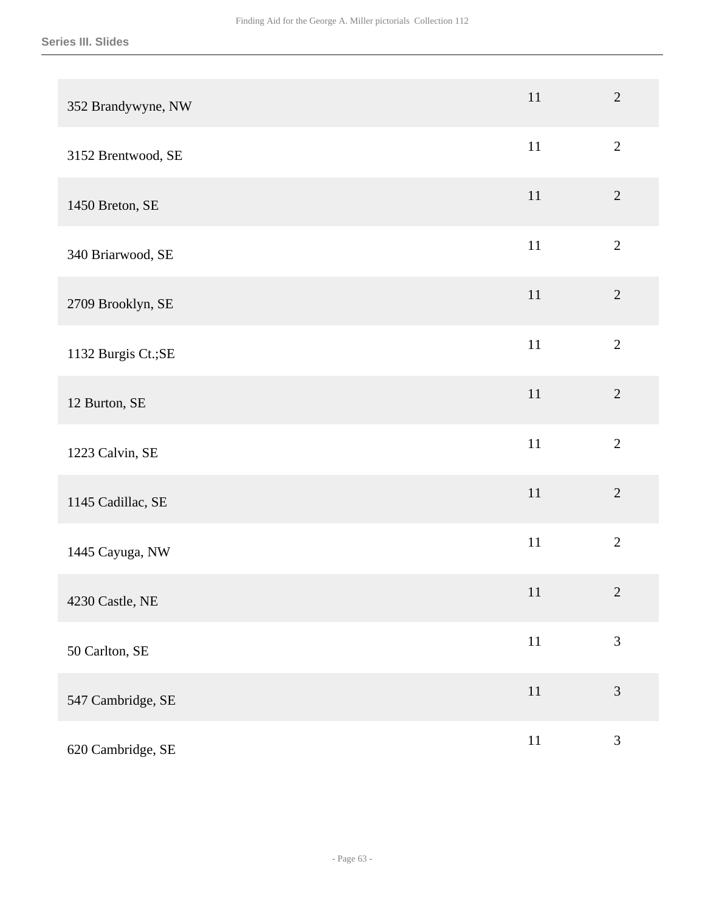| | | |
|---|---|---|
| 352 Brandywyne, NW | 11 | 2 |
| 3152 Brentwood, SE | 11 | 2 |
| 1450 Breton, SE | 11 | 2 |
| 340 Briarwood, SE | 11 | 2 |
| 2709 Brooklyn, SE | 11 | 2 |
| 1132 Burgis Ct.;SE | 11 | 2 |
| 12 Burton, SE | 11 | 2 |
| 1223 Calvin, SE | 11 | 2 |
| 1145 Cadillac, SE | 11 | 2 |
| 1445 Cayuga, NW | 11 | 2 |
| 4230 Castle, NE | 11 | 2 |
| 50 Carlton, SE | 11 | 3 |
| 547 Cambridge, SE | 11 | 3 |
| 620 Cambridge, SE | 11 | 3 |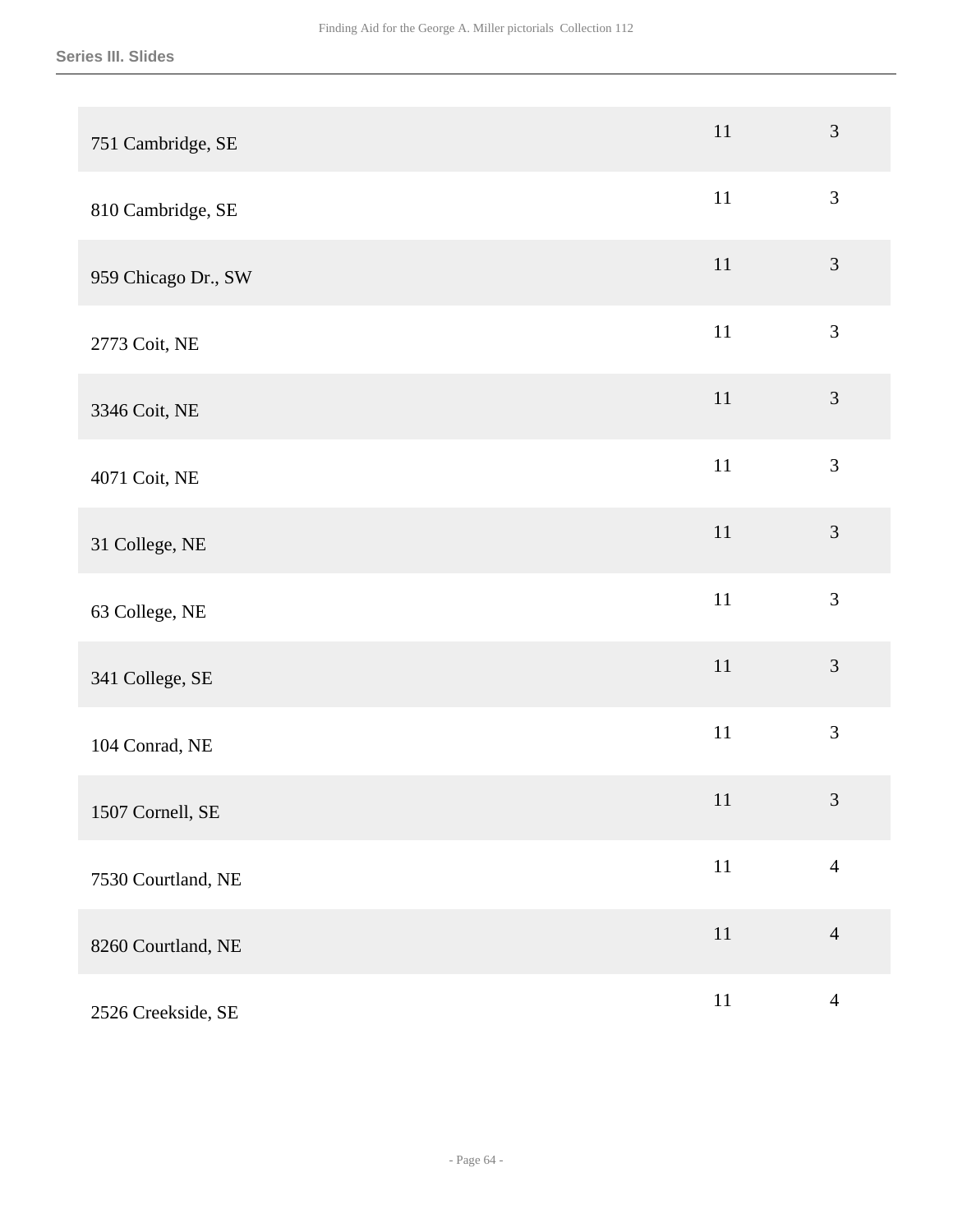**Series III. Slides**

| | | |
|---|---|---|
| 751 Cambridge, SE | 11 | 3 |
| 810 Cambridge, SE | 11 | 3 |
| 959 Chicago Dr., SW | 11 | 3 |
| 2773 Coit, NE | 11 | 3 |
| 3346 Coit, NE | 11 | 3 |
| 4071 Coit, NE | 11 | 3 |
| 31 College, NE | 11 | 3 |
| 63 College, NE | 11 | 3 |
| 341 College, SE | 11 | 3 |
| 104 Conrad, NE | 11 | 3 |
| 1507 Cornell, SE | 11 | 3 |
| 7530 Courtland, NE | 11 | 4 |
| 8260 Courtland, NE | 11 | 4 |
| 2526 Creekside, SE | 11 | 4 |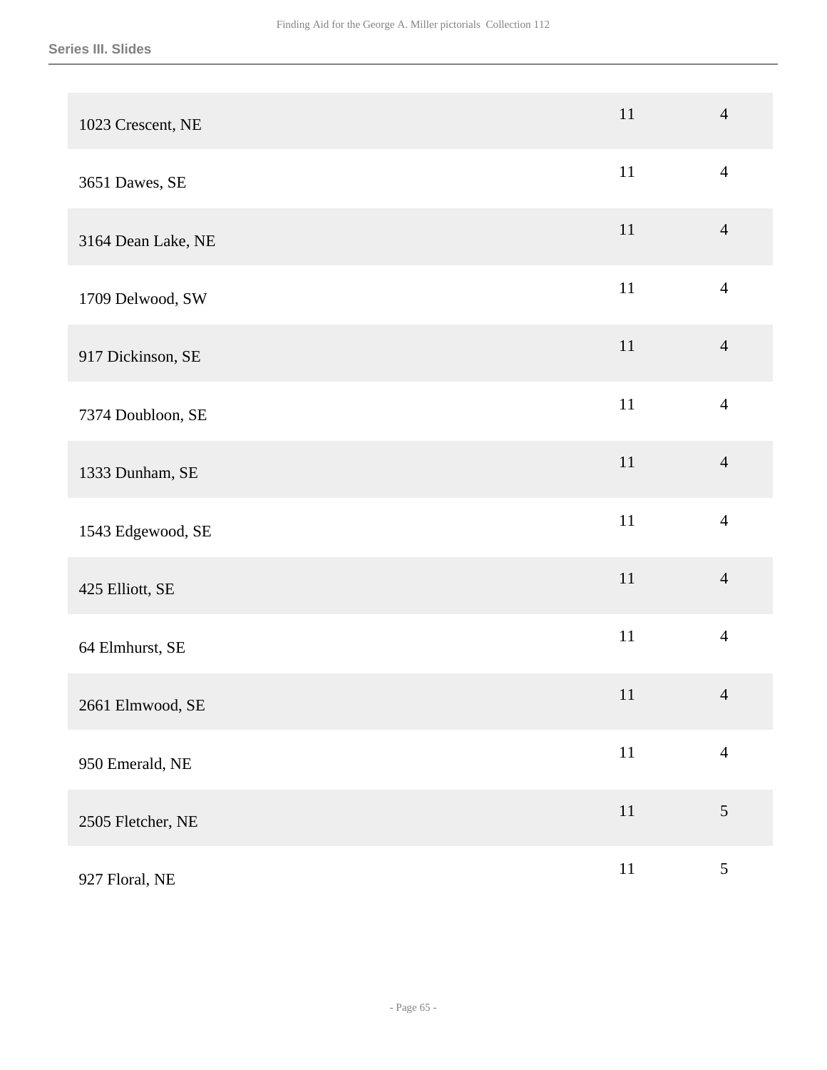| | | |
|---|---|---|
| 1023 Crescent, NE | 11 | 4 |
| 3651 Dawes, SE | 11 | 4 |
| 3164 Dean Lake, NE | 11 | 4 |
| 1709 Delwood, SW | 11 | 4 |
| 917 Dickinson, SE | 11 | 4 |
| 7374 Doubloon, SE | 11 | 4 |
| 1333 Dunham, SE | 11 | 4 |
| 1543 Edgewood, SE | 11 | 4 |
| 425 Elliott, SE | 11 | 4 |
| 64 Elmhurst, SE | 11 | 4 |
| 2661 Elmwood, SE | 11 | 4 |
| 950 Emerald, NE | 11 | 4 |
| 2505 Fletcher, NE | 11 | 5 |
| 927 Floral, NE | 11 | 5 |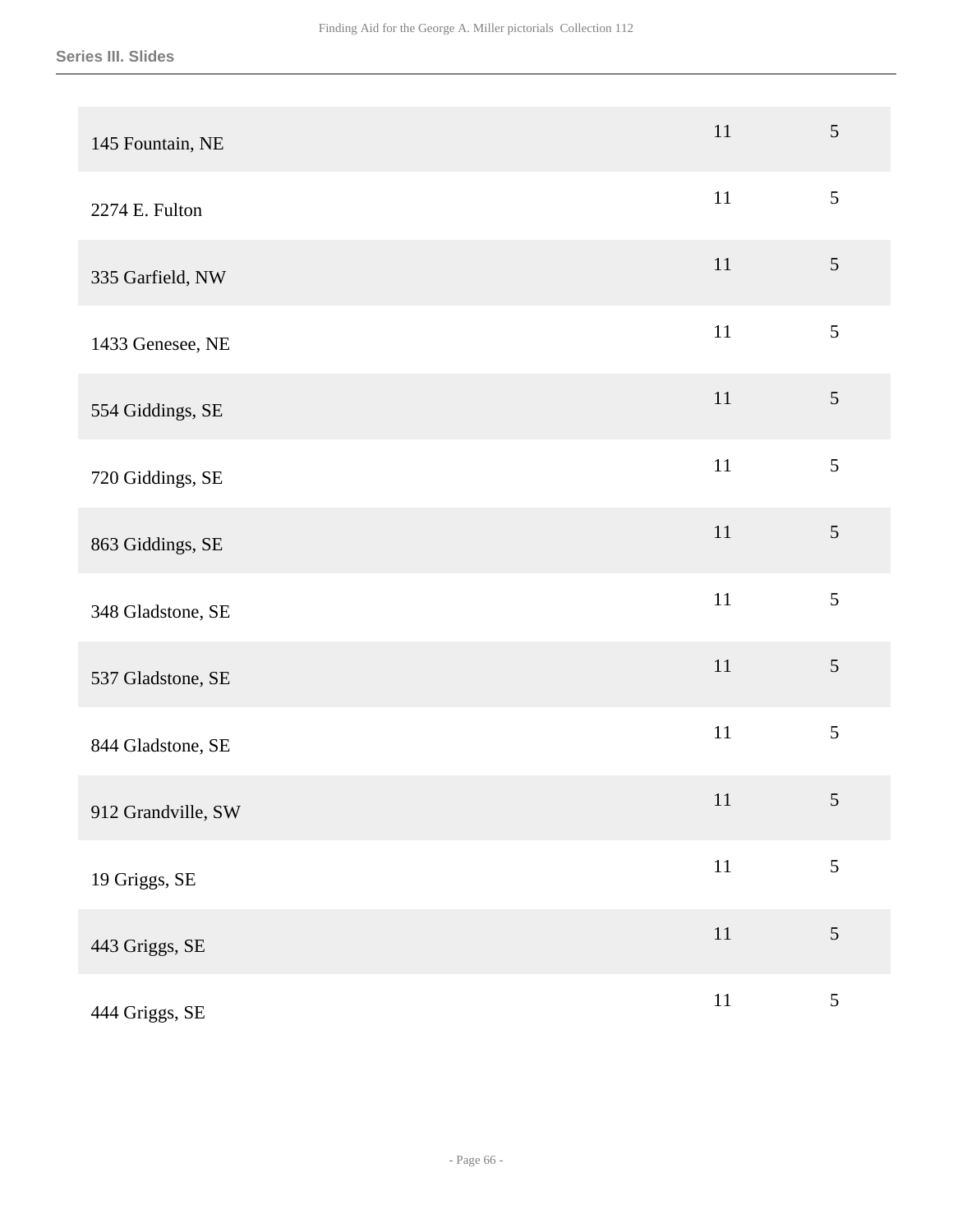| | | |
|---|---|---|
| 145 Fountain, NE | 11 | 5 |
| 2274 E. Fulton | 11 | 5 |
| 335 Garfield, NW | 11 | 5 |
| 1433 Genesee, NE | 11 | 5 |
| 554 Giddings, SE | 11 | 5 |
| 720 Giddings, SE | 11 | 5 |
| 863 Giddings, SE | 11 | 5 |
| 348 Gladstone, SE | 11 | 5 |
| 537 Gladstone, SE | 11 | 5 |
| 844 Gladstone, SE | 11 | 5 |
| 912 Grandville, SW | 11 | 5 |
| 19 Griggs, SE | 11 | 5 |
| 443 Griggs, SE | 11 | 5 |
| 444 Griggs, SE | 11 | 5 |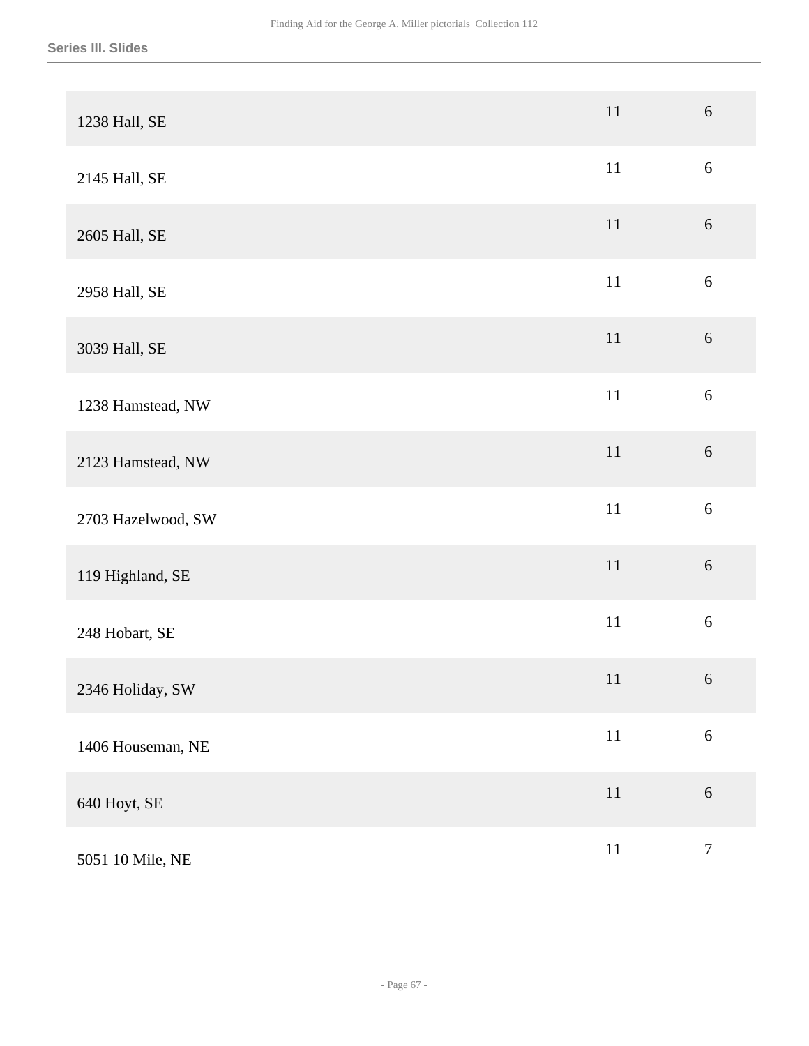| | | |
|---|---|---|
| 1238 Hall, SE | 11 | 6 |
| 2145 Hall, SE | 11 | 6 |
| 2605 Hall, SE | 11 | 6 |
| 2958 Hall, SE | 11 | 6 |
| 3039 Hall, SE | 11 | 6 |
| 1238 Hamstead, NW | 11 | 6 |
| 2123 Hamstead, NW | 11 | 6 |
| 2703 Hazelwood, SW | 11 | 6 |
| 119 Highland, SE | 11 | 6 |
| 248 Hobart, SE | 11 | 6 |
| 2346 Holiday, SW | 11 | 6 |
| 1406 Houseman, NE | 11 | 6 |
| 640 Hoyt, SE | 11 | 6 |
| 5051 10 Mile, NE | 11 | 7 |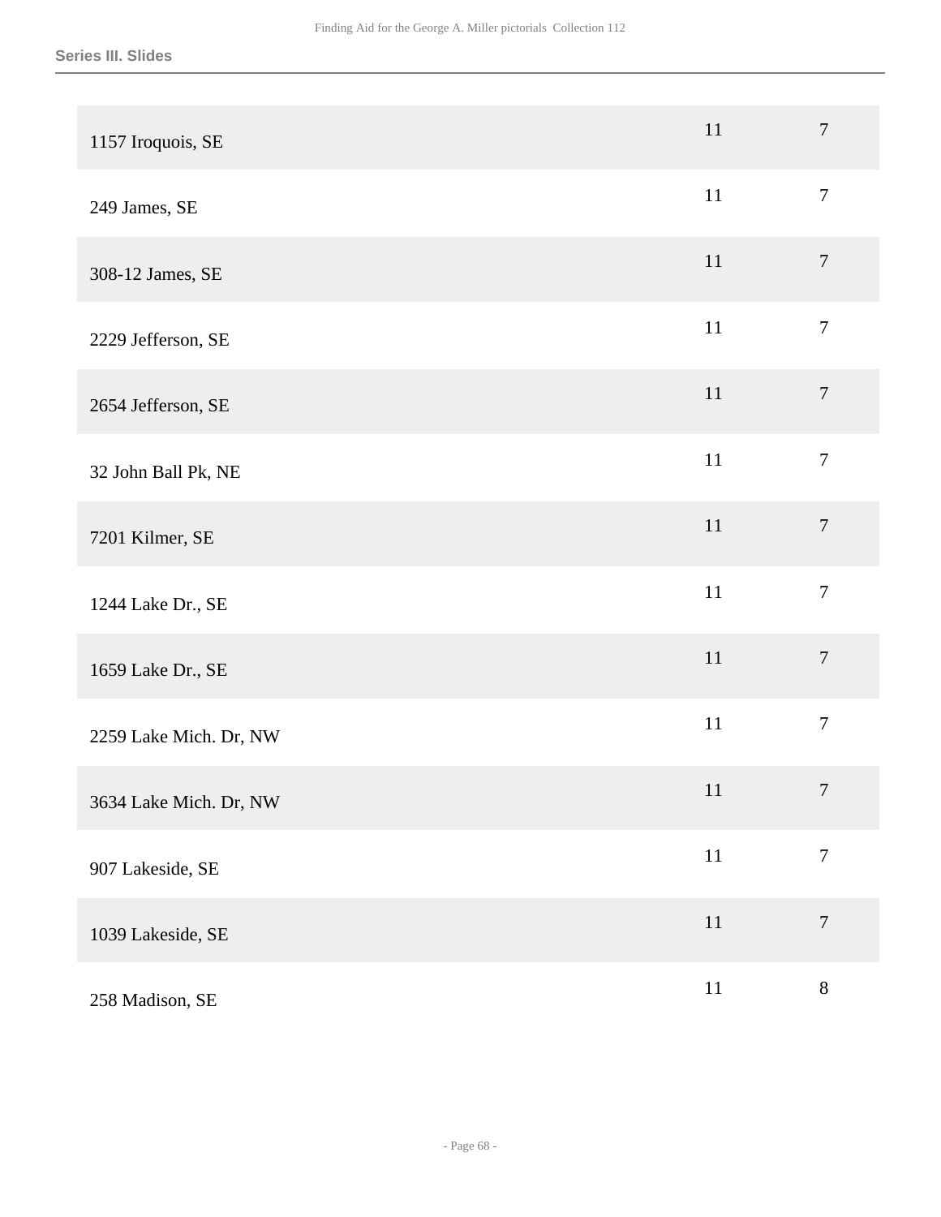| | | |
|---|---|---|
| 1157 Iroquois, SE | 11 | 7 |
| 249 James, SE | 11 | 7 |
| 308-12 James, SE | 11 | 7 |
| 2229 Jefferson, SE | 11 | 7 |
| 2654 Jefferson, SE | 11 | 7 |
| 32 John Ball Pk, NE | 11 | 7 |
| 7201 Kilmer, SE | 11 | 7 |
| 1244 Lake Dr., SE | 11 | 7 |
| 1659 Lake Dr., SE | 11 | 7 |
| 2259 Lake Mich. Dr, NW | 11 | 7 |
| 3634 Lake Mich. Dr, NW | 11 | 7 |
| 907 Lakeside, SE | 11 | 7 |
| 1039 Lakeside, SE | 11 | 7 |
| 258 Madison, SE | 11 | 8 |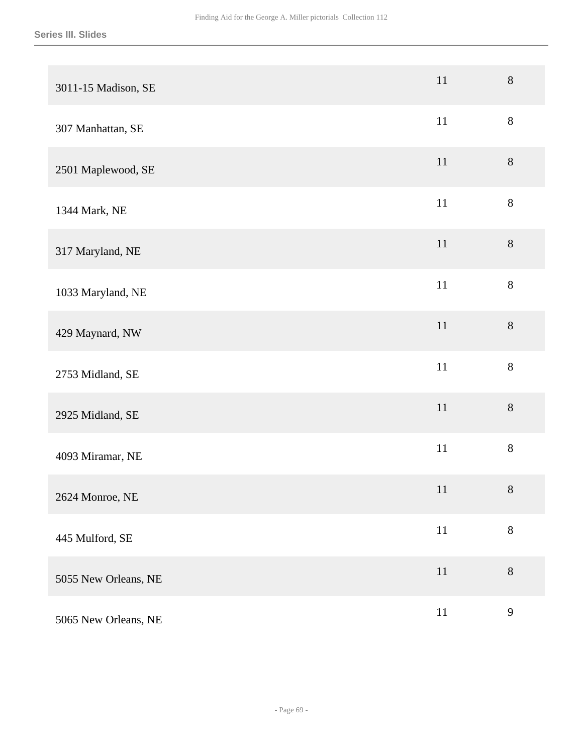**Series III. Slides**

| | | |
|---|---|---|
| 3011-15 Madison, SE | 11 | 8 |
| 307 Manhattan, SE | 11 | 8 |
| 2501 Maplewood, SE | 11 | 8 |
| 1344 Mark, NE | 11 | 8 |
| 317 Maryland, NE | 11 | 8 |
| 1033 Maryland, NE | 11 | 8 |
| 429 Maynard, NW | 11 | 8 |
| 2753 Midland, SE | 11 | 8 |
| 2925 Midland, SE | 11 | 8 |
| 4093 Miramar, NE | 11 | 8 |
| 2624 Monroe, NE | 11 | 8 |
| 445 Mulford, SE | 11 | 8 |
| 5055 New Orleans, NE | 11 | 8 |
| 5065 New Orleans, NE | 11 | 9 |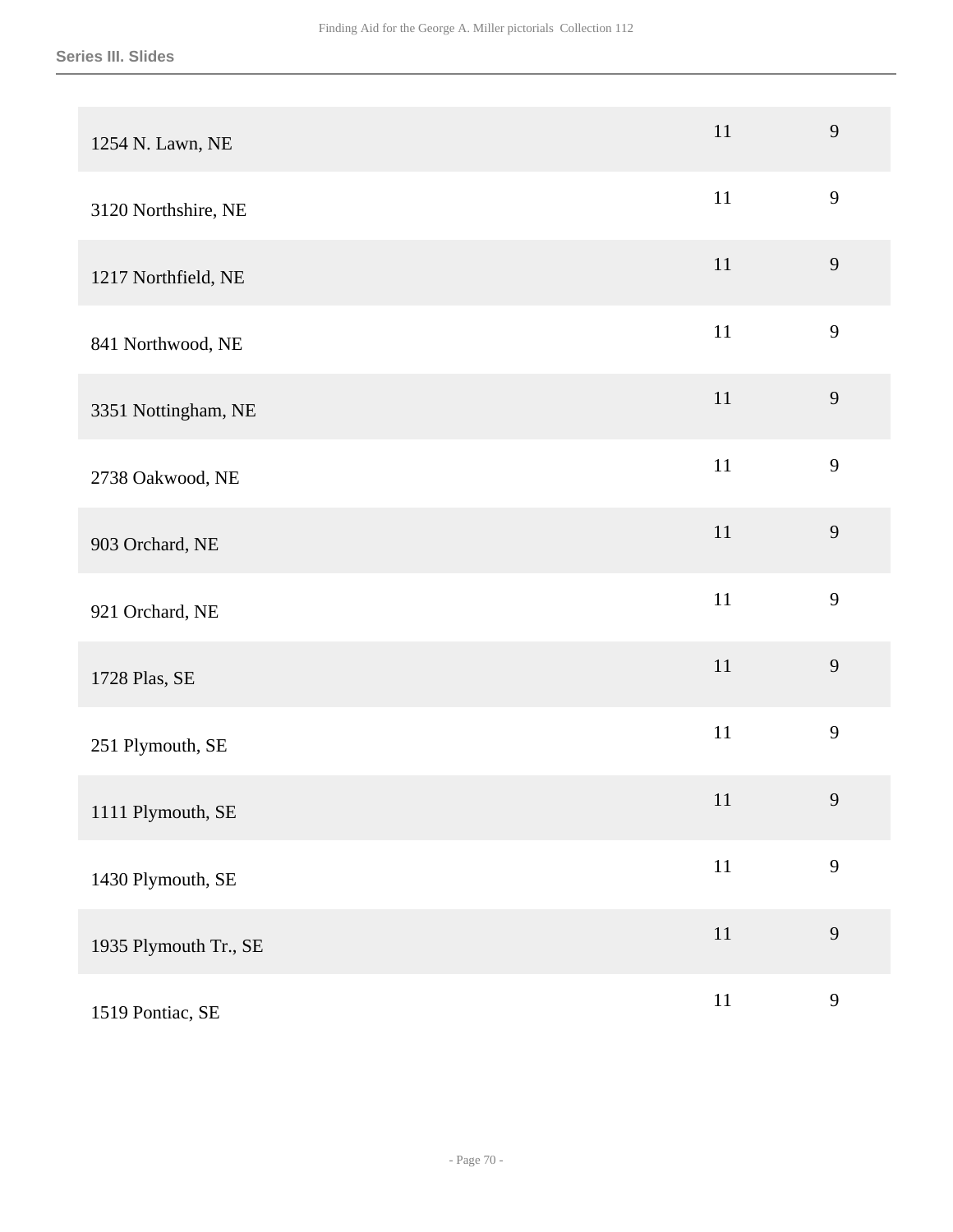| | | |
|---|---|---|
| 1254 N. Lawn, NE | 11 | 9 |
| 3120 Northshire, NE | 11 | 9 |
| 1217 Northfield, NE | 11 | 9 |
| 841 Northwood, NE | 11 | 9 |
| 3351 Nottingham, NE | 11 | 9 |
| 2738 Oakwood, NE | 11 | 9 |
| 903 Orchard, NE | 11 | 9 |
| 921 Orchard, NE | 11 | 9 |
| 1728 Plas, SE | 11 | 9 |
| 251 Plymouth, SE | 11 | 9 |
| 1111 Plymouth, SE | 11 | 9 |
| 1430 Plymouth, SE | 11 | 9 |
| 1935 Plymouth Tr., SE | 11 | 9 |
| 1519 Pontiac, SE | 11 | 9 |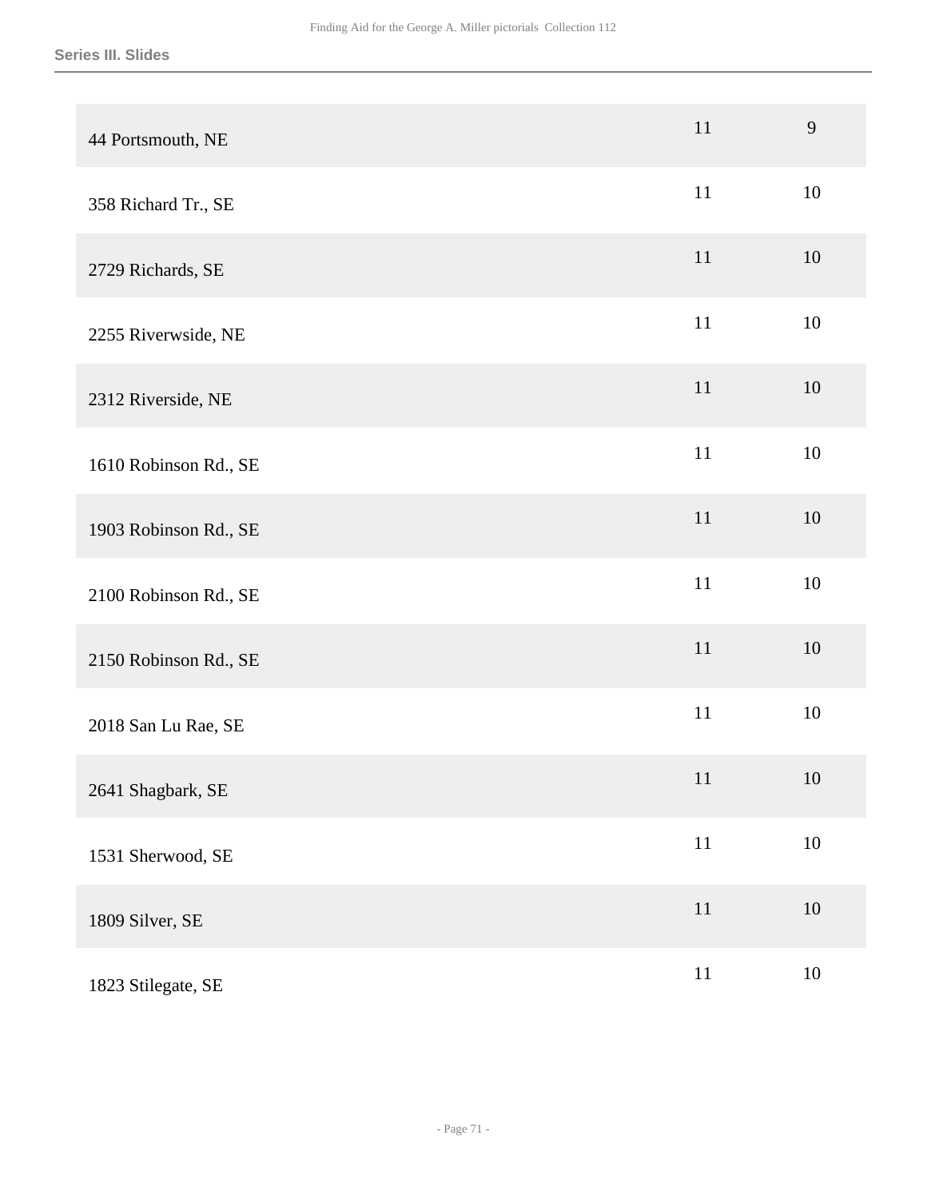| | | |
|---|---|---|
| 44 Portsmouth, NE | 11 | 9 |
| 358 Richard Tr., SE | 11 | 10 |
| 2729 Richards, SE | 11 | 10 |
| 2255 Riverwside, NE | 11 | 10 |
| 2312 Riverside, NE | 11 | 10 |
| 1610 Robinson Rd., SE | 11 | 10 |
| 1903 Robinson Rd., SE | 11 | 10 |
| 2100 Robinson Rd., SE | 11 | 10 |
| 2150 Robinson Rd., SE | 11 | 10 |
| 2018 San Lu Rae, SE | 11 | 10 |
| 2641 Shagbark, SE | 11 | 10 |
| 1531 Sherwood, SE | 11 | 10 |
| 1809 Silver, SE | 11 | 10 |
| 1823 Stilegate, SE | 11 | 10 |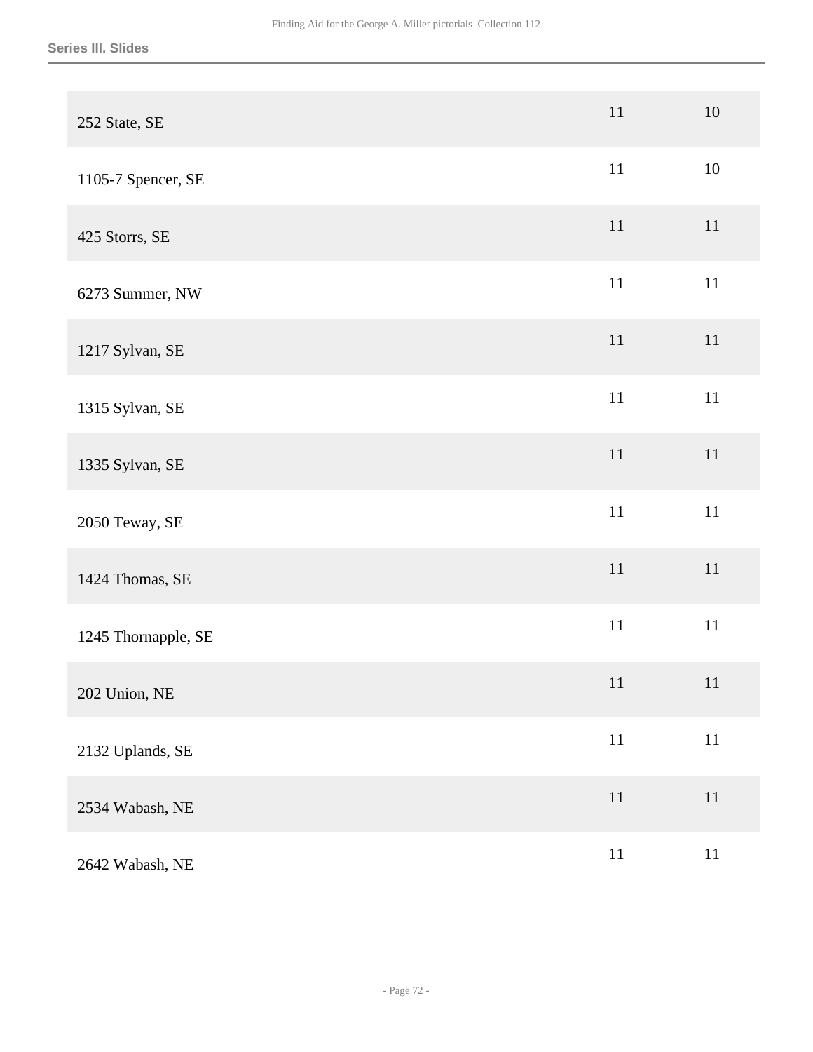## Series III. Slides

| | | |
|---|---|---|
| 252 State, SE | 11 | 10 |
| 1105-7 Spencer, SE | 11 | 10 |
| 425 Storrs, SE | 11 | 11 |
| 6273 Summer, NW | 11 | 11 |
| 1217 Sylvan, SE | 11 | 11 |
| 1315 Sylvan, SE | 11 | 11 |
| 1335 Sylvan, SE | 11 | 11 |
| 2050 Teway, SE | 11 | 11 |
| 1424 Thomas, SE | 11 | 11 |
| 1245 Thornapple, SE | 11 | 11 |
| 202 Union, NE | 11 | 11 |
| 2132 Uplands, SE | 11 | 11 |
| 2534 Wabash, NE | 11 | 11 |
| 2642 Wabash, NE | 11 | 11 |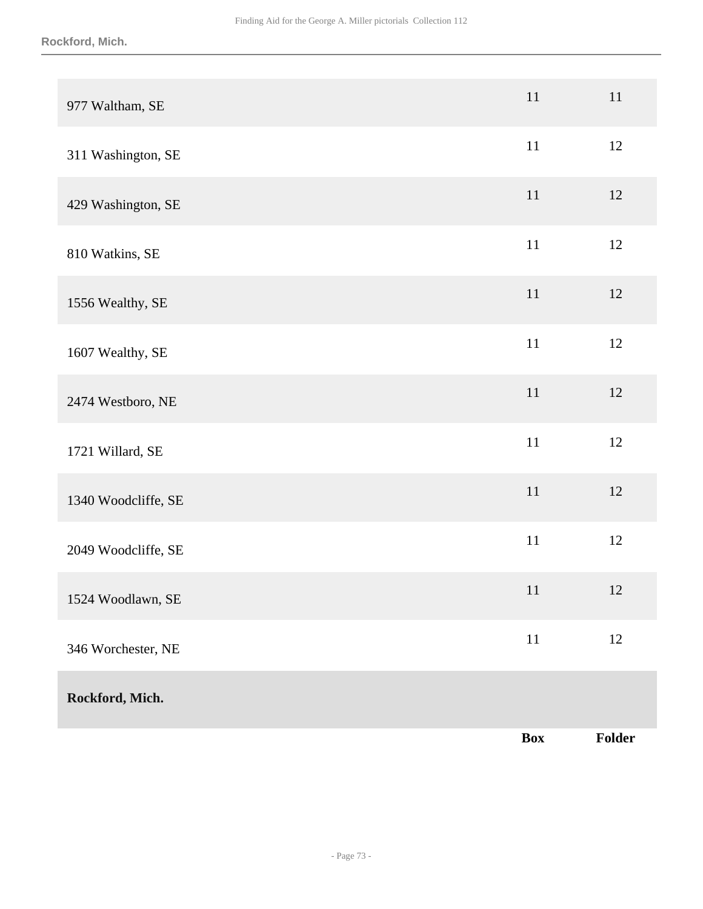| | Box | Folder |
|---|---|---|
| 977 Waltham, SE | 11 | 11 |
| 311 Washington, SE | 11 | 12 |
| 429 Washington, SE | 11 | 12 |
| 810 Watkins, SE | 11 | 12 |
| 1556 Wealthy, SE | 11 | 12 |
| 1607 Wealthy, SE | 11 | 12 |
| 2474 Westboro, NE | 11 | 12 |
| 1721 Willard, SE | 11 | 12 |
| 1340 Woodcliffe, SE | 11 | 12 |
| 2049 Woodcliffe, SE | 11 | 12 |
| 1524 Woodlawn, SE | 11 | 12 |
| 346 Worchester, NE | 11 | 12 |

## Rockford, Mich.

| | Box | Folder |
|---|---|---|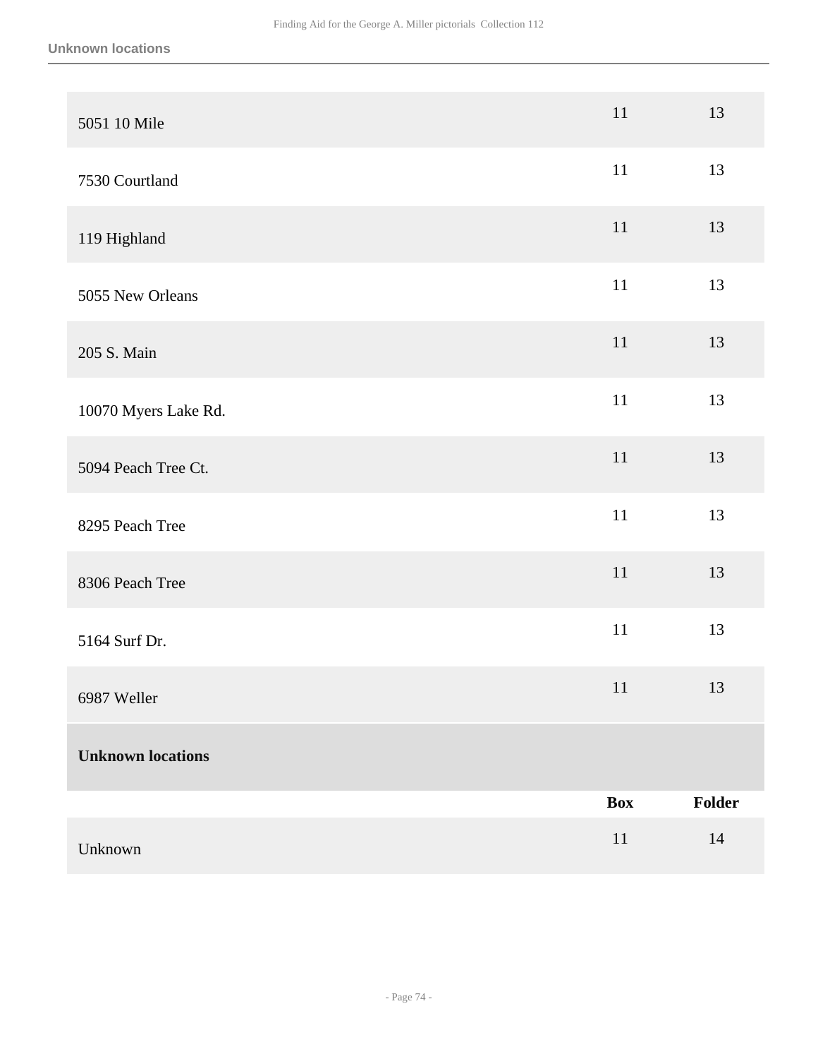| | Box | Folder |
| --- | --- | --- |
| 5051 10 Mile | 11 | 13 |
| 7530 Courtland | 11 | 13 |
| 119 Highland | 11 | 13 |
| 5055 New Orleans | 11 | 13 |
| 205 S. Main | 11 | 13 |
| 10070 Myers Lake Rd. | 11 | 13 |
| 5094 Peach Tree Ct. | 11 | 13 |
| 8295 Peach Tree | 11 | 13 |
| 8306 Peach Tree | 11 | 13 |
| 5164 Surf Dr. | 11 | 13 |
| 6987 Weller | 11 | 13 |

**Unknown locations**

| | Box | Folder |
| --- | --- | --- |
| Unknown | 11 | 14 |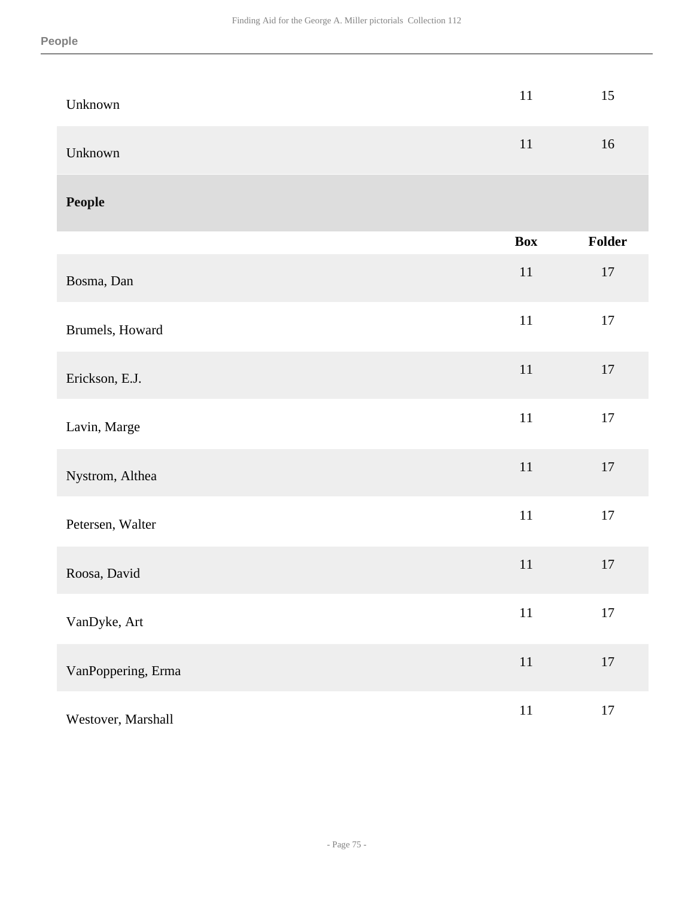| | Box | Folder |
|---|---|---|
| Unknown | 11 | 15 |
| Unknown | 11 | 16 |

## People

| | Box | Folder |
|---|---|---|
| Bosma, Dan | 11 | 17 |
| Brumels, Howard | 11 | 17 |
| Erickson, E.J. | 11 | 17 |
| Lavin, Marge | 11 | 17 |
| Nystrom, Althea | 11 | 17 |
| Petersen, Walter | 11 | 17 |
| Roosa, David | 11 | 17 |
| VanDyke, Art | 11 | 17 |
| VanPoppering, Erma | 11 | 17 |
| Westover, Marshall | 11 | 17 |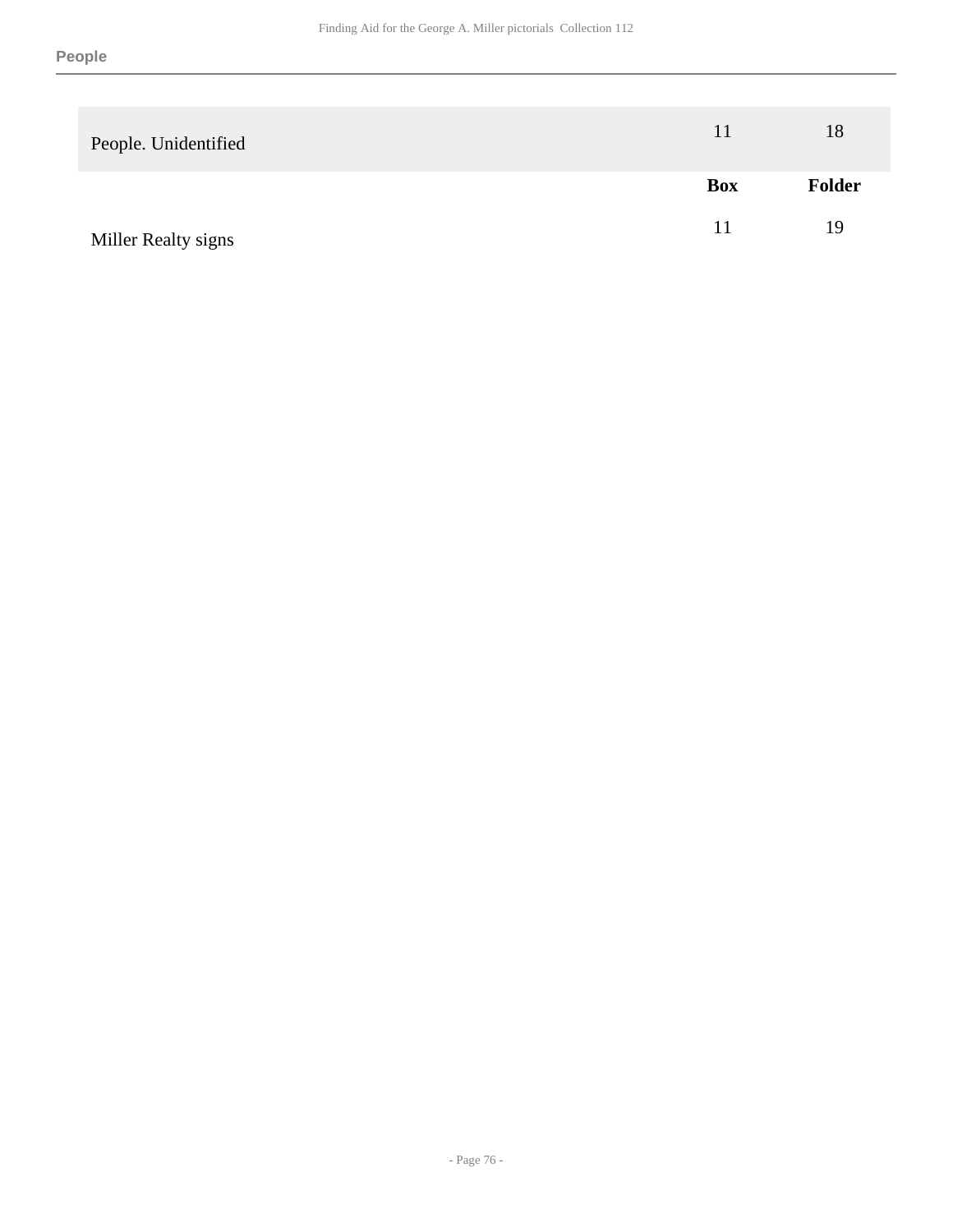## People

| | Box | Folder |
|---|---|---|
| People. Unidentified | 11 | 18 |
| Miller Realty signs | 11 | 19 |